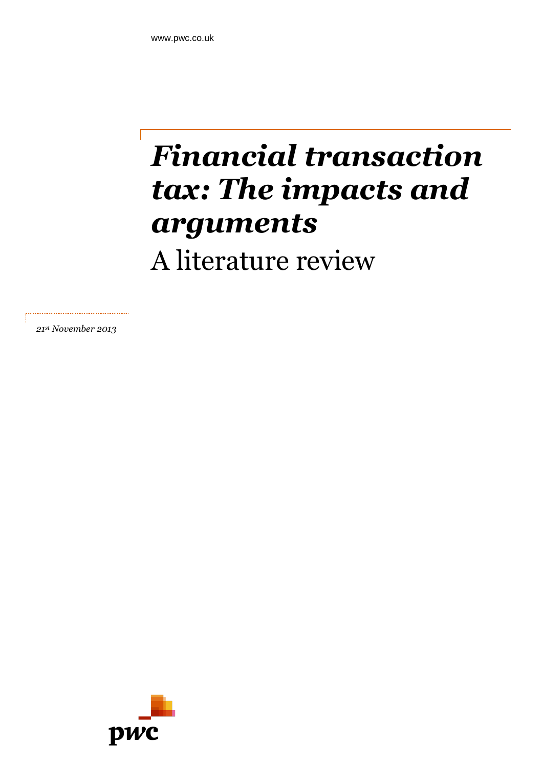www.pwc.co.uk

# *Financial transaction tax: The impacts and arguments*

## A literature review

*21st November 2013*

pwc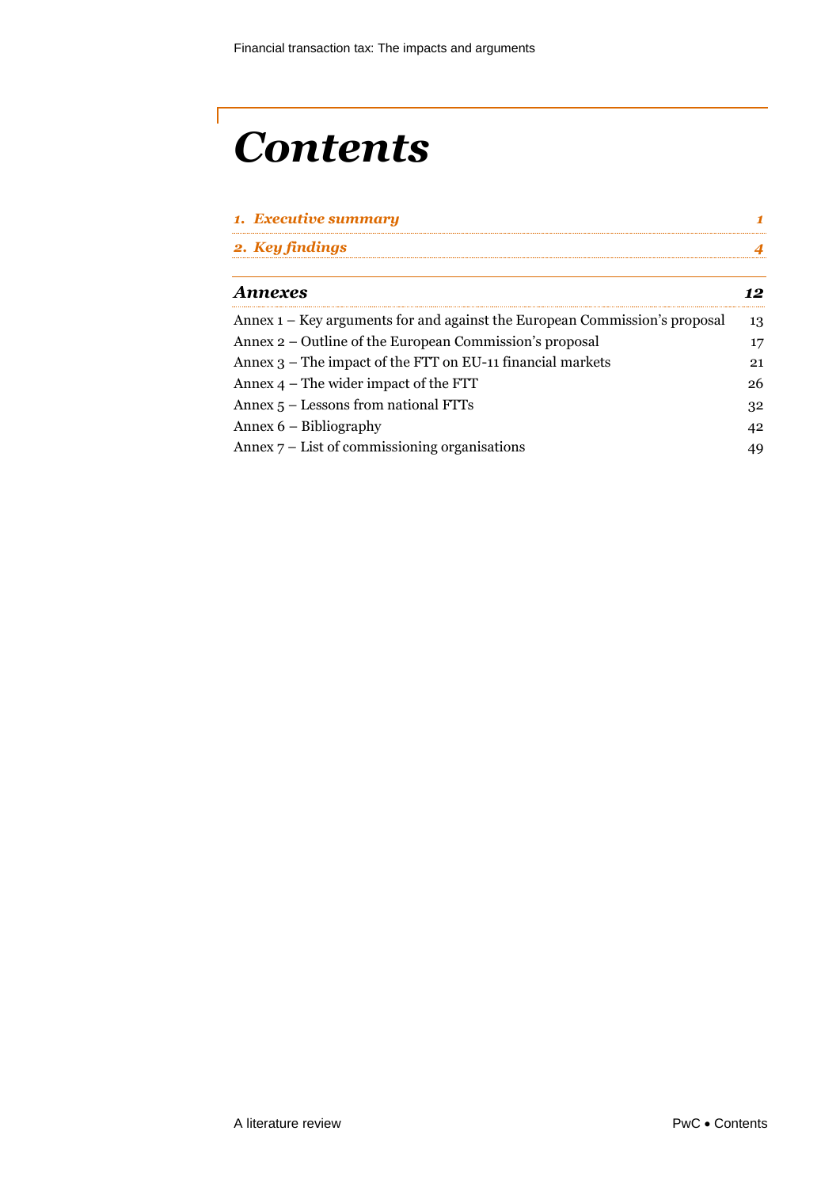# *Contents*

| | |
|---|---|
| ***1. Executive summary*** | ***1*** |
| ***2. Key findings*** | ***4*** |
| ***Annexes*** | ***12*** |
| Annex 1 – Key arguments for and against the European Commission's proposal | 13 |
| Annex 2 – Outline of the European Commission's proposal | 17 |
| Annex 3 – The impact of the FTT on EU-11 financial markets | 21 |
| Annex 4 – The wider impact of the FTT | 26 |
| Annex 5 – Lessons from national FTTs | 32 |
| Annex 6 – Bibliography | 42 |
| Annex 7 – List of commissioning organisations | 49 |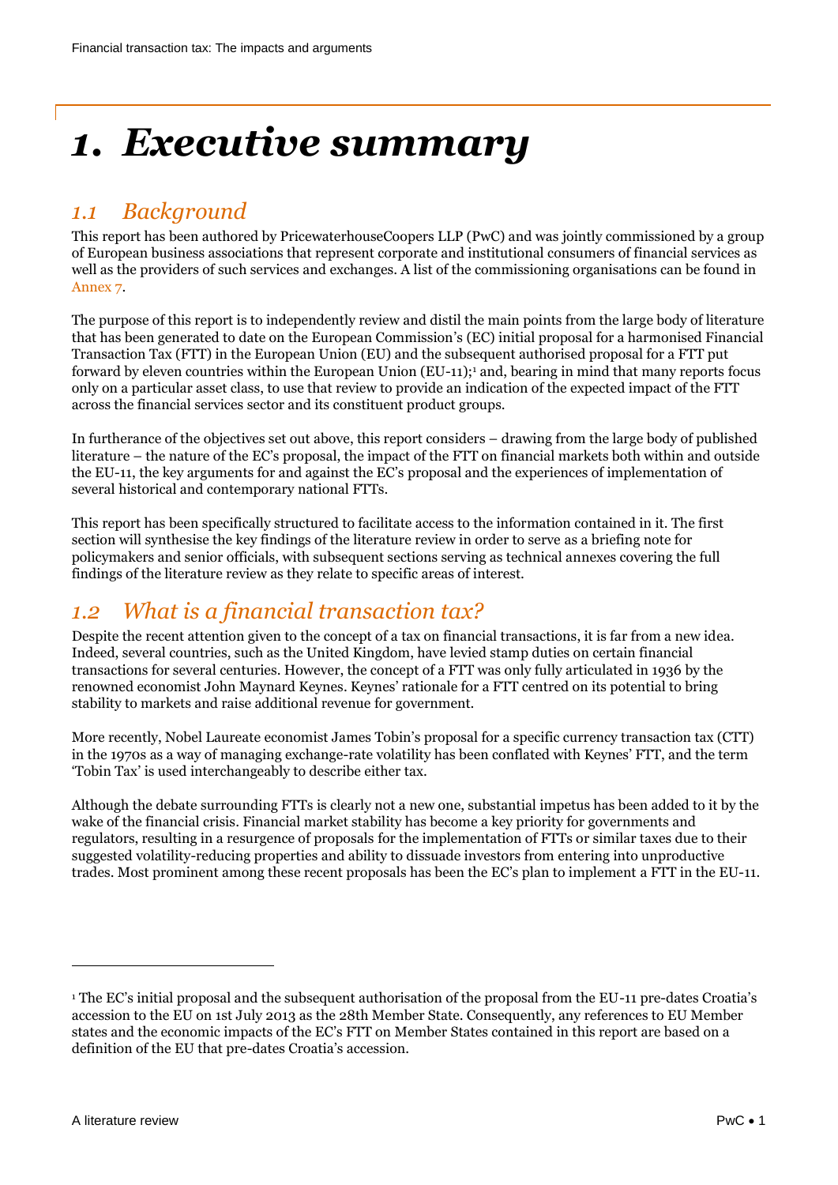# 1. Executive summary

## 1.1 Background

This report has been authored by PricewaterhouseCoopers LLP (PwC) and was jointly commissioned by a group of European business associations that represent corporate and institutional consumers of financial services as well as the providers of such services and exchanges. A list of the commissioning organisations can be found in Annex 7.

The purpose of this report is to independently review and distil the main points from the large body of literature that has been generated to date on the European Commission's (EC) initial proposal for a harmonised Financial Transaction Tax (FTT) in the European Union (EU) and the subsequent authorised proposal for a FTT put forward by eleven countries within the European Union (EU-11);[1] and, bearing in mind that many reports focus only on a particular asset class, to use that review to provide an indication of the expected impact of the FTT across the financial services sector and its constituent product groups.

In furtherance of the objectives set out above, this report considers – drawing from the large body of published literature – the nature of the EC's proposal, the impact of the FTT on financial markets both within and outside the EU-11, the key arguments for and against the EC's proposal and the experiences of implementation of several historical and contemporary national FTTs.

This report has been specifically structured to facilitate access to the information contained in it. The first section will synthesise the key findings of the literature review in order to serve as a briefing note for policymakers and senior officials, with subsequent sections serving as technical annexes covering the full findings of the literature review as they relate to specific areas of interest.

## 1.2 What is a financial transaction tax?

Despite the recent attention given to the concept of a tax on financial transactions, it is far from a new idea. Indeed, several countries, such as the United Kingdom, have levied stamp duties on certain financial transactions for several centuries. However, the concept of a FTT was only fully articulated in 1936 by the renowned economist John Maynard Keynes. Keynes' rationale for a FTT centred on its potential to bring stability to markets and raise additional revenue for government.

More recently, Nobel Laureate economist James Tobin's proposal for a specific currency transaction tax (CTT) in the 1970s as a way of managing exchange-rate volatility has been conflated with Keynes' FTT, and the term 'Tobin Tax' is used interchangeably to describe either tax.

Although the debate surrounding FTTs is clearly not a new one, substantial impetus has been added to it by the wake of the financial crisis. Financial market stability has become a key priority for governments and regulators, resulting in a resurgence of proposals for the implementation of FTTs or similar taxes due to their suggested volatility-reducing properties and ability to dissuade investors from entering into unproductive trades. Most prominent among these recent proposals has been the EC's plan to implement a FTT in the EU-11.

---

[1] The EC's initial proposal and the subsequent authorisation of the proposal from the EU-11 pre-dates Croatia's accession to the EU on 1st July 2013 as the 28th Member State. Consequently, any references to EU Member states and the economic impacts of the EC's FTT on Member States contained in this report are based on a definition of the EU that pre-dates Croatia's accession.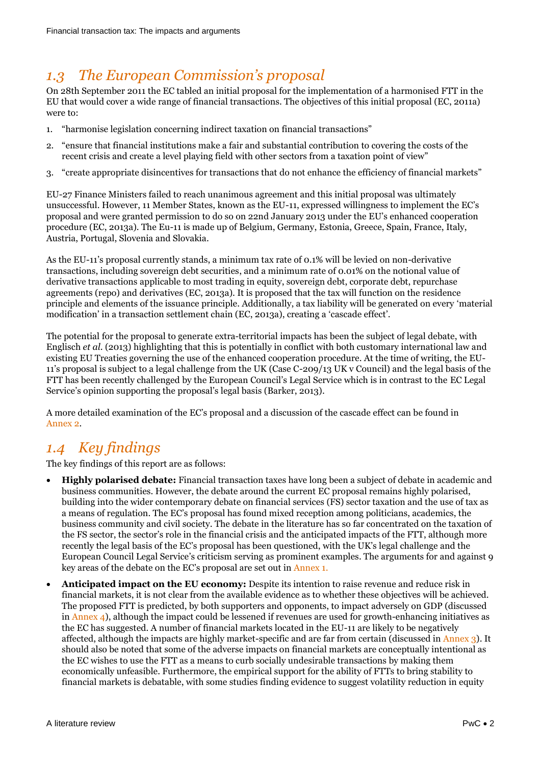## *1.3 The European Commission's proposal*

On 28th September 2011 the EC tabled an initial proposal for the implementation of a harmonised FTT in the EU that would cover a wide range of financial transactions. The objectives of this initial proposal (EC, 2011a) were to:

1. "harmonise legislation concerning indirect taxation on financial transactions"
2. "ensure that financial institutions make a fair and substantial contribution to covering the costs of the recent crisis and create a level playing field with other sectors from a taxation point of view"
3. "create appropriate disincentives for transactions that do not enhance the efficiency of financial markets"

EU-27 Finance Ministers failed to reach unanimous agreement and this initial proposal was ultimately unsuccessful. However, 11 Member States, known as the EU-11, expressed willingness to implement the EC's proposal and were granted permission to do so on 22nd January 2013 under the EU's enhanced cooperation procedure (EC, 2013a). The Eu-11 is made up of Belgium, Germany, Estonia, Greece, Spain, France, Italy, Austria, Portugal, Slovenia and Slovakia.

As the EU-11's proposal currently stands, a minimum tax rate of 0.1% will be levied on non-derivative transactions, including sovereign debt securities, and a minimum rate of 0.01% on the notional value of derivative transactions applicable to most trading in equity, sovereign debt, corporate debt, repurchase agreements (repo) and derivatives (EC, 2013a). It is proposed that the tax will function on the residence principle and elements of the issuance principle. Additionally, a tax liability will be generated on every 'material modification' in a transaction settlement chain (EC, 2013a), creating a 'cascade effect'.

The potential for the proposal to generate extra-territorial impacts has been the subject of legal debate, with Englisch *et al.* (2013) highlighting that this is potentially in conflict with both customary international law and existing EU Treaties governing the use of the enhanced cooperation procedure. At the time of writing, the EU-11's proposal is subject to a legal challenge from the UK (Case C-209/13 UK v Council) and the legal basis of the FTT has been recently challenged by the European Council's Legal Service which is in contrast to the EC Legal Service's opinion supporting the proposal's legal basis (Barker, 2013).

A more detailed examination of the EC's proposal and a discussion of the cascade effect can be found in Annex 2.

## *1.4 Key findings*

The key findings of this report are as follows:

- **Highly polarised debate:** Financial transaction taxes have long been a subject of debate in academic and business communities. However, the debate around the current EC proposal remains highly polarised, building into the wider contemporary debate on financial services (FS) sector taxation and the use of tax as a means of regulation. The EC's proposal has found mixed reception among politicians, academics, the business community and civil society. The debate in the literature has so far concentrated on the taxation of the FS sector, the sector's role in the financial crisis and the anticipated impacts of the FTT, although more recently the legal basis of the EC's proposal has been questioned, with the UK's legal challenge and the European Council Legal Service's criticism serving as prominent examples. The arguments for and against 9 key areas of the debate on the EC's proposal are set out in Annex 1.
- **Anticipated impact on the EU economy:** Despite its intention to raise revenue and reduce risk in financial markets, it is not clear from the available evidence as to whether these objectives will be achieved. The proposed FTT is predicted, by both supporters and opponents, to impact adversely on GDP (discussed in Annex 4), although the impact could be lessened if revenues are used for growth-enhancing initiatives as the EC has suggested. A number of financial markets located in the EU-11 are likely to be negatively affected, although the impacts are highly market-specific and are far from certain (discussed in Annex 3). It should also be noted that some of the adverse impacts on financial markets are conceptually intentional as the EC wishes to use the FTT as a means to curb socially undesirable transactions by making them economically unfeasible. Furthermore, the empirical support for the ability of FTTs to bring stability to financial markets is debatable, with some studies finding evidence to suggest volatility reduction in equity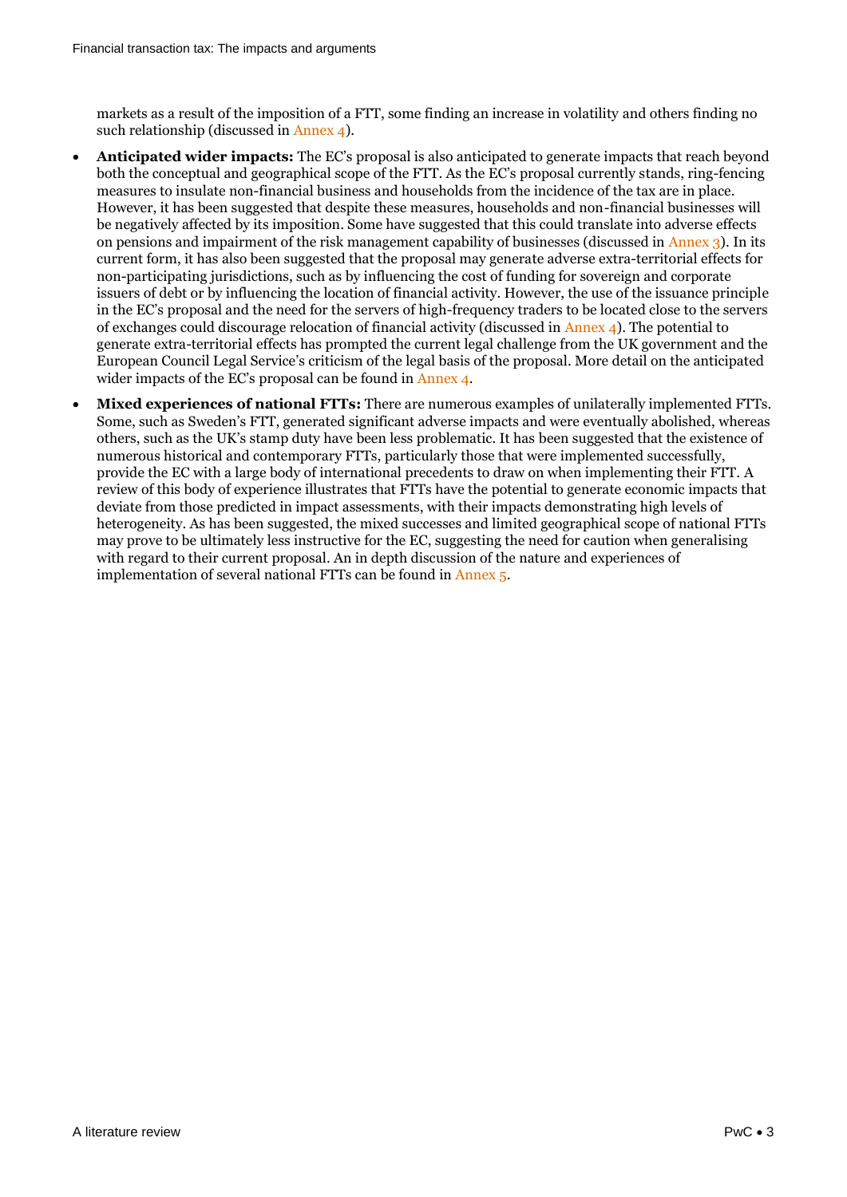markets as a result of the imposition of a FTT, some finding an increase in volatility and others finding no such relationship (discussed in Annex 4).

- **Anticipated wider impacts:** The EC's proposal is also anticipated to generate impacts that reach beyond both the conceptual and geographical scope of the FTT. As the EC's proposal currently stands, ring-fencing measures to insulate non-financial business and households from the incidence of the tax are in place. However, it has been suggested that despite these measures, households and non-financial businesses will be negatively affected by its imposition. Some have suggested that this could translate into adverse effects on pensions and impairment of the risk management capability of businesses (discussed in Annex 3). In its current form, it has also been suggested that the proposal may generate adverse extra-territorial effects for non-participating jurisdictions, such as by influencing the cost of funding for sovereign and corporate issuers of debt or by influencing the location of financial activity. However, the use of the issuance principle in the EC's proposal and the need for the servers of high-frequency traders to be located close to the servers of exchanges could discourage relocation of financial activity (discussed in Annex 4). The potential to generate extra-territorial effects has prompted the current legal challenge from the UK government and the European Council Legal Service's criticism of the legal basis of the proposal. More detail on the anticipated wider impacts of the EC's proposal can be found in Annex 4.
- **Mixed experiences of national FTTs:** There are numerous examples of unilaterally implemented FTTs. Some, such as Sweden's FTT, generated significant adverse impacts and were eventually abolished, whereas others, such as the UK's stamp duty have been less problematic. It has been suggested that the existence of numerous historical and contemporary FTTs, particularly those that were implemented successfully, provide the EC with a large body of international precedents to draw on when implementing their FTT. A review of this body of experience illustrates that FTTs have the potential to generate economic impacts that deviate from those predicted in impact assessments, with their impacts demonstrating high levels of heterogeneity. As has been suggested, the mixed successes and limited geographical scope of national FTTs may prove to be ultimately less instructive for the EC, suggesting the need for caution when generalising with regard to their current proposal. An in depth discussion of the nature and experiences of implementation of several national FTTs can be found in Annex 5.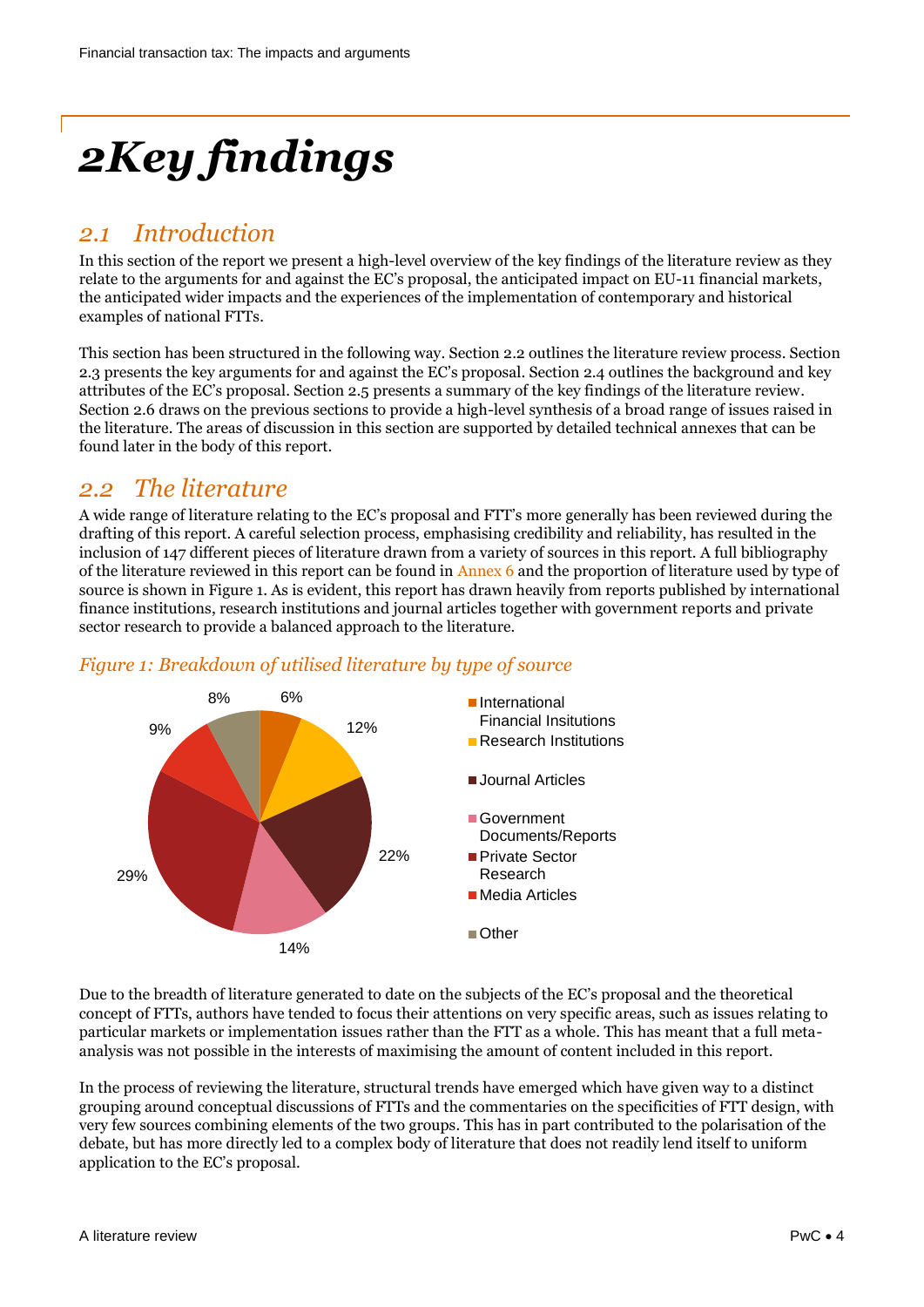# 2 Key findings

## 2.1 Introduction

In this section of the report we present a high-level overview of the key findings of the literature review as they relate to the arguments for and against the EC's proposal, the anticipated impact on EU-11 financial markets, the anticipated wider impacts and the experiences of the implementation of contemporary and historical examples of national FTTs.

This section has been structured in the following way. Section 2.2 outlines the literature review process. Section 2.3 presents the key arguments for and against the EC's proposal. Section 2.4 outlines the background and key attributes of the EC's proposal. Section 2.5 presents a summary of the key findings of the literature review. Section 2.6 draws on the previous sections to provide a high-level synthesis of a broad range of issues raised in the literature. The areas of discussion in this section are supported by detailed technical annexes that can be found later in the body of this report.

## 2.2 The literature

A wide range of literature relating to the EC's proposal and FTT's more generally has been reviewed during the drafting of this report. A careful selection process, emphasising credibility and reliability, has resulted in the inclusion of 147 different pieces of literature drawn from a variety of sources in this report. A full bibliography of the literature reviewed in this report can be found in Annex 6 and the proportion of literature used by type of source is shown in Figure 1. As is evident, this report has drawn heavily from reports published by international finance institutions, research institutions and journal articles together with government reports and private sector research to provide a balanced approach to the literature.

*Figure 1: Breakdown of utilised literature by type of source*

| Type of source | Share |
|---|---|
| International Financial Insitutions | 6% |
| Research Institutions | 12% |
| Journal Articles | 22% |
| Government Documents/Reports | 14% |
| Private Sector Research | 29% |
| Media Articles | 9% |
| Other | 8% |

Due to the breadth of literature generated to date on the subjects of the EC's proposal and the theoretical concept of FTTs, authors have tended to focus their attentions on very specific areas, such as issues relating to particular markets or implementation issues rather than the FTT as a whole. This has meant that a full meta-analysis was not possible in the interests of maximising the amount of content included in this report.

In the process of reviewing the literature, structural trends have emerged which have given way to a distinct grouping around conceptual discussions of FTTs and the commentaries on the specificities of FTT design, with very few sources combining elements of the two groups. This has in part contributed to the polarisation of the debate, but has more directly led to a complex body of literature that does not readily lend itself to uniform application to the EC's proposal.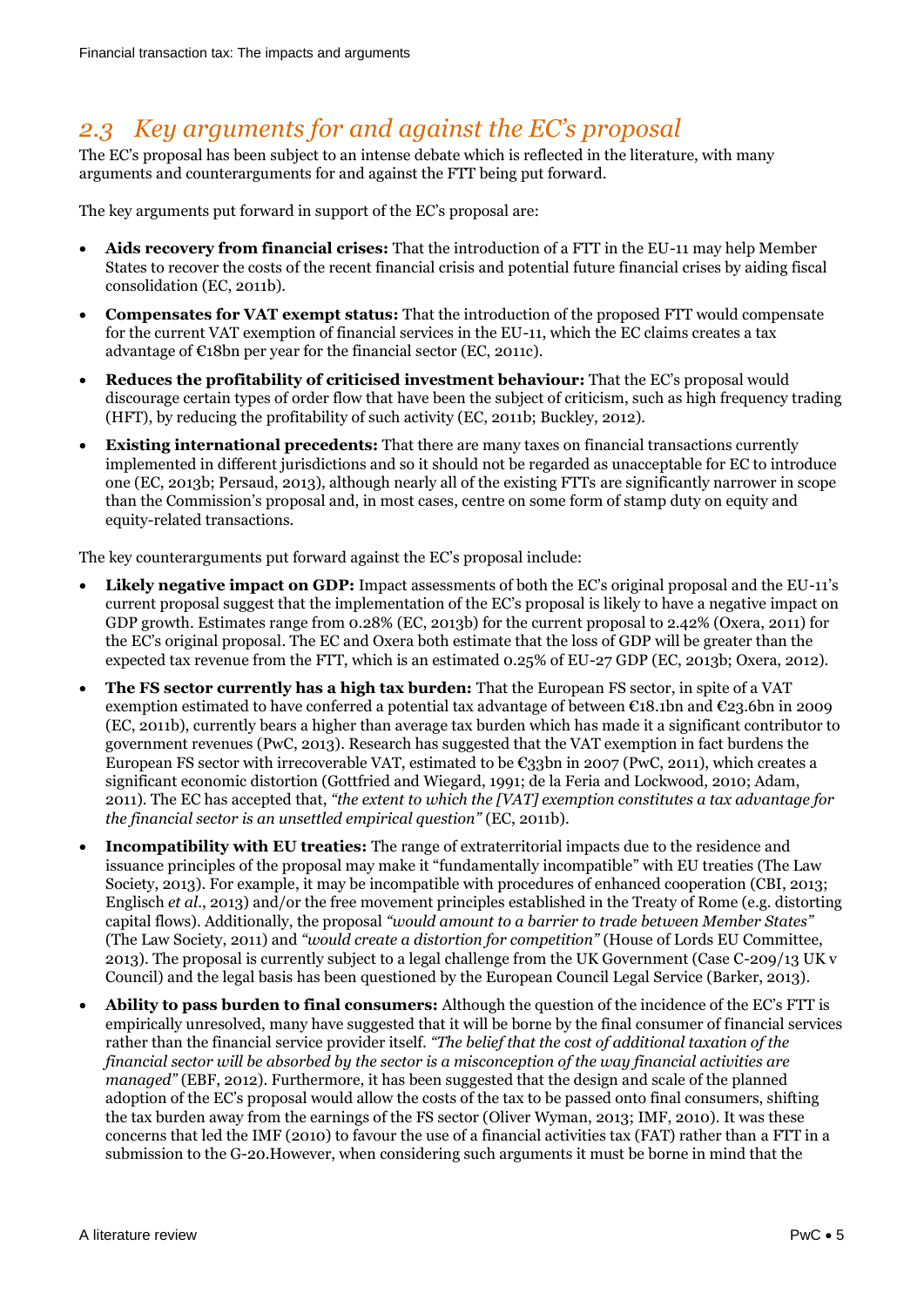## *2.3 Key arguments for and against the EC's proposal*

The EC's proposal has been subject to an intense debate which is reflected in the literature, with many arguments and counterarguments for and against the FTT being put forward.

The key arguments put forward in support of the EC's proposal are:

- **Aids recovery from financial crises:** That the introduction of a FTT in the EU-11 may help Member States to recover the costs of the recent financial crisis and potential future financial crises by aiding fiscal consolidation (EC, 2011b).
- **Compensates for VAT exempt status:** That the introduction of the proposed FTT would compensate for the current VAT exemption of financial services in the EU-11, which the EC claims creates a tax advantage of €18bn per year for the financial sector (EC, 2011c).
- **Reduces the profitability of criticised investment behaviour:** That the EC's proposal would discourage certain types of order flow that have been the subject of criticism, such as high frequency trading (HFT), by reducing the profitability of such activity (EC, 2011b; Buckley, 2012).
- **Existing international precedents:** That there are many taxes on financial transactions currently implemented in different jurisdictions and so it should not be regarded as unacceptable for EC to introduce one (EC, 2013b; Persaud, 2013), although nearly all of the existing FTTs are significantly narrower in scope than the Commission's proposal and, in most cases, centre on some form of stamp duty on equity and equity-related transactions.

The key counterarguments put forward against the EC's proposal include:

- **Likely negative impact on GDP:** Impact assessments of both the EC's original proposal and the EU-11's current proposal suggest that the implementation of the EC's proposal is likely to have a negative impact on GDP growth. Estimates range from 0.28% (EC, 2013b) for the current proposal to 2.42% (Oxera, 2011) for the EC's original proposal. The EC and Oxera both estimate that the loss of GDP will be greater than the expected tax revenue from the FTT, which is an estimated 0.25% of EU-27 GDP (EC, 2013b; Oxera, 2012).
- **The FS sector currently has a high tax burden:** That the European FS sector, in spite of a VAT exemption estimated to have conferred a potential tax advantage of between €18.1bn and €23.6bn in 2009 (EC, 2011b), currently bears a higher than average tax burden which has made it a significant contributor to government revenues (PwC, 2013). Research has suggested that the VAT exemption in fact burdens the European FS sector with irrecoverable VAT, estimated to be €33bn in 2007 (PwC, 2011), which creates a significant economic distortion (Gottfried and Wiegard, 1991; de la Feria and Lockwood, 2010; Adam, 2011). The EC has accepted that, *"the extent to which the [VAT] exemption constitutes a tax advantage for the financial sector is an unsettled empirical question"* (EC, 2011b).
- **Incompatibility with EU treaties:** The range of extraterritorial impacts due to the residence and issuance principles of the proposal may make it "fundamentally incompatible" with EU treaties (The Law Society, 2013). For example, it may be incompatible with procedures of enhanced cooperation (CBI, 2013; Englisch *et al*., 2013) and/or the free movement principles established in the Treaty of Rome (e.g. distorting capital flows). Additionally, the proposal *"would amount to a barrier to trade between Member States"* (The Law Society, 2011) and *"would create a distortion for competition"* (House of Lords EU Committee, 2013). The proposal is currently subject to a legal challenge from the UK Government (Case C-209/13 UK v Council) and the legal basis has been questioned by the European Council Legal Service (Barker, 2013).
- **Ability to pass burden to final consumers:** Although the question of the incidence of the EC's FTT is empirically unresolved, many have suggested that it will be borne by the final consumer of financial services rather than the financial service provider itself. *"The belief that the cost of additional taxation of the financial sector will be absorbed by the sector is a misconception of the way financial activities are managed"* (EBF, 2012). Furthermore, it has been suggested that the design and scale of the planned adoption of the EC's proposal would allow the costs of the tax to be passed onto final consumers, shifting the tax burden away from the earnings of the FS sector (Oliver Wyman, 2013; IMF, 2010). It was these concerns that led the IMF (2010) to favour the use of a financial activities tax (FAT) rather than a FTT in a submission to the G-20.However, when considering such arguments it must be borne in mind that the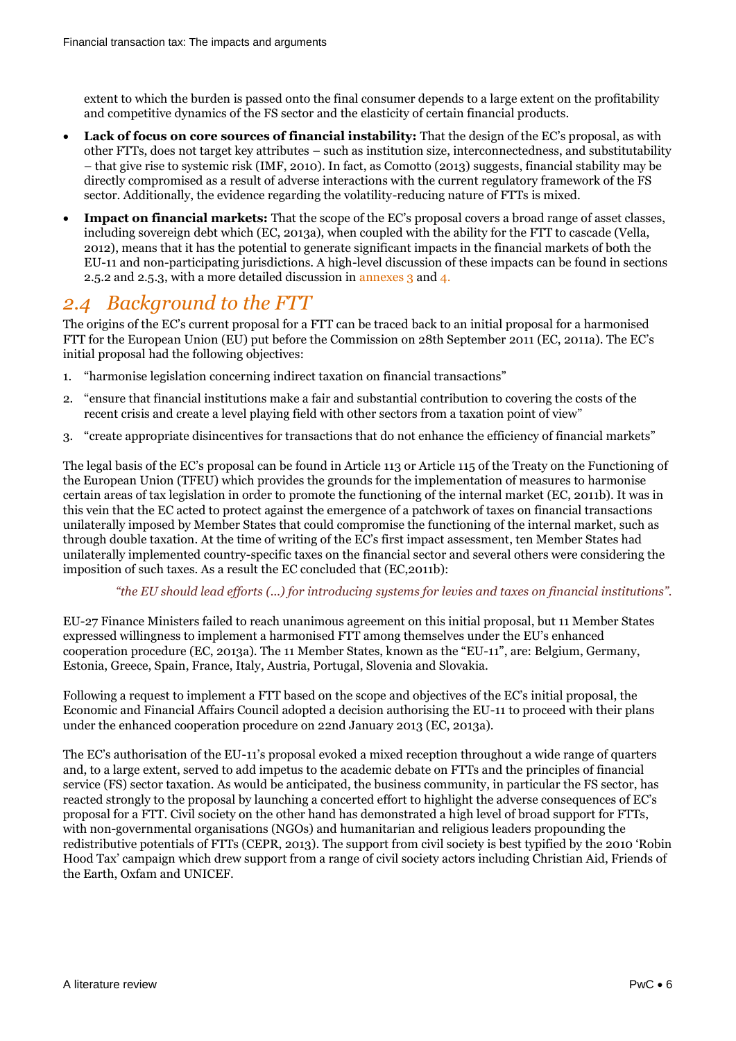extent to which the burden is passed onto the final consumer depends to a large extent on the profitability and competitive dynamics of the FS sector and the elasticity of certain financial products.

- **Lack of focus on core sources of financial instability:** That the design of the EC's proposal, as with other FTTs, does not target key attributes – such as institution size, interconnectedness, and substitutability – that give rise to systemic risk (IMF, 2010). In fact, as Comotto (2013) suggests, financial stability may be directly compromised as a result of adverse interactions with the current regulatory framework of the FS sector. Additionally, the evidence regarding the volatility-reducing nature of FTTs is mixed.
- **Impact on financial markets:** That the scope of the EC's proposal covers a broad range of asset classes, including sovereign debt which (EC, 2013a), when coupled with the ability for the FTT to cascade (Vella, 2012), means that it has the potential to generate significant impacts in the financial markets of both the EU-11 and non-participating jurisdictions. A high-level discussion of these impacts can be found in sections 2.5.2 and 2.5.3, with a more detailed discussion in annexes 3 and 4.

## 2.4 Background to the FTT

The origins of the EC's current proposal for a FTT can be traced back to an initial proposal for a harmonised FTT for the European Union (EU) put before the Commission on 28th September 2011 (EC, 2011a). The EC's initial proposal had the following objectives:

1. "harmonise legislation concerning indirect taxation on financial transactions"
2. "ensure that financial institutions make a fair and substantial contribution to covering the costs of the recent crisis and create a level playing field with other sectors from a taxation point of view"
3. "create appropriate disincentives for transactions that do not enhance the efficiency of financial markets"

The legal basis of the EC's proposal can be found in Article 113 or Article 115 of the Treaty on the Functioning of the European Union (TFEU) which provides the grounds for the implementation of measures to harmonise certain areas of tax legislation in order to promote the functioning of the internal market (EC, 2011b). It was in this vein that the EC acted to protect against the emergence of a patchwork of taxes on financial transactions unilaterally imposed by Member States that could compromise the functioning of the internal market, such as through double taxation. At the time of writing of the EC's first impact assessment, ten Member States had unilaterally implemented country-specific taxes on the financial sector and several others were considering the imposition of such taxes. As a result the EC concluded that (EC,2011b):

> *"the EU should lead efforts (…) for introducing systems for levies and taxes on financial institutions".*

EU-27 Finance Ministers failed to reach unanimous agreement on this initial proposal, but 11 Member States expressed willingness to implement a harmonised FTT among themselves under the EU's enhanced cooperation procedure (EC, 2013a). The 11 Member States, known as the "EU-11", are: Belgium, Germany, Estonia, Greece, Spain, France, Italy, Austria, Portugal, Slovenia and Slovakia.

Following a request to implement a FTT based on the scope and objectives of the EC's initial proposal, the Economic and Financial Affairs Council adopted a decision authorising the EU-11 to proceed with their plans under the enhanced cooperation procedure on 22nd January 2013 (EC, 2013a).

The EC's authorisation of the EU-11's proposal evoked a mixed reception throughout a wide range of quarters and, to a large extent, served to add impetus to the academic debate on FTTs and the principles of financial service (FS) sector taxation. As would be anticipated, the business community, in particular the FS sector, has reacted strongly to the proposal by launching a concerted effort to highlight the adverse consequences of EC's proposal for a FTT. Civil society on the other hand has demonstrated a high level of broad support for FTTs, with non-governmental organisations (NGOs) and humanitarian and religious leaders propounding the redistributive potentials of FTTs (CEPR, 2013). The support from civil society is best typified by the 2010 'Robin Hood Tax' campaign which drew support from a range of civil society actors including Christian Aid, Friends of the Earth, Oxfam and UNICEF.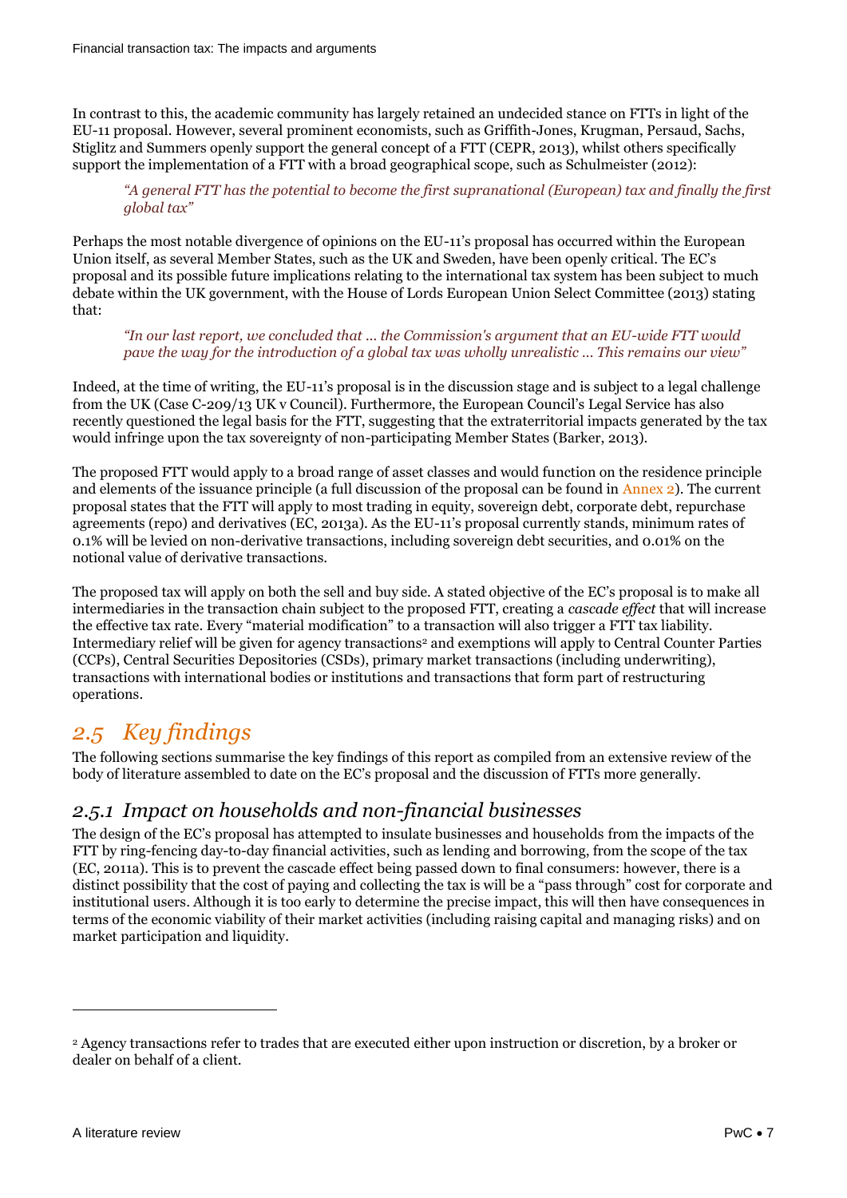In contrast to this, the academic community has largely retained an undecided stance on FTTs in light of the EU-11 proposal. However, several prominent economists, such as Griffith-Jones, Krugman, Persaud, Sachs, Stiglitz and Summers openly support the general concept of a FTT (CEPR, 2013), whilst others specifically support the implementation of a FTT with a broad geographical scope, such as Schulmeister (2012):

> *"A general FTT has the potential to become the first supranational (European) tax and finally the first global tax"*

Perhaps the most notable divergence of opinions on the EU-11's proposal has occurred within the European Union itself, as several Member States, such as the UK and Sweden, have been openly critical. The EC's proposal and its possible future implications relating to the international tax system has been subject to much debate within the UK government, with the House of Lords European Union Select Committee (2013) stating that:

> *"In our last report, we concluded that … the Commission's argument that an EU-wide FTT would pave the way for the introduction of a global tax was wholly unrealistic … This remains our view"*

Indeed, at the time of writing, the EU-11's proposal is in the discussion stage and is subject to a legal challenge from the UK (Case C-209/13 UK v Council). Furthermore, the European Council's Legal Service has also recently questioned the legal basis for the FTT, suggesting that the extraterritorial impacts generated by the tax would infringe upon the tax sovereignty of non-participating Member States (Barker, 2013).

The proposed FTT would apply to a broad range of asset classes and would function on the residence principle and elements of the issuance principle (a full discussion of the proposal can be found in Annex 2). The current proposal states that the FTT will apply to most trading in equity, sovereign debt, corporate debt, repurchase agreements (repo) and derivatives (EC, 2013a). As the EU-11's proposal currently stands, minimum rates of 0.1% will be levied on non-derivative transactions, including sovereign debt securities, and 0.01% on the notional value of derivative transactions.

The proposed tax will apply on both the sell and buy side. A stated objective of the EC's proposal is to make all intermediaries in the transaction chain subject to the proposed FTT, creating a *cascade effect* that will increase the effective tax rate. Every "material modification" to a transaction will also trigger a FTT tax liability. Intermediary relief will be given for agency transactions[2] and exemptions will apply to Central Counter Parties (CCPs), Central Securities Depositories (CSDs), primary market transactions (including underwriting), transactions with international bodies or institutions and transactions that form part of restructuring operations.

## *2.5 Key findings*

The following sections summarise the key findings of this report as compiled from an extensive review of the body of literature assembled to date on the EC's proposal and the discussion of FTTs more generally.

### *2.5.1 Impact on households and non-financial businesses*

The design of the EC's proposal has attempted to insulate businesses and households from the impacts of the FTT by ring-fencing day-to-day financial activities, such as lending and borrowing, from the scope of the tax (EC, 2011a). This is to prevent the cascade effect being passed down to final consumers: however, there is a distinct possibility that the cost of paying and collecting the tax is will be a "pass through" cost for corporate and institutional users. Although it is too early to determine the precise impact, this will then have consequences in terms of the economic viability of their market activities (including raising capital and managing risks) and on market participation and liquidity.

---

[2] Agency transactions refer to trades that are executed either upon instruction or discretion, by a broker or dealer on behalf of a client.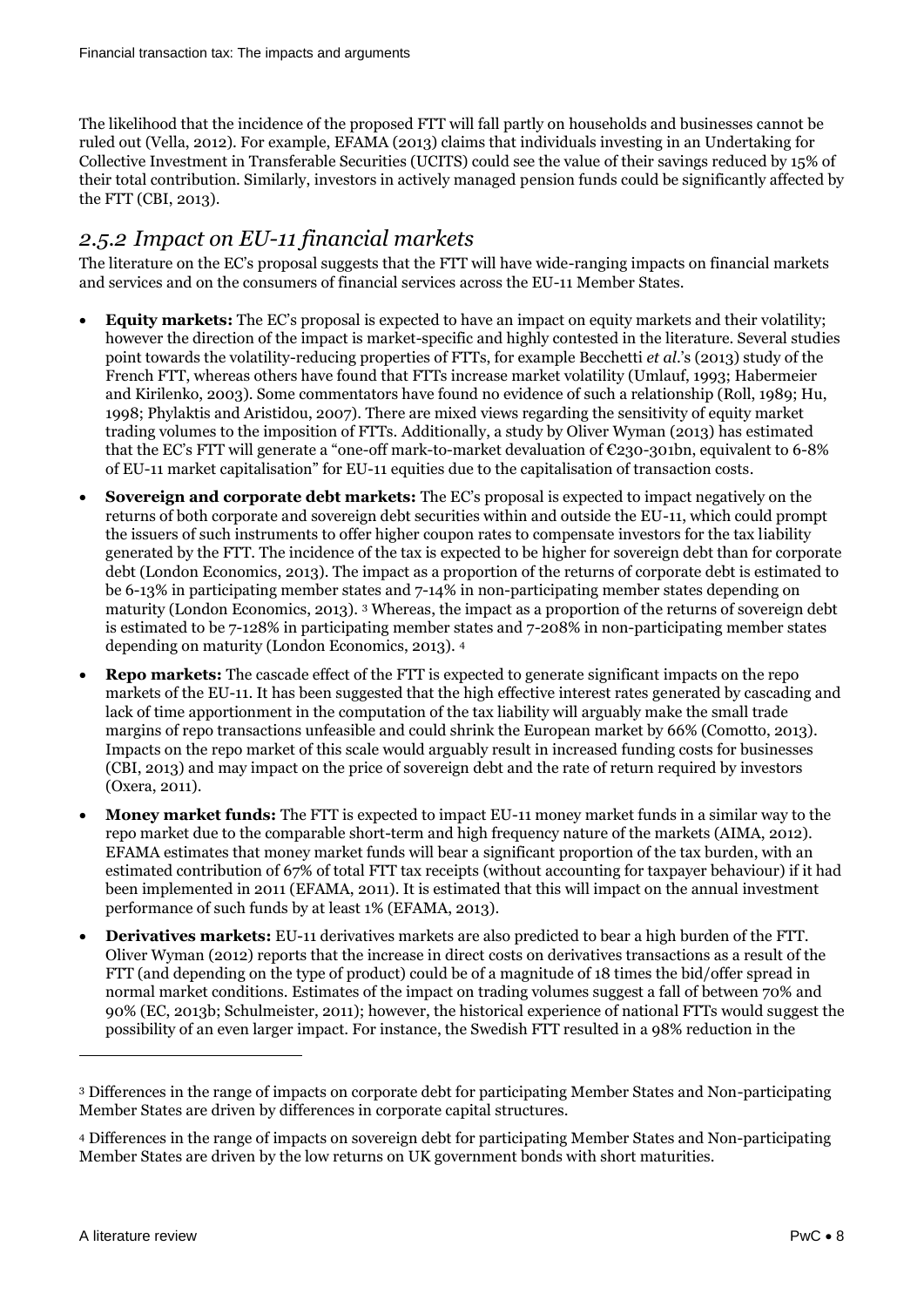The likelihood that the incidence of the proposed FTT will fall partly on households and businesses cannot be ruled out (Vella, 2012). For example, EFAMA (2013) claims that individuals investing in an Undertaking for Collective Investment in Transferable Securities (UCITS) could see the value of their savings reduced by 15% of their total contribution. Similarly, investors in actively managed pension funds could be significantly affected by the FTT (CBI, 2013).

## *2.5.2 Impact on EU-11 financial markets*

The literature on the EC's proposal suggests that the FTT will have wide-ranging impacts on financial markets and services and on the consumers of financial services across the EU-11 Member States.

- **Equity markets:** The EC's proposal is expected to have an impact on equity markets and their volatility; however the direction of the impact is market-specific and highly contested in the literature. Several studies point towards the volatility-reducing properties of FTTs, for example Becchetti *et al*.'s (2013) study of the French FTT, whereas others have found that FTTs increase market volatility (Umlauf, 1993; Habermeier and Kirilenko, 2003). Some commentators have found no evidence of such a relationship (Roll, 1989; Hu, 1998; Phylaktis and Aristidou, 2007). There are mixed views regarding the sensitivity of equity market trading volumes to the imposition of FTTs. Additionally, a study by Oliver Wyman (2013) has estimated that the EC's FTT will generate a "one-off mark-to-market devaluation of €230-301bn, equivalent to 6-8% of EU-11 market capitalisation" for EU-11 equities due to the capitalisation of transaction costs.
- **Sovereign and corporate debt markets:** The EC's proposal is expected to impact negatively on the returns of both corporate and sovereign debt securities within and outside the EU-11, which could prompt the issuers of such instruments to offer higher coupon rates to compensate investors for the tax liability generated by the FTT. The incidence of the tax is expected to be higher for sovereign debt than for corporate debt (London Economics, 2013). The impact as a proportion of the returns of corporate debt is estimated to be 6-13% in participating member states and 7-14% in non-participating member states depending on maturity (London Economics, 2013). [3] Whereas, the impact as a proportion of the returns of sovereign debt is estimated to be 7-128% in participating member states and 7-208% in non-participating member states depending on maturity (London Economics, 2013). [4]
- **Repo markets:** The cascade effect of the FTT is expected to generate significant impacts on the repo markets of the EU-11. It has been suggested that the high effective interest rates generated by cascading and lack of time apportionment in the computation of the tax liability will arguably make the small trade margins of repo transactions unfeasible and could shrink the European market by 66% (Comotto, 2013). Impacts on the repo market of this scale would arguably result in increased funding costs for businesses (CBI, 2013) and may impact on the price of sovereign debt and the rate of return required by investors (Oxera, 2011).
- **Money market funds:** The FTT is expected to impact EU-11 money market funds in a similar way to the repo market due to the comparable short-term and high frequency nature of the markets (AIMA, 2012). EFAMA estimates that money market funds will bear a significant proportion of the tax burden, with an estimated contribution of 67% of total FTT tax receipts (without accounting for taxpayer behaviour) if it had been implemented in 2011 (EFAMA, 2011). It is estimated that this will impact on the annual investment performance of such funds by at least 1% (EFAMA, 2013).
- **Derivatives markets:** EU-11 derivatives markets are also predicted to bear a high burden of the FTT. Oliver Wyman (2012) reports that the increase in direct costs on derivatives transactions as a result of the FTT (and depending on the type of product) could be of a magnitude of 18 times the bid/offer spread in normal market conditions. Estimates of the impact on trading volumes suggest a fall of between 70% and 90% (EC, 2013b; Schulmeister, 2011); however, the historical experience of national FTTs would suggest the possibility of an even larger impact. For instance, the Swedish FTT resulted in a 98% reduction in the

---

[3] Differences in the range of impacts on corporate debt for participating Member States and Non-participating Member States are driven by differences in corporate capital structures.

[4] Differences in the range of impacts on sovereign debt for participating Member States and Non-participating Member States are driven by the low returns on UK government bonds with short maturities.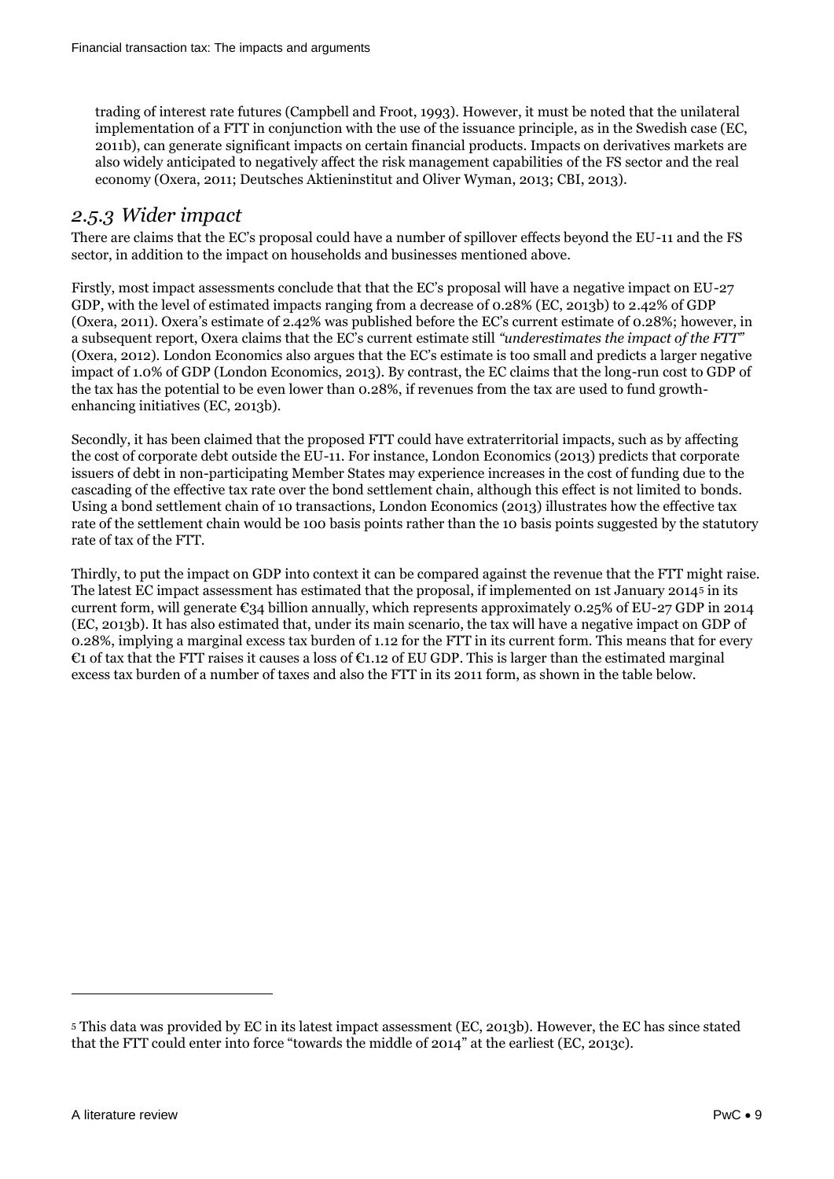trading of interest rate futures (Campbell and Froot, 1993). However, it must be noted that the unilateral implementation of a FTT in conjunction with the use of the issuance principle, as in the Swedish case (EC, 2011b), can generate significant impacts on certain financial products. Impacts on derivatives markets are also widely anticipated to negatively affect the risk management capabilities of the FS sector and the real economy (Oxera, 2011; Deutsches Aktieninstitut and Oliver Wyman, 2013; CBI, 2013).

### *2.5.3 Wider impact*

There are claims that the EC's proposal could have a number of spillover effects beyond the EU-11 and the FS sector, in addition to the impact on households and businesses mentioned above.

Firstly, most impact assessments conclude that that the EC's proposal will have a negative impact on EU-27 GDP, with the level of estimated impacts ranging from a decrease of 0.28% (EC, 2013b) to 2.42% of GDP (Oxera, 2011). Oxera's estimate of 2.42% was published before the EC's current estimate of 0.28%; however, in a subsequent report, Oxera claims that the EC's current estimate still *"underestimates the impact of the FTT"* (Oxera, 2012). London Economics also argues that the EC's estimate is too small and predicts a larger negative impact of 1.0% of GDP (London Economics, 2013). By contrast, the EC claims that the long-run cost to GDP of the tax has the potential to be even lower than 0.28%, if revenues from the tax are used to fund growth-enhancing initiatives (EC, 2013b).

Secondly, it has been claimed that the proposed FTT could have extraterritorial impacts, such as by affecting the cost of corporate debt outside the EU-11. For instance, London Economics (2013) predicts that corporate issuers of debt in non-participating Member States may experience increases in the cost of funding due to the cascading of the effective tax rate over the bond settlement chain, although this effect is not limited to bonds. Using a bond settlement chain of 10 transactions, London Economics (2013) illustrates how the effective tax rate of the settlement chain would be 100 basis points rather than the 10 basis points suggested by the statutory rate of tax of the FTT.

Thirdly, to put the impact on GDP into context it can be compared against the revenue that the FTT might raise. The latest EC impact assessment has estimated that the proposal, if implemented on 1st January 2014[5] in its current form, will generate €34 billion annually, which represents approximately 0.25% of EU-27 GDP in 2014 (EC, 2013b). It has also estimated that, under its main scenario, the tax will have a negative impact on GDP of 0.28%, implying a marginal excess tax burden of 1.12 for the FTT in its current form. This means that for every €1 of tax that the FTT raises it causes a loss of €1.12 of EU GDP. This is larger than the estimated marginal excess tax burden of a number of taxes and also the FTT in its 2011 form, as shown in the table below.

[5] This data was provided by EC in its latest impact assessment (EC, 2013b). However, the EC has since stated that the FTT could enter into force "towards the middle of 2014" at the earliest (EC, 2013c).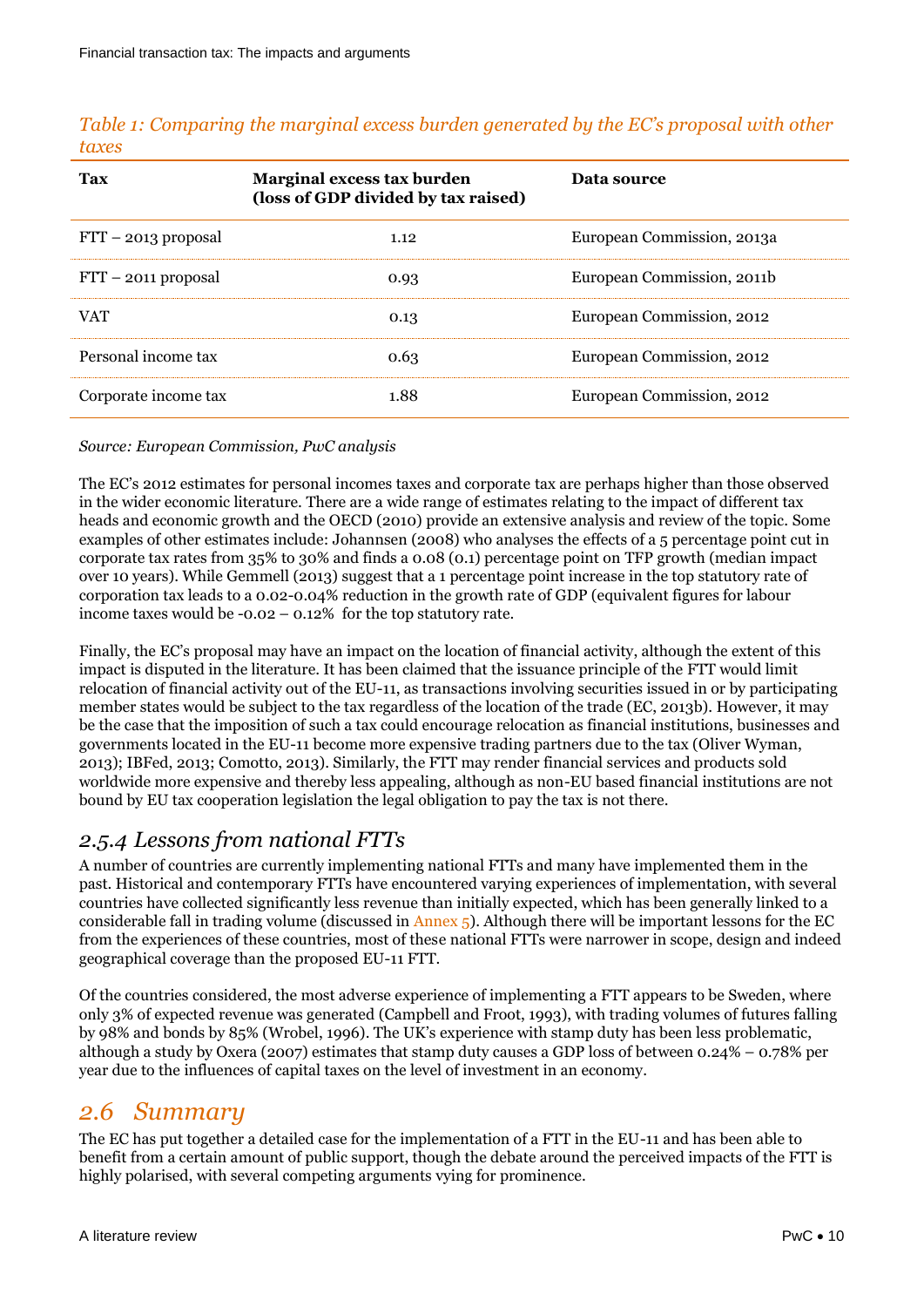*Table 1: Comparing the marginal excess burden generated by the EC's proposal with other taxes*

| Tax | Marginal excess tax burden (loss of GDP divided by tax raised) | Data source |
|---|---|---|
| FTT – 2013 proposal | 1.12 | European Commission, 2013a |
| FTT – 2011 proposal | 0.93 | European Commission, 2011b |
| VAT | 0.13 | European Commission, 2012 |
| Personal income tax | 0.63 | European Commission, 2012 |
| Corporate income tax | 1.88 | European Commission, 2012 |

*Source: European Commission, PwC analysis*

The EC's 2012 estimates for personal incomes taxes and corporate tax are perhaps higher than those observed in the wider economic literature. There are a wide range of estimates relating to the impact of different tax heads and economic growth and the OECD (2010) provide an extensive analysis and review of the topic. Some examples of other estimates include: Johannsen (2008) who analyses the effects of a 5 percentage point cut in corporate tax rates from 35% to 30% and finds a 0.08 (0.1) percentage point on TFP growth (median impact over 10 years). While Gemmell (2013) suggest that a 1 percentage point increase in the top statutory rate of corporation tax leads to a 0.02-0.04% reduction in the growth rate of GDP (equivalent figures for labour income taxes would be -0.02 – 0.12% for the top statutory rate.

Finally, the EC's proposal may have an impact on the location of financial activity, although the extent of this impact is disputed in the literature. It has been claimed that the issuance principle of the FTT would limit relocation of financial activity out of the EU-11, as transactions involving securities issued in or by participating member states would be subject to the tax regardless of the location of the trade (EC, 2013b). However, it may be the case that the imposition of such a tax could encourage relocation as financial institutions, businesses and governments located in the EU-11 become more expensive trading partners due to the tax (Oliver Wyman, 2013); IBFed, 2013; Comotto, 2013). Similarly, the FTT may render financial services and products sold worldwide more expensive and thereby less appealing, although as non-EU based financial institutions are not bound by EU tax cooperation legislation the legal obligation to pay the tax is not there.

### *2.5.4 Lessons from national FTTs*

A number of countries are currently implementing national FTTs and many have implemented them in the past. Historical and contemporary FTTs have encountered varying experiences of implementation, with several countries have collected significantly less revenue than initially expected, which has been generally linked to a considerable fall in trading volume (discussed in Annex 5). Although there will be important lessons for the EC from the experiences of these countries, most of these national FTTs were narrower in scope, design and indeed geographical coverage than the proposed EU-11 FTT.

Of the countries considered, the most adverse experience of implementing a FTT appears to be Sweden, where only 3% of expected revenue was generated (Campbell and Froot, 1993), with trading volumes of futures falling by 98% and bonds by 85% (Wrobel, 1996). The UK's experience with stamp duty has been less problematic, although a study by Oxera (2007) estimates that stamp duty causes a GDP loss of between 0.24% – 0.78% per year due to the influences of capital taxes on the level of investment in an economy.

## *2.6 Summary*

The EC has put together a detailed case for the implementation of a FTT in the EU-11 and has been able to benefit from a certain amount of public support, though the debate around the perceived impacts of the FTT is highly polarised, with several competing arguments vying for prominence.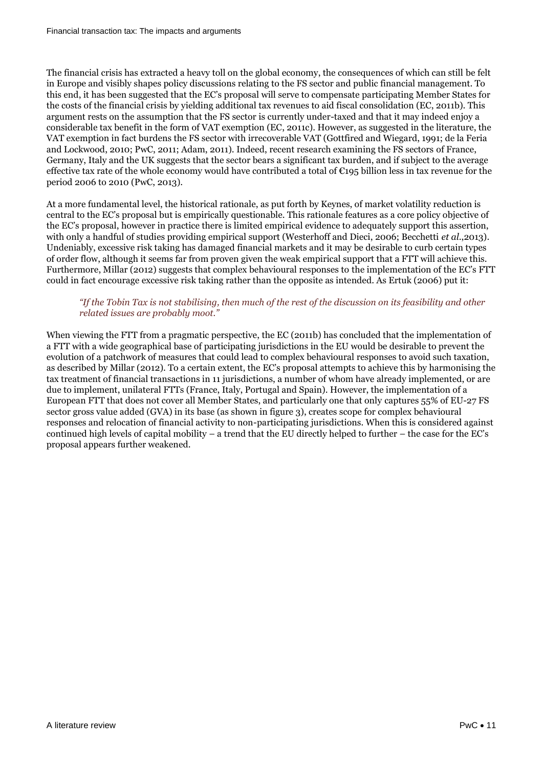The financial crisis has extracted a heavy toll on the global economy, the consequences of which can still be felt in Europe and visibly shapes policy discussions relating to the FS sector and public financial management. To this end, it has been suggested that the EC's proposal will serve to compensate participating Member States for the costs of the financial crisis by yielding additional tax revenues to aid fiscal consolidation (EC, 2011b). This argument rests on the assumption that the FS sector is currently under-taxed and that it may indeed enjoy a considerable tax benefit in the form of VAT exemption (EC, 2011c). However, as suggested in the literature, the VAT exemption in fact burdens the FS sector with irrecoverable VAT (Gottfired and Wiegard, 1991; de la Feria and Lockwood, 2010; PwC, 2011; Adam, 2011). Indeed, recent research examining the FS sectors of France, Germany, Italy and the UK suggests that the sector bears a significant tax burden, and if subject to the average effective tax rate of the whole economy would have contributed a total of €195 billion less in tax revenue for the period 2006 to 2010 (PwC, 2013).

At a more fundamental level, the historical rationale, as put forth by Keynes, of market volatility reduction is central to the EC's proposal but is empirically questionable. This rationale features as a core policy objective of the EC's proposal, however in practice there is limited empirical evidence to adequately support this assertion, with only a handful of studies providing empirical support (Westerhoff and Dieci, 2006; Becchetti *et al.*,2013). Undeniably, excessive risk taking has damaged financial markets and it may be desirable to curb certain types of order flow, although it seems far from proven given the weak empirical support that a FTT will achieve this. Furthermore, Millar (2012) suggests that complex behavioural responses to the implementation of the EC's FTT could in fact encourage excessive risk taking rather than the opposite as intended. As Ertuk (2006) put it:

> *"If the Tobin Tax is not stabilising, then much of the rest of the discussion on its feasibility and other related issues are probably moot."*

When viewing the FTT from a pragmatic perspective, the EC (2011b) has concluded that the implementation of a FTT with a wide geographical base of participating jurisdictions in the EU would be desirable to prevent the evolution of a patchwork of measures that could lead to complex behavioural responses to avoid such taxation, as described by Millar (2012). To a certain extent, the EC's proposal attempts to achieve this by harmonising the tax treatment of financial transactions in 11 jurisdictions, a number of whom have already implemented, or are due to implement, unilateral FTTs (France, Italy, Portugal and Spain). However, the implementation of a European FTT that does not cover all Member States, and particularly one that only captures 55% of EU-27 FS sector gross value added (GVA) in its base (as shown in figure 3), creates scope for complex behavioural responses and relocation of financial activity to non-participating jurisdictions. When this is considered against continued high levels of capital mobility – a trend that the EU directly helped to further – the case for the EC's proposal appears further weakened.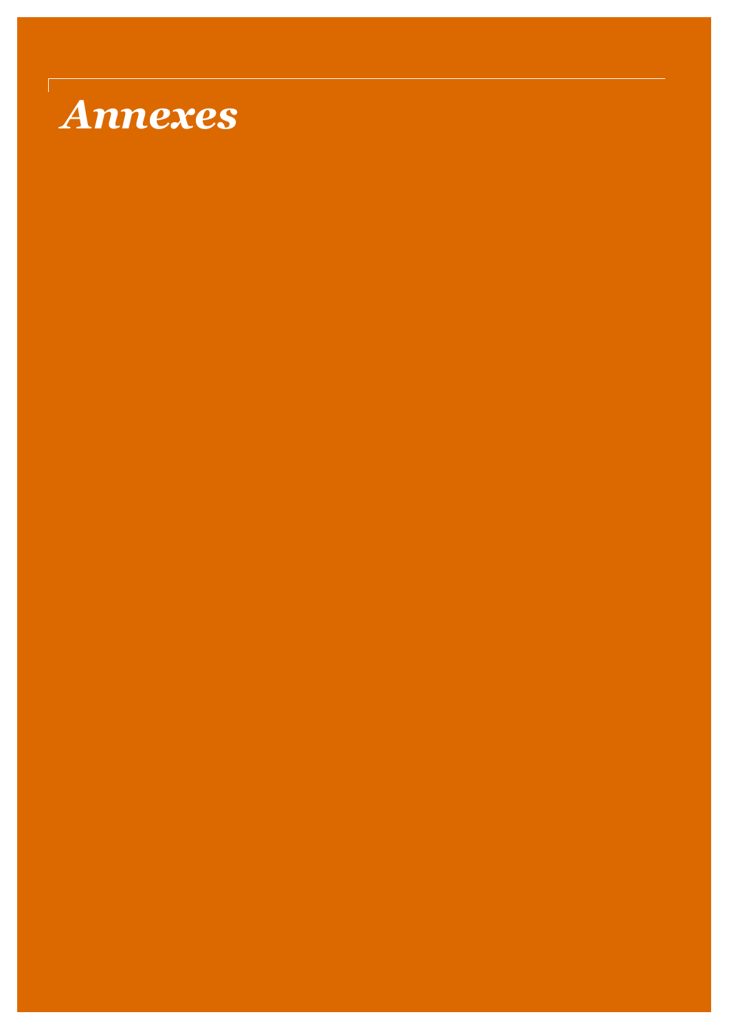# *Annexes*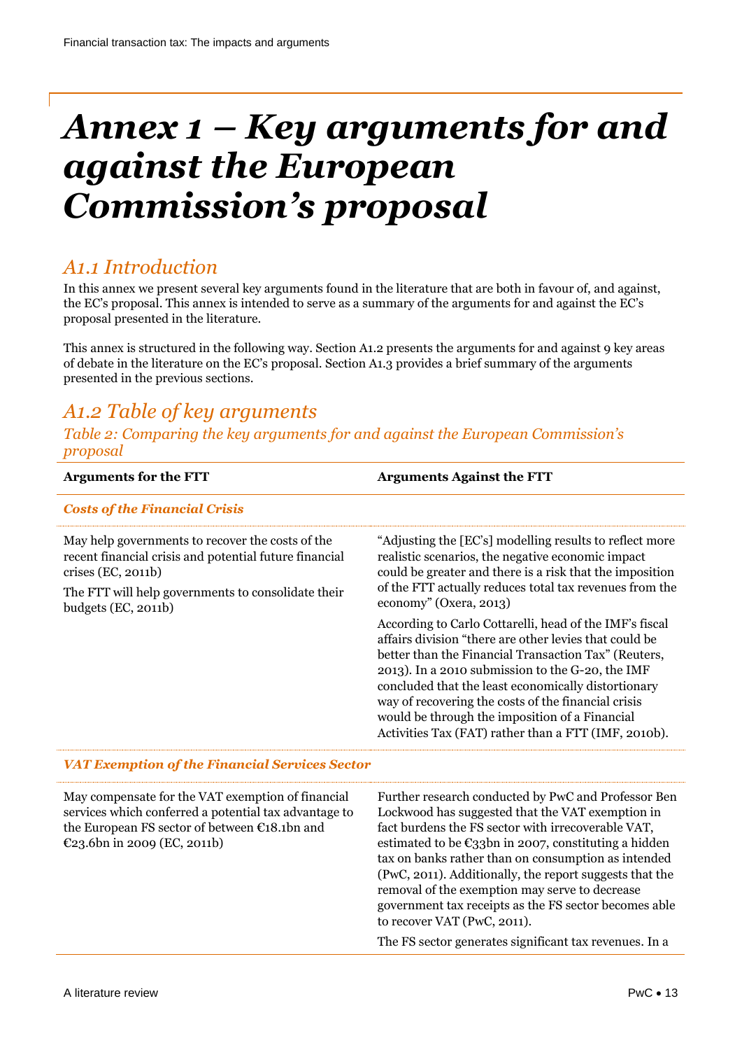# *Annex 1 – Key arguments for and against the European Commission's proposal*

## *A1.1 Introduction*

In this annex we present several key arguments found in the literature that are both in favour of, and against, the EC's proposal. This annex is intended to serve as a summary of the arguments for and against the EC's proposal presented in the literature.

This annex is structured in the following way. Section A1.2 presents the arguments for and against 9 key areas of debate in the literature on the EC's proposal. Section A1.3 provides a brief summary of the arguments presented in the previous sections.

## *A1.2 Table of key arguments*

*Table 2: Comparing the key arguments for and against the European Commission's proposal*

| **Arguments for the FTT** | **Arguments Against the FTT** |
|---|---|
| ***Costs of the Financial Crisis*** | |
| May help governments to recover the costs of the recent financial crisis and potential future financial crises (EC, 2011b)<br><br>The FTT will help governments to consolidate their budgets (EC, 2011b) | "Adjusting the [EC's] modelling results to reflect more realistic scenarios, the negative economic impact could be greater and there is a risk that the imposition of the FTT actually reduces total tax revenues from the economy" (Oxera, 2013)<br><br>According to Carlo Cottarelli, head of the IMF's fiscal affairs division "there are other levies that could be better than the Financial Transaction Tax" (Reuters, 2013). In a 2010 submission to the G-20, the IMF concluded that the least economically distortionary way of recovering the costs of the financial crisis would be through the imposition of a Financial Activities Tax (FAT) rather than a FTT (IMF, 2010b). |
| ***VAT Exemption of the Financial Services Sector*** | |
| May compensate for the VAT exemption of financial services which conferred a potential tax advantage to the European FS sector of between €18.1bn and €23.6bn in 2009 (EC, 2011b) | Further research conducted by PwC and Professor Ben Lockwood has suggested that the VAT exemption in fact burdens the FS sector with irrecoverable VAT, estimated to be €33bn in 2007, constituting a hidden tax on banks rather than on consumption as intended (PwC, 2011). Additionally, the report suggests that the removal of the exemption may serve to decrease government tax receipts as the FS sector becomes able to recover VAT (PwC, 2011).<br><br>The FS sector generates significant tax revenues. In a |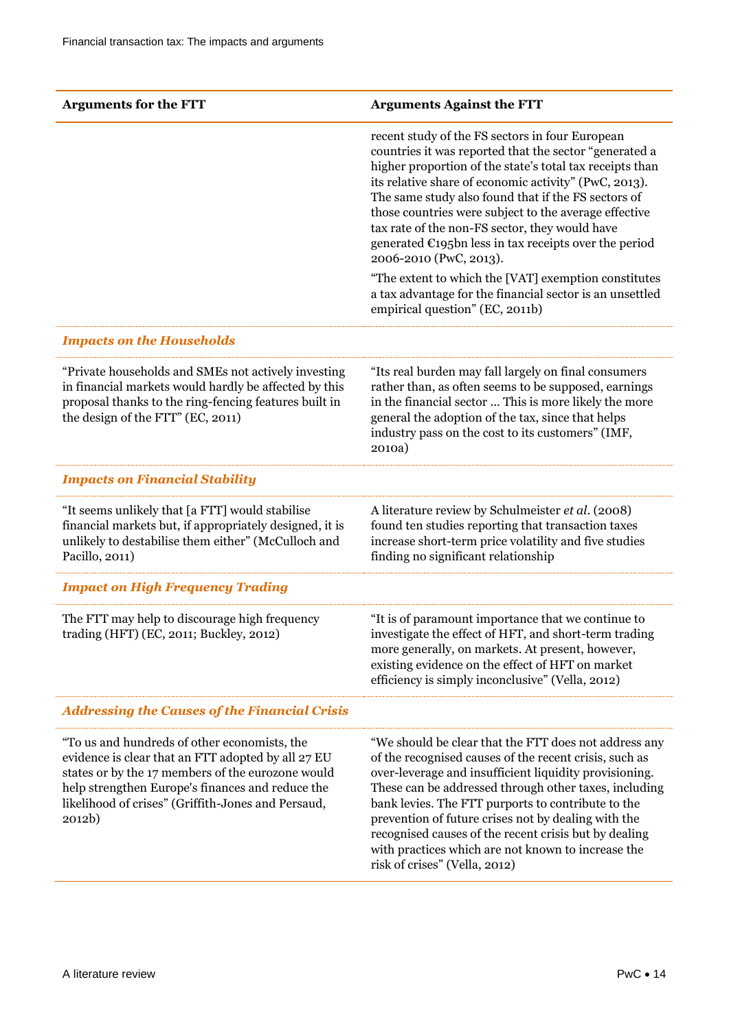| Arguments for the FTT | Arguments Against the FTT |
| --- | --- |
| | recent study of the FS sectors in four European countries it was reported that the sector "generated a higher proportion of the state's total tax receipts than its relative share of economic activity" (PwC, 2013). The same study also found that if the FS sectors of those countries were subject to the average effective tax rate of the non-FS sector, they would have generated €195bn less in tax receipts over the period 2006-2010 (PwC, 2013).<br><br>"The extent to which the [VAT] exemption constitutes a tax advantage for the financial sector is an unsettled empirical question" (EC, 2011b) |
| ***Impacts on the Households*** | |
| "Private households and SMEs not actively investing in financial markets would hardly be affected by this proposal thanks to the ring-fencing features built in the design of the FTT" (EC, 2011) | "Its real burden may fall largely on final consumers rather than, as often seems to be supposed, earnings in the financial sector ... This is more likely the more general the adoption of the tax, since that helps industry pass on the cost to its customers" (IMF, 2010a) |
| ***Impacts on Financial Stability*** | |
| "It seems unlikely that [a FTT] would stabilise financial markets but, if appropriately designed, it is unlikely to destabilise them either" (McCulloch and Pacillo, 2011) | A literature review by Schulmeister *et al.* (2008) found ten studies reporting that transaction taxes increase short-term price volatility and five studies finding no significant relationship |
| ***Impact on High Frequency Trading*** | |
| The FTT may help to discourage high frequency trading (HFT) (EC, 2011; Buckley, 2012) | "It is of paramount importance that we continue to investigate the effect of HFT, and short-term trading more generally, on markets. At present, however, existing evidence on the effect of HFT on market efficiency is simply inconclusive" (Vella, 2012) |
| ***Addressing the Causes of the Financial Crisis*** | |
| "To us and hundreds of other economists, the evidence is clear that an FTT adopted by all 27 EU states or by the 17 members of the eurozone would help strengthen Europe's finances and reduce the likelihood of crises" (Griffith-Jones and Persaud, 2012b) | "We should be clear that the FTT does not address any of the recognised causes of the recent crisis, such as over-leverage and insufficient liquidity provisioning. These can be addressed through other taxes, including bank levies. The FTT purports to contribute to the prevention of future crises not by dealing with the recognised causes of the recent crisis but by dealing with practices which are not known to increase the risk of crises" (Vella, 2012) |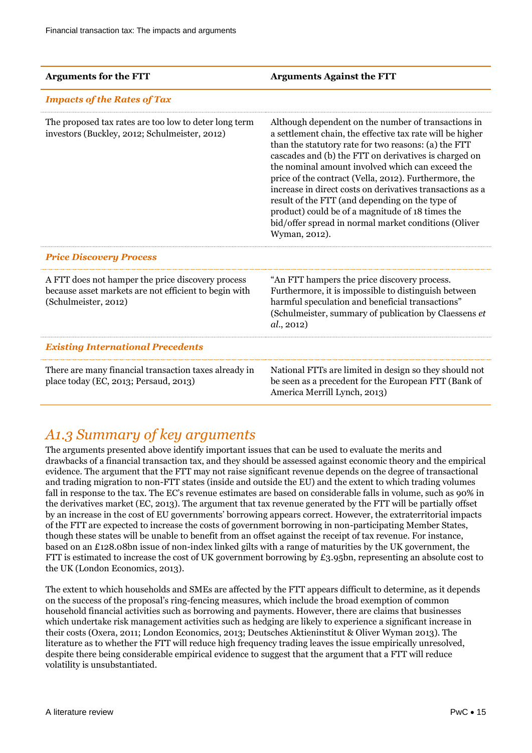| Arguments for the FTT | Arguments Against the FTT |
|---|---|
| ***Impacts of the Rates of Tax*** | |
| The proposed tax rates are too low to deter long term investors (Buckley, 2012; Schulmeister, 2012) | Although dependent on the number of transactions in a settlement chain, the effective tax rate will be higher than the statutory rate for two reasons: (a) the FTT cascades and (b) the FTT on derivatives is charged on the nominal amount involved which can exceed the price of the contract (Vella, 2012). Furthermore, the increase in direct costs on derivatives transactions as a result of the FTT (and depending on the type of product) could be of a magnitude of 18 times the bid/offer spread in normal market conditions (Oliver Wyman, 2012). |
| ***Price Discovery Process*** | |
| A FTT does not hamper the price discovery process because asset markets are not efficient to begin with (Schulmeister, 2012) | "An FTT hampers the price discovery process. Furthermore, it is impossible to distinguish between harmful speculation and beneficial transactions" (Schulmeister, summary of publication by Claessens *et al*., 2012) |
| ***Existing International Precedents*** | |
| There are many financial transaction taxes already in place today (EC, 2013; Persaud, 2013) | National FTTs are limited in design so they should not be seen as a precedent for the European FTT (Bank of America Merrill Lynch, 2013) |

## A1.3 Summary of key arguments

The arguments presented above identify important issues that can be used to evaluate the merits and drawbacks of a financial transaction tax, and they should be assessed against economic theory and the empirical evidence. The argument that the FTT may not raise significant revenue depends on the degree of transactional and trading migration to non-FTT states (inside and outside the EU) and the extent to which trading volumes fall in response to the tax. The EC's revenue estimates are based on considerable falls in volume, such as 90% in the derivatives market (EC, 2013). The argument that tax revenue generated by the FTT will be partially offset by an increase in the cost of EU governments' borrowing appears correct. However, the extraterritorial impacts of the FTT are expected to increase the costs of government borrowing in non-participating Member States, though these states will be unable to benefit from an offset against the receipt of tax revenue. For instance, based on an £128.08bn issue of non-index linked gilts with a range of maturities by the UK government, the FTT is estimated to increase the cost of UK government borrowing by £3.95bn, representing an absolute cost to the UK (London Economics, 2013).

The extent to which households and SMEs are affected by the FTT appears difficult to determine, as it depends on the success of the proposal's ring-fencing measures, which include the broad exemption of common household financial activities such as borrowing and payments. However, there are claims that businesses which undertake risk management activities such as hedging are likely to experience a significant increase in their costs (Oxera, 2011; London Economics, 2013; Deutsches Aktieninstitut & Oliver Wyman 2013). The literature as to whether the FTT will reduce high frequency trading leaves the issue empirically unresolved, despite there being considerable empirical evidence to suggest that the argument that a FTT will reduce volatility is unsubstantiated.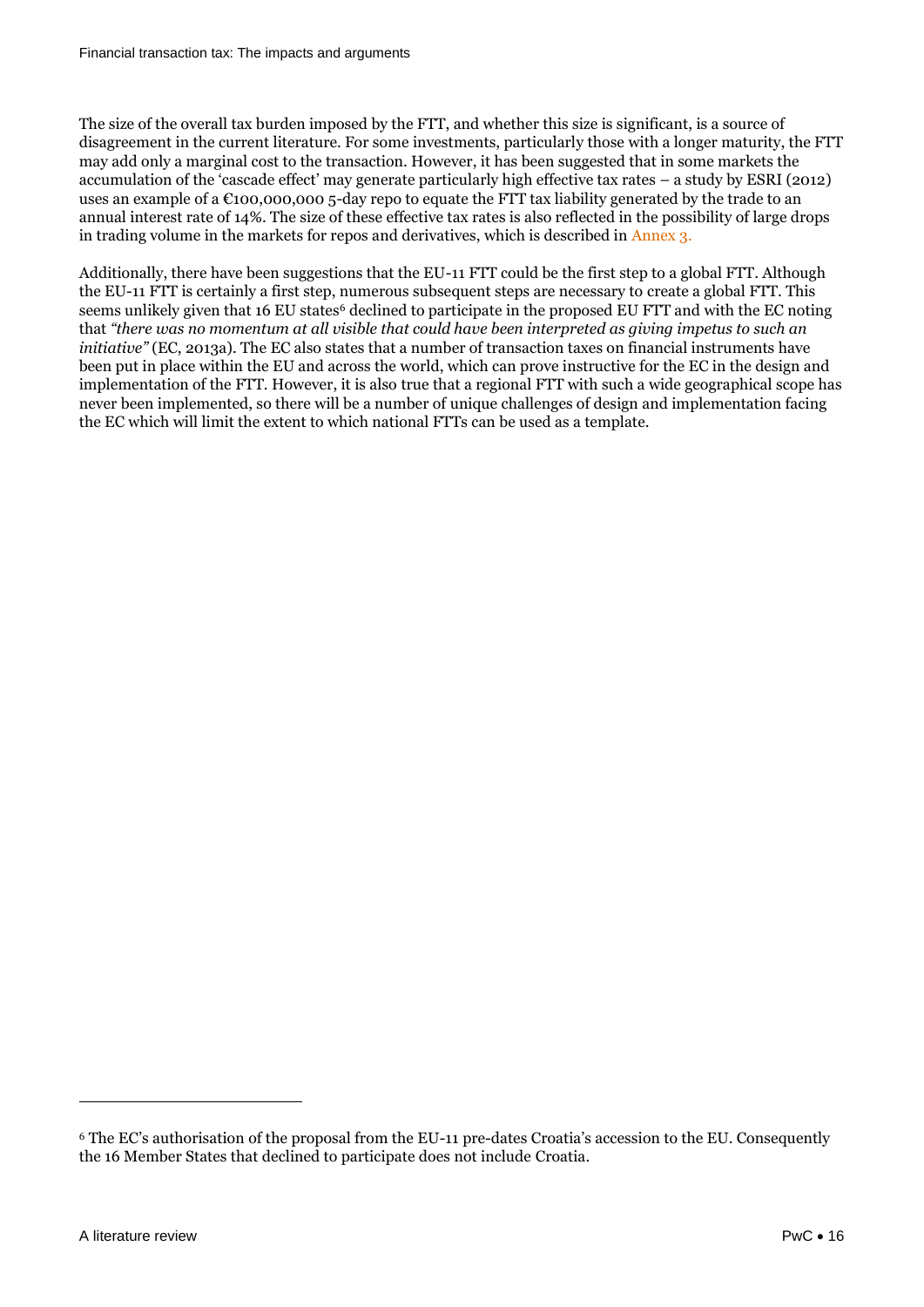The size of the overall tax burden imposed by the FTT, and whether this size is significant, is a source of disagreement in the current literature. For some investments, particularly those with a longer maturity, the FTT may add only a marginal cost to the transaction. However, it has been suggested that in some markets the accumulation of the 'cascade effect' may generate particularly high effective tax rates – a study by ESRI (2012) uses an example of a €100,000,000 5-day repo to equate the FTT tax liability generated by the trade to an annual interest rate of 14%. The size of these effective tax rates is also reflected in the possibility of large drops in trading volume in the markets for repos and derivatives, which is described in Annex 3.

Additionally, there have been suggestions that the EU-11 FTT could be the first step to a global FTT. Although the EU-11 FTT is certainly a first step, numerous subsequent steps are necessary to create a global FTT. This seems unlikely given that 16 EU states[6] declined to participate in the proposed EU FTT and with the EC noting that *"there was no momentum at all visible that could have been interpreted as giving impetus to such an initiative"* (EC, 2013a). The EC also states that a number of transaction taxes on financial instruments have been put in place within the EU and across the world, which can prove instructive for the EC in the design and implementation of the FTT. However, it is also true that a regional FTT with such a wide geographical scope has never been implemented, so there will be a number of unique challenges of design and implementation facing the EC which will limit the extent to which national FTTs can be used as a template.

[6] The EC's authorisation of the proposal from the EU-11 pre-dates Croatia's accession to the EU. Consequently the 16 Member States that declined to participate does not include Croatia.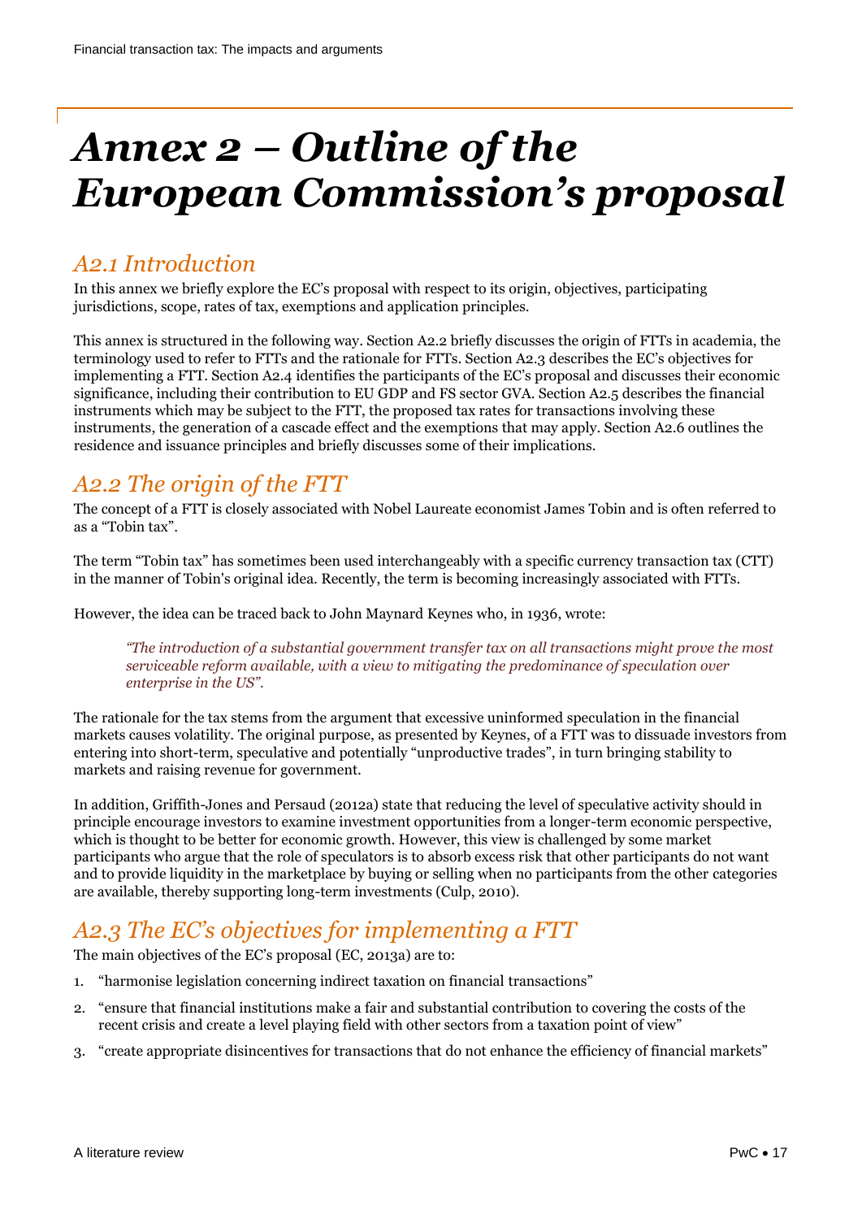# *Annex 2 – Outline of the European Commission's proposal*

## *A2.1 Introduction*

In this annex we briefly explore the EC's proposal with respect to its origin, objectives, participating jurisdictions, scope, rates of tax, exemptions and application principles.

This annex is structured in the following way. Section A2.2 briefly discusses the origin of FTTs in academia, the terminology used to refer to FTTs and the rationale for FTTs. Section A2.3 describes the EC's objectives for implementing a FTT. Section A2.4 identifies the participants of the EC's proposal and discusses their economic significance, including their contribution to EU GDP and FS sector GVA. Section A2.5 describes the financial instruments which may be subject to the FTT, the proposed tax rates for transactions involving these instruments, the generation of a cascade effect and the exemptions that may apply. Section A2.6 outlines the residence and issuance principles and briefly discusses some of their implications.

## *A2.2 The origin of the FTT*

The concept of a FTT is closely associated with Nobel Laureate economist James Tobin and is often referred to as a "Tobin tax".

The term "Tobin tax" has sometimes been used interchangeably with a specific currency transaction tax (CTT) in the manner of Tobin's original idea. Recently, the term is becoming increasingly associated with FTTs.

However, the idea can be traced back to John Maynard Keynes who, in 1936, wrote:

> *"The introduction of a substantial government transfer tax on all transactions might prove the most serviceable reform available, with a view to mitigating the predominance of speculation over enterprise in the US".*

The rationale for the tax stems from the argument that excessive uninformed speculation in the financial markets causes volatility. The original purpose, as presented by Keynes, of a FTT was to dissuade investors from entering into short-term, speculative and potentially "unproductive trades", in turn bringing stability to markets and raising revenue for government.

In addition, Griffith-Jones and Persaud (2012a) state that reducing the level of speculative activity should in principle encourage investors to examine investment opportunities from a longer-term economic perspective, which is thought to be better for economic growth. However, this view is challenged by some market participants who argue that the role of speculators is to absorb excess risk that other participants do not want and to provide liquidity in the marketplace by buying or selling when no participants from the other categories are available, thereby supporting long-term investments (Culp, 2010).

## *A2.3 The EC's objectives for implementing a FTT*

The main objectives of the EC's proposal (EC, 2013a) are to:

1. "harmonise legislation concerning indirect taxation on financial transactions"
2. "ensure that financial institutions make a fair and substantial contribution to covering the costs of the recent crisis and create a level playing field with other sectors from a taxation point of view"
3. "create appropriate disincentives for transactions that do not enhance the efficiency of financial markets"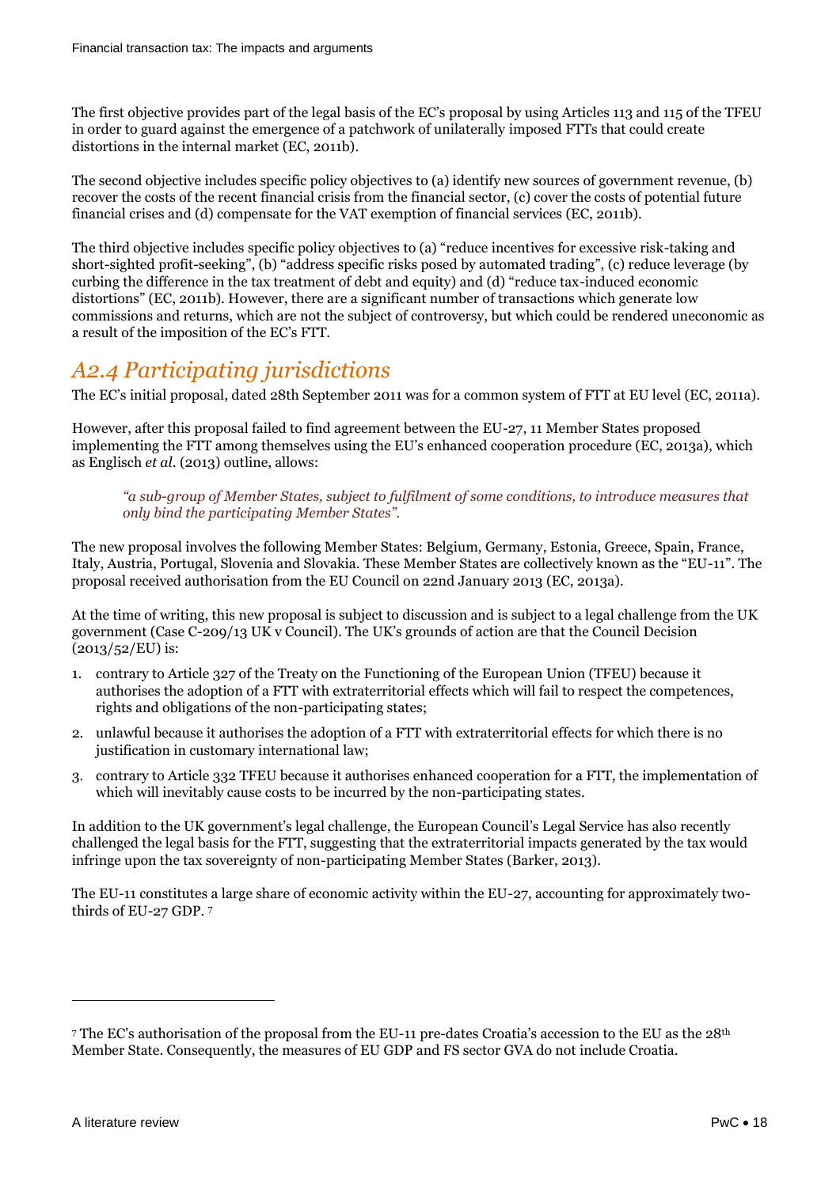The first objective provides part of the legal basis of the EC's proposal by using Articles 113 and 115 of the TFEU in order to guard against the emergence of a patchwork of unilaterally imposed FTTs that could create distortions in the internal market (EC, 2011b).

The second objective includes specific policy objectives to (a) identify new sources of government revenue, (b) recover the costs of the recent financial crisis from the financial sector, (c) cover the costs of potential future financial crises and (d) compensate for the VAT exemption of financial services (EC, 2011b).

The third objective includes specific policy objectives to (a) "reduce incentives for excessive risk-taking and short-sighted profit-seeking", (b) "address specific risks posed by automated trading", (c) reduce leverage (by curbing the difference in the tax treatment of debt and equity) and (d) "reduce tax-induced economic distortions" (EC, 2011b). However, there are a significant number of transactions which generate low commissions and returns, which are not the subject of controversy, but which could be rendered uneconomic as a result of the imposition of the EC's FTT.

## *A2.4 Participating jurisdictions*

The EC's initial proposal, dated 28th September 2011 was for a common system of FTT at EU level (EC, 2011a).

However, after this proposal failed to find agreement between the EU-27, 11 Member States proposed implementing the FTT among themselves using the EU's enhanced cooperation procedure (EC, 2013a), which as Englisch *et al.* (2013) outline, allows:

> *"a sub-group of Member States, subject to fulfilment of some conditions, to introduce measures that only bind the participating Member States".*

The new proposal involves the following Member States: Belgium, Germany, Estonia, Greece, Spain, France, Italy, Austria, Portugal, Slovenia and Slovakia. These Member States are collectively known as the "EU-11". The proposal received authorisation from the EU Council on 22nd January 2013 (EC, 2013a).

At the time of writing, this new proposal is subject to discussion and is subject to a legal challenge from the UK government (Case C-209/13 UK v Council). The UK's grounds of action are that the Council Decision (2013/52/EU) is:

1. contrary to Article 327 of the Treaty on the Functioning of the European Union (TFEU) because it authorises the adoption of a FTT with extraterritorial effects which will fail to respect the competences, rights and obligations of the non-participating states;
2. unlawful because it authorises the adoption of a FTT with extraterritorial effects for which there is no justification in customary international law;
3. contrary to Article 332 TFEU because it authorises enhanced cooperation for a FTT, the implementation of which will inevitably cause costs to be incurred by the non-participating states.

In addition to the UK government's legal challenge, the European Council's Legal Service has also recently challenged the legal basis for the FTT, suggesting that the extraterritorial impacts generated by the tax would infringe upon the tax sovereignty of non-participating Member States (Barker, 2013).

The EU-11 constitutes a large share of economic activity within the EU-27, accounting for approximately two-thirds of EU-27 GDP. [7]

---

[7] The EC's authorisation of the proposal from the EU-11 pre-dates Croatia's accession to the EU as the 28th Member State. Consequently, the measures of EU GDP and FS sector GVA do not include Croatia.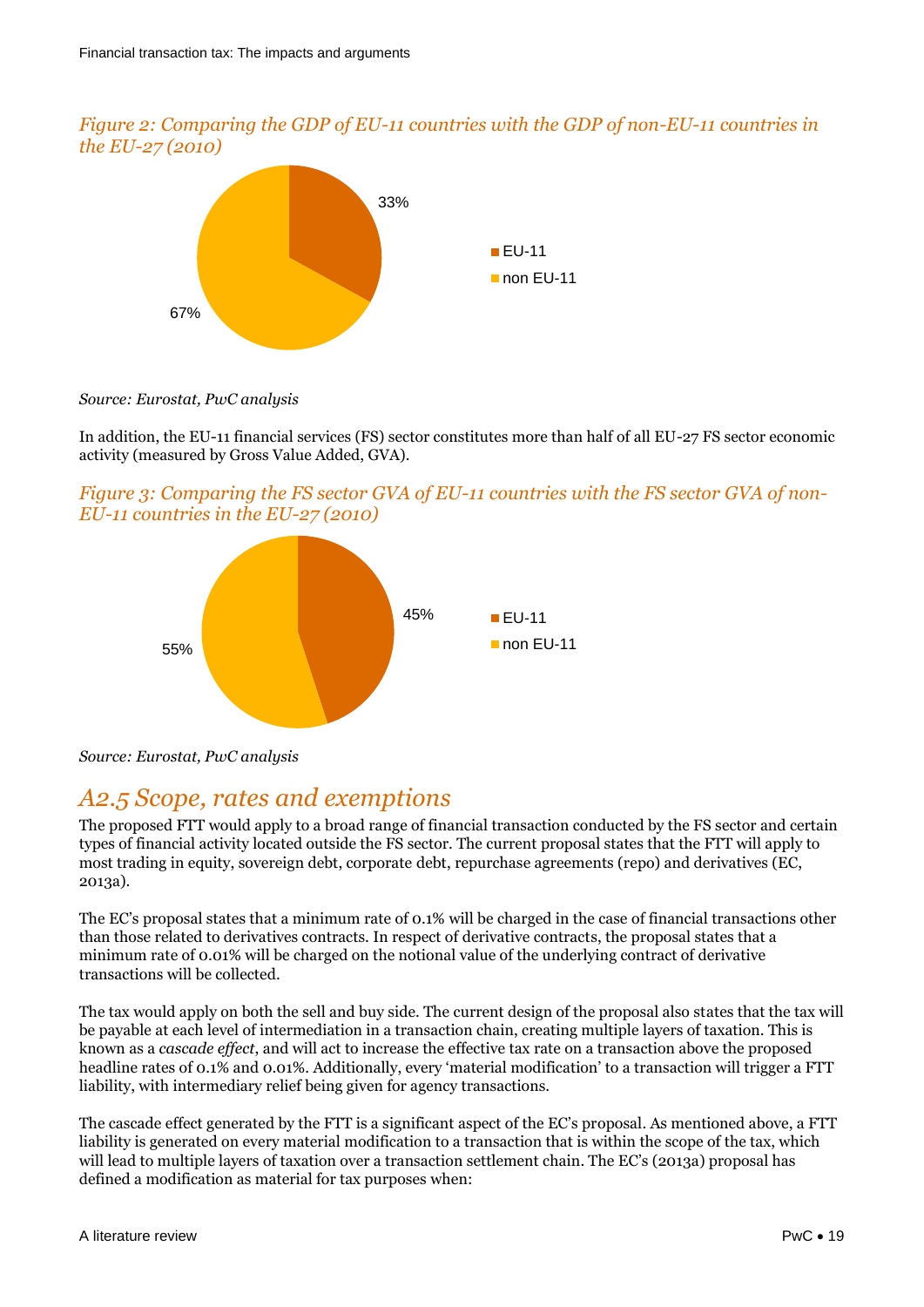*Figure 2: Comparing the GDP of EU-11 countries with the GDP of non-EU-11 countries in the EU-27 (2010)*

| | Share |
|---|---|
| EU-11 | 33% |
| non EU-11 | 67% |

*Source: Eurostat, PwC analysis*

In addition, the EU-11 financial services (FS) sector constitutes more than half of all EU-27 FS sector economic activity (measured by Gross Value Added, GVA).

*Figure 3: Comparing the FS sector GVA of EU-11 countries with the FS sector GVA of non-EU-11 countries in the EU-27 (2010)*

| | Share |
|---|---|
| EU-11 | 45% |
| non EU-11 | 55% |

*Source: Eurostat, PwC analysis*

## *A2.5 Scope, rates and exemptions*

The proposed FTT would apply to a broad range of financial transaction conducted by the FS sector and certain types of financial activity located outside the FS sector. The current proposal states that the FTT will apply to most trading in equity, sovereign debt, corporate debt, repurchase agreements (repo) and derivatives (EC, 2013a).

The EC's proposal states that a minimum rate of 0.1% will be charged in the case of financial transactions other than those related to derivatives contracts. In respect of derivative contracts, the proposal states that a minimum rate of 0.01% will be charged on the notional value of the underlying contract of derivative transactions will be collected.

The tax would apply on both the sell and buy side. The current design of the proposal also states that the tax will be payable at each level of intermediation in a transaction chain, creating multiple layers of taxation. This is known as a *cascade effect*, and will act to increase the effective tax rate on a transaction above the proposed headline rates of 0.1% and 0.01%. Additionally, every 'material modification' to a transaction will trigger a FTT liability, with intermediary relief being given for agency transactions.

The cascade effect generated by the FTT is a significant aspect of the EC's proposal. As mentioned above, a FTT liability is generated on every material modification to a transaction that is within the scope of the tax, which will lead to multiple layers of taxation over a transaction settlement chain. The EC's (2013a) proposal has defined a modification as material for tax purposes when: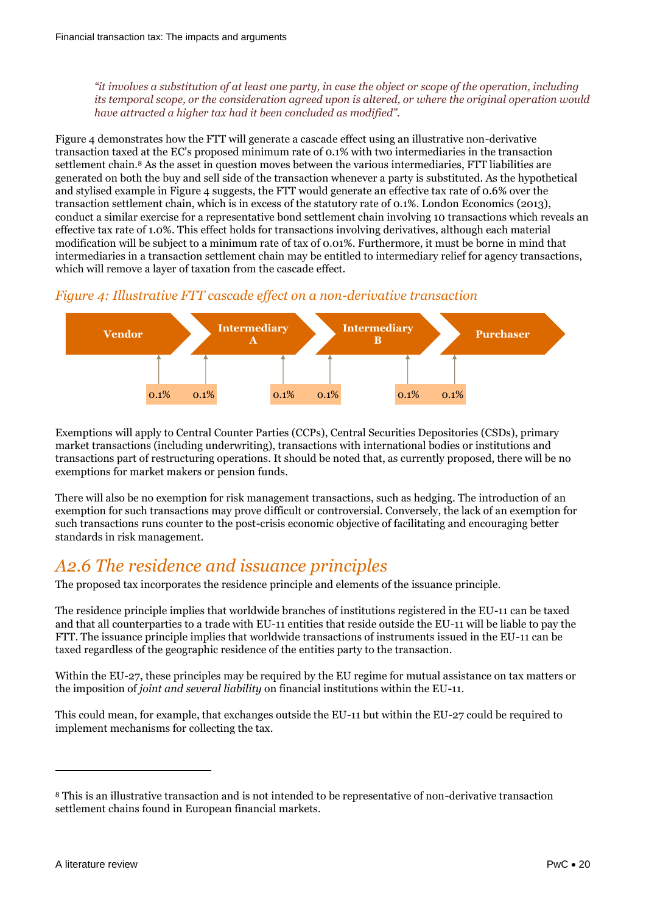*"it involves a substitution of at least one party, in case the object or scope of the operation, including its temporal scope, or the consideration agreed upon is altered, or where the original operation would have attracted a higher tax had it been concluded as modified".*

Figure 4 demonstrates how the FTT will generate a cascade effect using an illustrative non-derivative transaction taxed at the EC's proposed minimum rate of 0.1% with two intermediaries in the transaction settlement chain.[8] As the asset in question moves between the various intermediaries, FTT liabilities are generated on both the buy and sell side of the transaction whenever a party is substituted. As the hypothetical and stylised example in Figure 4 suggests, the FTT would generate an effective tax rate of 0.6% over the transaction settlement chain, which is in excess of the statutory rate of 0.1%. London Economics (2013), conduct a similar exercise for a representative bond settlement chain involving 10 transactions which reveals an effective tax rate of 1.0%. This effect holds for transactions involving derivatives, although each material modification will be subject to a minimum rate of tax of 0.01%. Furthermore, it must be borne in mind that intermediaries in a transaction settlement chain may be entitled to intermediary relief for agency transactions, which will remove a layer of taxation from the cascade effect.

*Figure 4: Illustrative FTT cascade effect on a non-derivative transaction*

| Vendor | Intermediary A | Intermediary B | Purchaser |
|---|---|---|---|
| 0.1% | 0.1% 0.1% | 0.1% 0.1% | 0.1% |

Exemptions will apply to Central Counter Parties (CCPs), Central Securities Depositories (CSDs), primary market transactions (including underwriting), transactions with international bodies or institutions and transactions part of restructuring operations. It should be noted that, as currently proposed, there will be no exemptions for market makers or pension funds.

There will also be no exemption for risk management transactions, such as hedging. The introduction of an exemption for such transactions may prove difficult or controversial. Conversely, the lack of an exemption for such transactions runs counter to the post-crisis economic objective of facilitating and encouraging better standards in risk management.

## A2.6 The residence and issuance principles

The proposed tax incorporates the residence principle and elements of the issuance principle.

The residence principle implies that worldwide branches of institutions registered in the EU-11 can be taxed and that all counterparties to a trade with EU-11 entities that reside outside the EU-11 will be liable to pay the FTT. The issuance principle implies that worldwide transactions of instruments issued in the EU-11 can be taxed regardless of the geographic residence of the entities party to the transaction.

Within the EU-27, these principles may be required by the EU regime for mutual assistance on tax matters or the imposition of *joint and several liability* on financial institutions within the EU-11.

This could mean, for example, that exchanges outside the EU-11 but within the EU-27 could be required to implement mechanisms for collecting the tax.

---

[8] This is an illustrative transaction and is not intended to be representative of non-derivative transaction settlement chains found in European financial markets.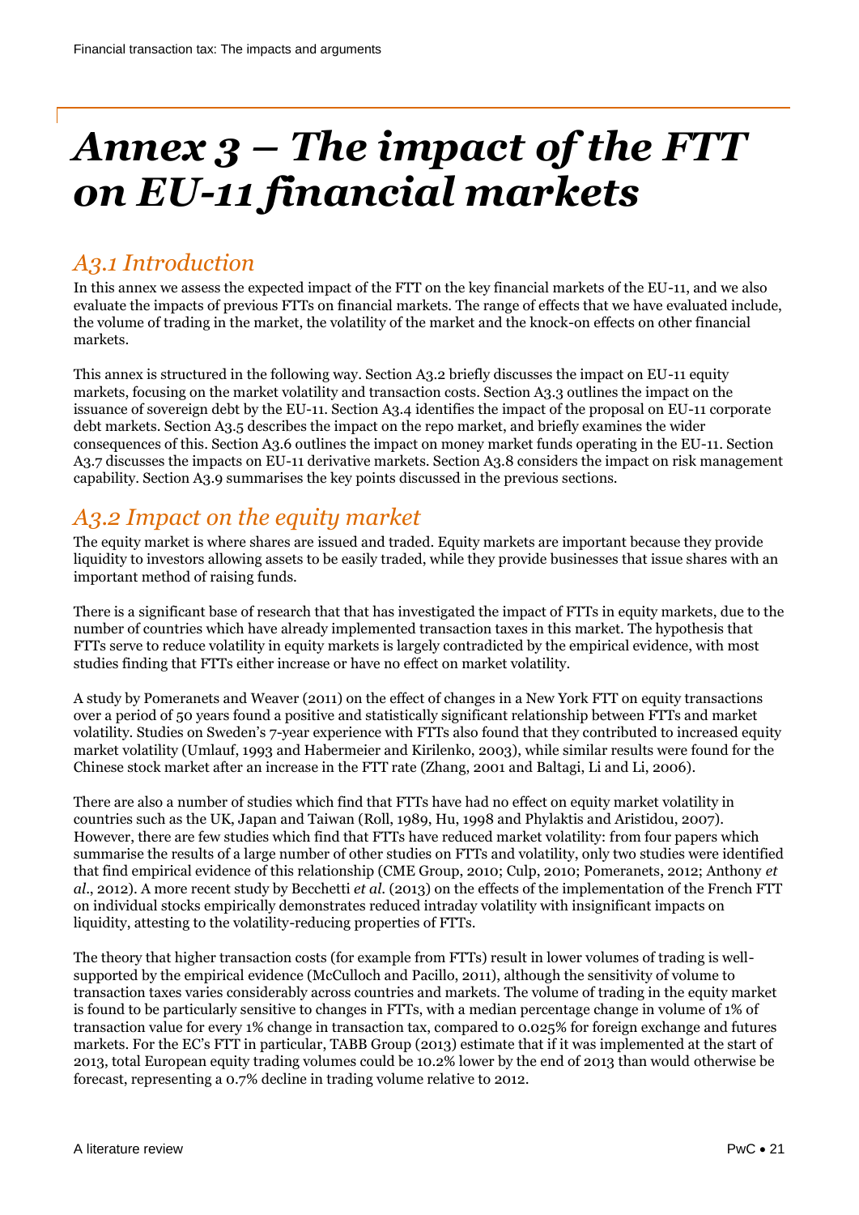# *Annex 3 – The impact of the FTT on EU-11 financial markets*

## *A3.1 Introduction*

In this annex we assess the expected impact of the FTT on the key financial markets of the EU-11, and we also evaluate the impacts of previous FTTs on financial markets. The range of effects that we have evaluated include, the volume of trading in the market, the volatility of the market and the knock-on effects on other financial markets.

This annex is structured in the following way. Section A3.2 briefly discusses the impact on EU-11 equity markets, focusing on the market volatility and transaction costs. Section A3.3 outlines the impact on the issuance of sovereign debt by the EU-11. Section A3.4 identifies the impact of the proposal on EU-11 corporate debt markets. Section A3.5 describes the impact on the repo market, and briefly examines the wider consequences of this. Section A3.6 outlines the impact on money market funds operating in the EU-11. Section A3.7 discusses the impacts on EU-11 derivative markets. Section A3.8 considers the impact on risk management capability. Section A3.9 summarises the key points discussed in the previous sections.

## *A3.2 Impact on the equity market*

The equity market is where shares are issued and traded. Equity markets are important because they provide liquidity to investors allowing assets to be easily traded, while they provide businesses that issue shares with an important method of raising funds.

There is a significant base of research that that has investigated the impact of FTTs in equity markets, due to the number of countries which have already implemented transaction taxes in this market. The hypothesis that FTTs serve to reduce volatility in equity markets is largely contradicted by the empirical evidence, with most studies finding that FTTs either increase or have no effect on market volatility.

A study by Pomeranets and Weaver (2011) on the effect of changes in a New York FTT on equity transactions over a period of 50 years found a positive and statistically significant relationship between FTTs and market volatility. Studies on Sweden's 7-year experience with FTTs also found that they contributed to increased equity market volatility (Umlauf, 1993 and Habermeier and Kirilenko, 2003), while similar results were found for the Chinese stock market after an increase in the FTT rate (Zhang, 2001 and Baltagi, Li and Li, 2006).

There are also a number of studies which find that FTTs have had no effect on equity market volatility in countries such as the UK, Japan and Taiwan (Roll, 1989, Hu, 1998 and Phylaktis and Aristidou, 2007). However, there are few studies which find that FTTs have reduced market volatility: from four papers which summarise the results of a large number of other studies on FTTs and volatility, only two studies were identified that find empirical evidence of this relationship (CME Group, 2010; Culp, 2010; Pomeranets, 2012; Anthony *et al*., 2012). A more recent study by Becchetti *et al*. (2013) on the effects of the implementation of the French FTT on individual stocks empirically demonstrates reduced intraday volatility with insignificant impacts on liquidity, attesting to the volatility-reducing properties of FTTs.

The theory that higher transaction costs (for example from FTTs) result in lower volumes of trading is well-supported by the empirical evidence (McCulloch and Pacillo, 2011), although the sensitivity of volume to transaction taxes varies considerably across countries and markets. The volume of trading in the equity market is found to be particularly sensitive to changes in FTTs, with a median percentage change in volume of 1% of transaction value for every 1% change in transaction tax, compared to 0.025% for foreign exchange and futures markets. For the EC's FTT in particular, TABB Group (2013) estimate that if it was implemented at the start of 2013, total European equity trading volumes could be 10.2% lower by the end of 2013 than would otherwise be forecast, representing a 0.7% decline in trading volume relative to 2012.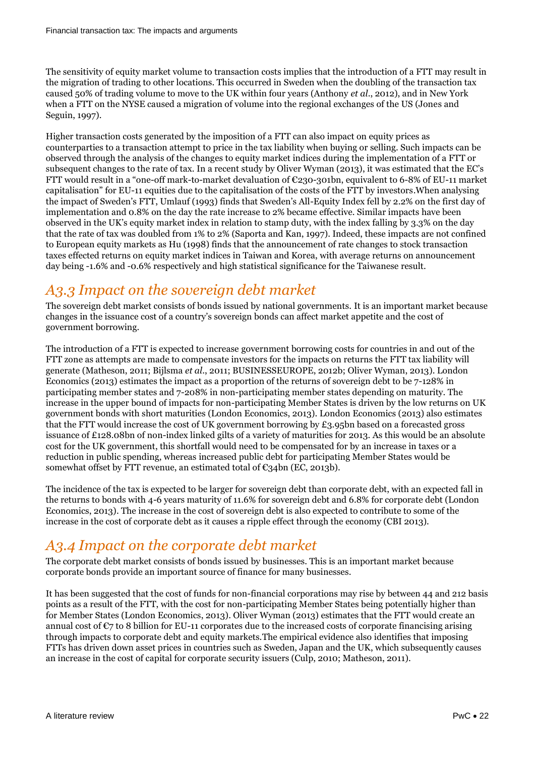The sensitivity of equity market volume to transaction costs implies that the introduction of a FTT may result in the migration of trading to other locations. This occurred in Sweden when the doubling of the transaction tax caused 50% of trading volume to move to the UK within four years (Anthony *et al*., 2012), and in New York when a FTT on the NYSE caused a migration of volume into the regional exchanges of the US (Jones and Seguin, 1997).

Higher transaction costs generated by the imposition of a FTT can also impact on equity prices as counterparties to a transaction attempt to price in the tax liability when buying or selling. Such impacts can be observed through the analysis of the changes to equity market indices during the implementation of a FTT or subsequent changes to the rate of tax. In a recent study by Oliver Wyman (2013), it was estimated that the EC's FTT would result in a "one-off mark-to-market devaluation of €230-301bn, equivalent to 6-8% of EU-11 market capitalisation" for EU-11 equities due to the capitalisation of the costs of the FTT by investors.When analysing the impact of Sweden's FTT, Umlauf (1993) finds that Sweden's All-Equity Index fell by 2.2% on the first day of implementation and 0.8% on the day the rate increase to 2% became effective. Similar impacts have been observed in the UK's equity market index in relation to stamp duty, with the index falling by 3.3% on the day that the rate of tax was doubled from 1% to 2% (Saporta and Kan, 1997). Indeed, these impacts are not confined to European equity markets as Hu (1998) finds that the announcement of rate changes to stock transaction taxes effected returns on equity market indices in Taiwan and Korea, with average returns on announcement day being -1.6% and -0.6% respectively and high statistical significance for the Taiwanese result.

## *A3.3 Impact on the sovereign debt market*

The sovereign debt market consists of bonds issued by national governments. It is an important market because changes in the issuance cost of a country's sovereign bonds can affect market appetite and the cost of government borrowing.

The introduction of a FTT is expected to increase government borrowing costs for countries in and out of the FTT zone as attempts are made to compensate investors for the impacts on returns the FTT tax liability will generate (Matheson, 2011; Bijlsma *et al*., 2011; BUSINESSEUROPE, 2012b; Oliver Wyman, 2013). London Economics (2013) estimates the impact as a proportion of the returns of sovereign debt to be 7-128% in participating member states and 7-208% in non-participating member states depending on maturity. The increase in the upper bound of impacts for non-participating Member States is driven by the low returns on UK government bonds with short maturities (London Economics, 2013). London Economics (2013) also estimates that the FTT would increase the cost of UK government borrowing by £3.95bn based on a forecasted gross issuance of £128.08bn of non-index linked gilts of a variety of maturities for 2013. As this would be an absolute cost for the UK government, this shortfall would need to be compensated for by an increase in taxes or a reduction in public spending, whereas increased public debt for participating Member States would be somewhat offset by FTT revenue, an estimated total of €34bn (EC, 2013b).

The incidence of the tax is expected to be larger for sovereign debt than corporate debt, with an expected fall in the returns to bonds with 4-6 years maturity of 11.6% for sovereign debt and 6.8% for corporate debt (London Economics, 2013). The increase in the cost of sovereign debt is also expected to contribute to some of the increase in the cost of corporate debt as it causes a ripple effect through the economy (CBI 2013).

## *A3.4 Impact on the corporate debt market*

The corporate debt market consists of bonds issued by businesses. This is an important market because corporate bonds provide an important source of finance for many businesses.

It has been suggested that the cost of funds for non-financial corporations may rise by between 44 and 212 basis points as a result of the FTT, with the cost for non-participating Member States being potentially higher than for Member States (London Economics, 2013). Oliver Wyman (2013) estimates that the FTT would create an annual cost of €7 to 8 billion for EU-11 corporates due to the increased costs of corporate financing arising through impacts to corporate debt and equity markets.The empirical evidence also identifies that imposing FTTs has driven down asset prices in countries such as Sweden, Japan and the UK, which subsequently causes an increase in the cost of capital for corporate security issuers (Culp, 2010; Matheson, 2011).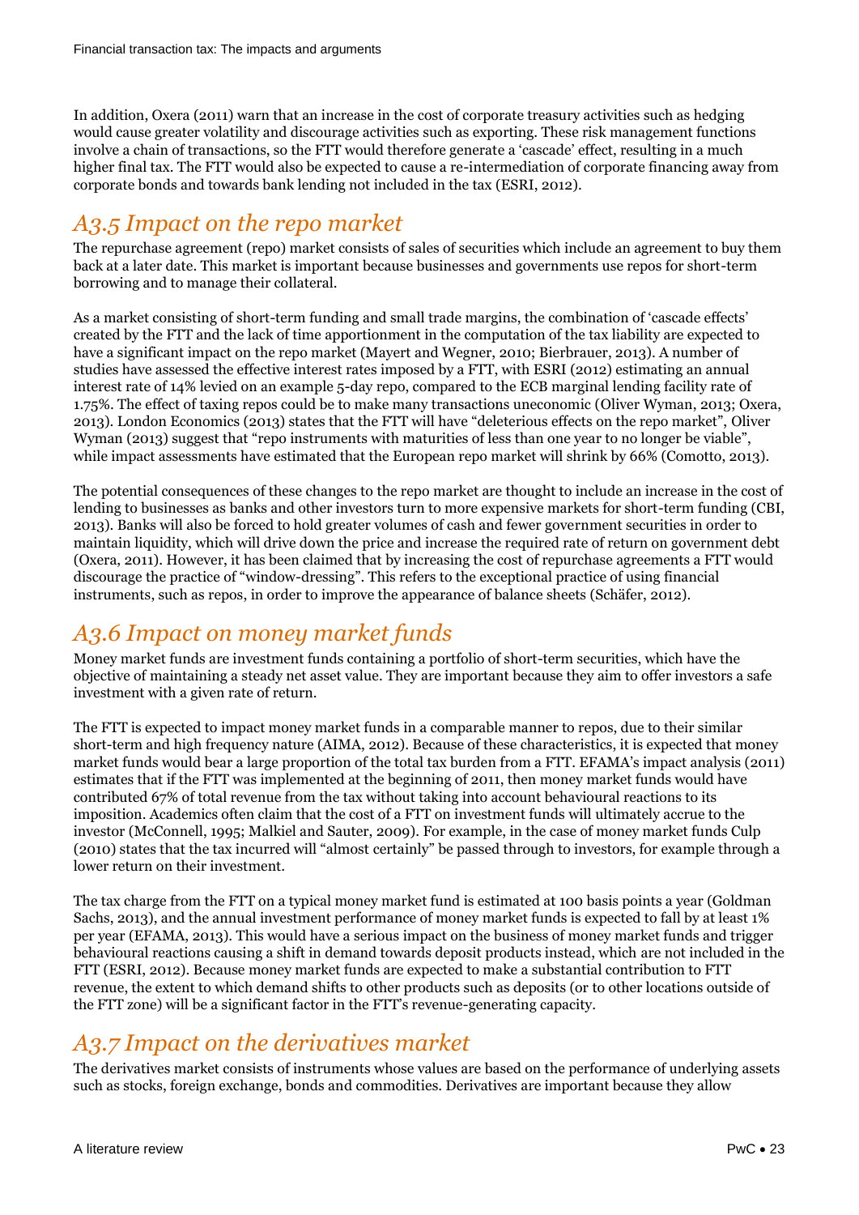In addition, Oxera (2011) warn that an increase in the cost of corporate treasury activities such as hedging would cause greater volatility and discourage activities such as exporting. These risk management functions involve a chain of transactions, so the FTT would therefore generate a 'cascade' effect, resulting in a much higher final tax. The FTT would also be expected to cause a re-intermediation of corporate financing away from corporate bonds and towards bank lending not included in the tax (ESRI, 2012).

## *A3.5 Impact on the repo market*

The repurchase agreement (repo) market consists of sales of securities which include an agreement to buy them back at a later date. This market is important because businesses and governments use repos for short-term borrowing and to manage their collateral.

As a market consisting of short-term funding and small trade margins, the combination of 'cascade effects' created by the FTT and the lack of time apportionment in the computation of the tax liability are expected to have a significant impact on the repo market (Mayert and Wegner, 2010; Bierbrauer, 2013). A number of studies have assessed the effective interest rates imposed by a FTT, with ESRI (2012) estimating an annual interest rate of 14% levied on an example 5-day repo, compared to the ECB marginal lending facility rate of 1.75%. The effect of taxing repos could be to make many transactions uneconomic (Oliver Wyman, 2013; Oxera, 2013). London Economics (2013) states that the FTT will have "deleterious effects on the repo market", Oliver Wyman (2013) suggest that "repo instruments with maturities of less than one year to no longer be viable", while impact assessments have estimated that the European repo market will shrink by 66% (Comotto, 2013).

The potential consequences of these changes to the repo market are thought to include an increase in the cost of lending to businesses as banks and other investors turn to more expensive markets for short-term funding (CBI, 2013). Banks will also be forced to hold greater volumes of cash and fewer government securities in order to maintain liquidity, which will drive down the price and increase the required rate of return on government debt (Oxera, 2011). However, it has been claimed that by increasing the cost of repurchase agreements a FTT would discourage the practice of "window-dressing". This refers to the exceptional practice of using financial instruments, such as repos, in order to improve the appearance of balance sheets (Schäfer, 2012).

## *A3.6 Impact on money market funds*

Money market funds are investment funds containing a portfolio of short-term securities, which have the objective of maintaining a steady net asset value. They are important because they aim to offer investors a safe investment with a given rate of return.

The FTT is expected to impact money market funds in a comparable manner to repos, due to their similar short-term and high frequency nature (AIMA, 2012). Because of these characteristics, it is expected that money market funds would bear a large proportion of the total tax burden from a FTT. EFAMA's impact analysis (2011) estimates that if the FTT was implemented at the beginning of 2011, then money market funds would have contributed 67% of total revenue from the tax without taking into account behavioural reactions to its imposition. Academics often claim that the cost of a FTT on investment funds will ultimately accrue to the investor (McConnell, 1995; Malkiel and Sauter, 2009). For example, in the case of money market funds Culp (2010) states that the tax incurred will "almost certainly" be passed through to investors, for example through a lower return on their investment.

The tax charge from the FTT on a typical money market fund is estimated at 100 basis points a year (Goldman Sachs, 2013), and the annual investment performance of money market funds is expected to fall by at least 1% per year (EFAMA, 2013). This would have a serious impact on the business of money market funds and trigger behavioural reactions causing a shift in demand towards deposit products instead, which are not included in the FTT (ESRI, 2012). Because money market funds are expected to make a substantial contribution to FTT revenue, the extent to which demand shifts to other products such as deposits (or to other locations outside of the FTT zone) will be a significant factor in the FTT's revenue-generating capacity.

## *A3.7 Impact on the derivatives market*

The derivatives market consists of instruments whose values are based on the performance of underlying assets such as stocks, foreign exchange, bonds and commodities. Derivatives are important because they allow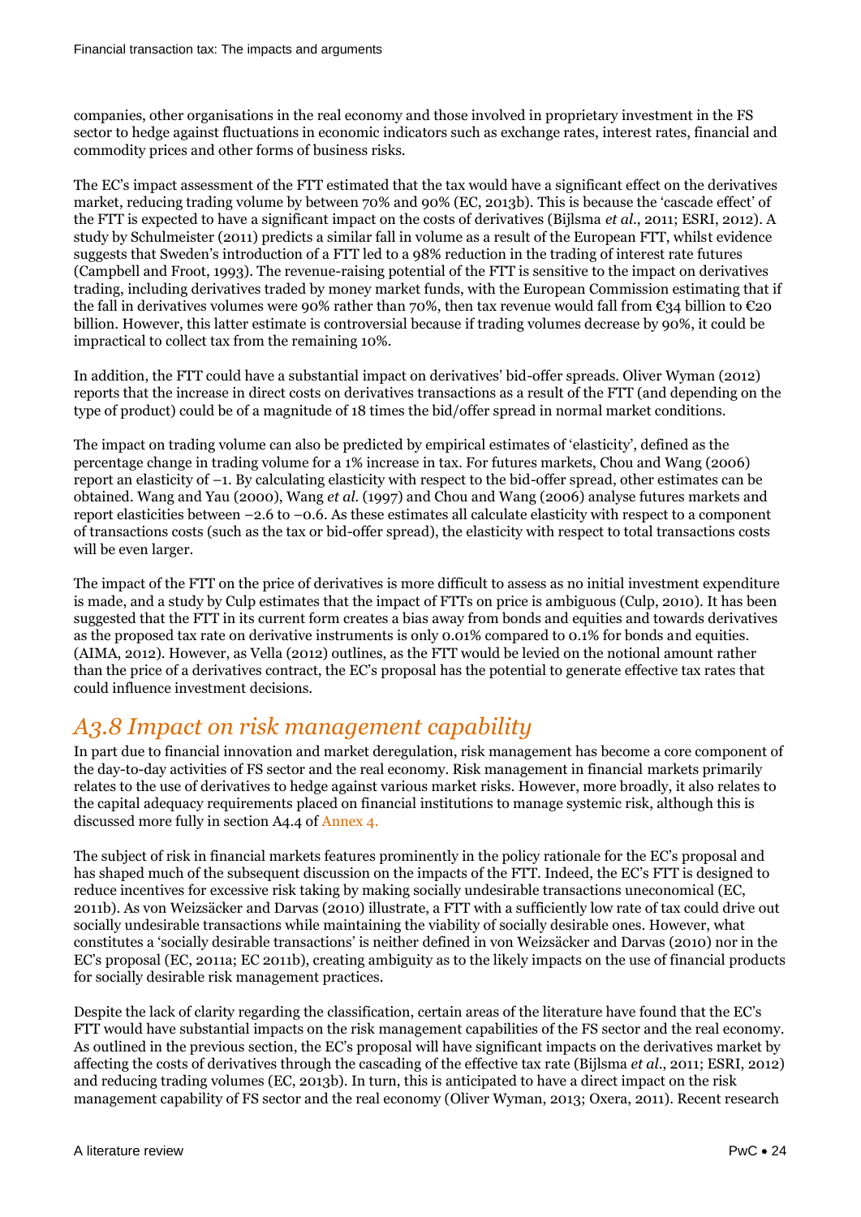companies, other organisations in the real economy and those involved in proprietary investment in the FS sector to hedge against fluctuations in economic indicators such as exchange rates, interest rates, financial and commodity prices and other forms of business risks.

The EC's impact assessment of the FTT estimated that the tax would have a significant effect on the derivatives market, reducing trading volume by between 70% and 90% (EC, 2013b). This is because the 'cascade effect' of the FTT is expected to have a significant impact on the costs of derivatives (Bijlsma *et al*., 2011; ESRI, 2012). A study by Schulmeister (2011) predicts a similar fall in volume as a result of the European FTT, whilst evidence suggests that Sweden's introduction of a FTT led to a 98% reduction in the trading of interest rate futures (Campbell and Froot, 1993). The revenue-raising potential of the FTT is sensitive to the impact on derivatives trading, including derivatives traded by money market funds, with the European Commission estimating that if the fall in derivatives volumes were 90% rather than 70%, then tax revenue would fall from €34 billion to €20 billion. However, this latter estimate is controversial because if trading volumes decrease by 90%, it could be impractical to collect tax from the remaining 10%.

In addition, the FTT could have a substantial impact on derivatives' bid-offer spreads. Oliver Wyman (2012) reports that the increase in direct costs on derivatives transactions as a result of the FTT (and depending on the type of product) could be of a magnitude of 18 times the bid/offer spread in normal market conditions.

The impact on trading volume can also be predicted by empirical estimates of 'elasticity', defined as the percentage change in trading volume for a 1% increase in tax. For futures markets, Chou and Wang (2006) report an elasticity of –1. By calculating elasticity with respect to the bid-offer spread, other estimates can be obtained. Wang and Yau (2000), Wang *et al.* (1997) and Chou and Wang (2006) analyse futures markets and report elasticities between –2.6 to –0.6. As these estimates all calculate elasticity with respect to a component of transactions costs (such as the tax or bid-offer spread), the elasticity with respect to total transactions costs will be even larger.

The impact of the FTT on the price of derivatives is more difficult to assess as no initial investment expenditure is made, and a study by Culp estimates that the impact of FTTs on price is ambiguous (Culp, 2010). It has been suggested that the FTT in its current form creates a bias away from bonds and equities and towards derivatives as the proposed tax rate on derivative instruments is only 0.01% compared to 0.1% for bonds and equities. (AIMA, 2012). However, as Vella (2012) outlines, as the FTT would be levied on the notional amount rather than the price of a derivatives contract, the EC's proposal has the potential to generate effective tax rates that could influence investment decisions.

## *A3.8 Impact on risk management capability*

In part due to financial innovation and market deregulation, risk management has become a core component of the day-to-day activities of FS sector and the real economy. Risk management in financial markets primarily relates to the use of derivatives to hedge against various market risks. However, more broadly, it also relates to the capital adequacy requirements placed on financial institutions to manage systemic risk, although this is discussed more fully in section A4.4 of Annex 4.

The subject of risk in financial markets features prominently in the policy rationale for the EC's proposal and has shaped much of the subsequent discussion on the impacts of the FTT. Indeed, the EC's FTT is designed to reduce incentives for excessive risk taking by making socially undesirable transactions uneconomical (EC, 2011b). As von Weizsäcker and Darvas (2010) illustrate, a FTT with a sufficiently low rate of tax could drive out socially undesirable transactions while maintaining the viability of socially desirable ones. However, what constitutes a 'socially desirable transactions' is neither defined in von Weizsäcker and Darvas (2010) nor in the EC's proposal (EC, 2011a; EC 2011b), creating ambiguity as to the likely impacts on the use of financial products for socially desirable risk management practices.

Despite the lack of clarity regarding the classification, certain areas of the literature have found that the EC's FTT would have substantial impacts on the risk management capabilities of the FS sector and the real economy. As outlined in the previous section, the EC's proposal will have significant impacts on the derivatives market by affecting the costs of derivatives through the cascading of the effective tax rate (Bijlsma *et al*., 2011; ESRI, 2012) and reducing trading volumes (EC, 2013b). In turn, this is anticipated to have a direct impact on the risk management capability of FS sector and the real economy (Oliver Wyman, 2013; Oxera, 2011). Recent research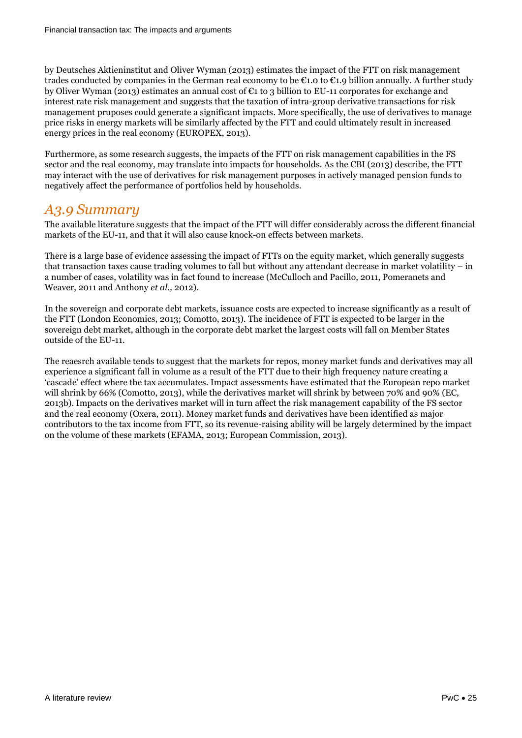by Deutsches Aktieninstitut and Oliver Wyman (2013) estimates the impact of the FTT on risk management trades conducted by companies in the German real economy to be €1.0 to €1.9 billion annually. A further study by Oliver Wyman (2013) estimates an annual cost of €1 to 3 billion to EU-11 corporates for exchange and interest rate risk management and suggests that the taxation of intra-group derivative transactions for risk management pruposes could generate a significant impacts. More specifically, the use of derivatives to manage price risks in energy markets will be similarly affected by the FTT and could ultimately result in increased energy prices in the real economy (EUROPEX, 2013).

Furthermore, as some research suggests, the impacts of the FTT on risk management capabilities in the FS sector and the real economy, may translate into impacts for households. As the CBI (2013) describe, the FTT may interact with the use of derivatives for risk management purposes in actively managed pension funds to negatively affect the performance of portfolios held by households.

## *A3.9 Summary*

The available literature suggests that the impact of the FTT will differ considerably across the different financial markets of the EU-11, and that it will also cause knock-on effects between markets.

There is a large base of evidence assessing the impact of FTTs on the equity market, which generally suggests that transaction taxes cause trading volumes to fall but without any attendant decrease in market volatility – in a number of cases, volatility was in fact found to increase (McCulloch and Pacillo, 2011, Pomeranets and Weaver, 2011 and Anthony *et al.,* 2012).

In the sovereign and corporate debt markets, issuance costs are expected to increase significantly as a result of the FTT (London Economics, 2013; Comotto, 2013). The incidence of FTT is expected to be larger in the sovereign debt market, although in the corporate debt market the largest costs will fall on Member States outside of the EU-11.

The reaesrch available tends to suggest that the markets for repos, money market funds and derivatives may all experience a significant fall in volume as a result of the FTT due to their high frequency nature creating a 'cascade' effect where the tax accumulates. Impact assessments have estimated that the European repo market will shrink by 66% (Comotto, 2013), while the derivatives market will shrink by between 70% and 90% (EC, 2013b). Impacts on the derivatives market will in turn affect the risk management capability of the FS sector and the real economy (Oxera, 2011). Money market funds and derivatives have been identified as major contributors to the tax income from FTT, so its revenue-raising ability will be largely determined by the impact on the volume of these markets (EFAMA, 2013; European Commission, 2013).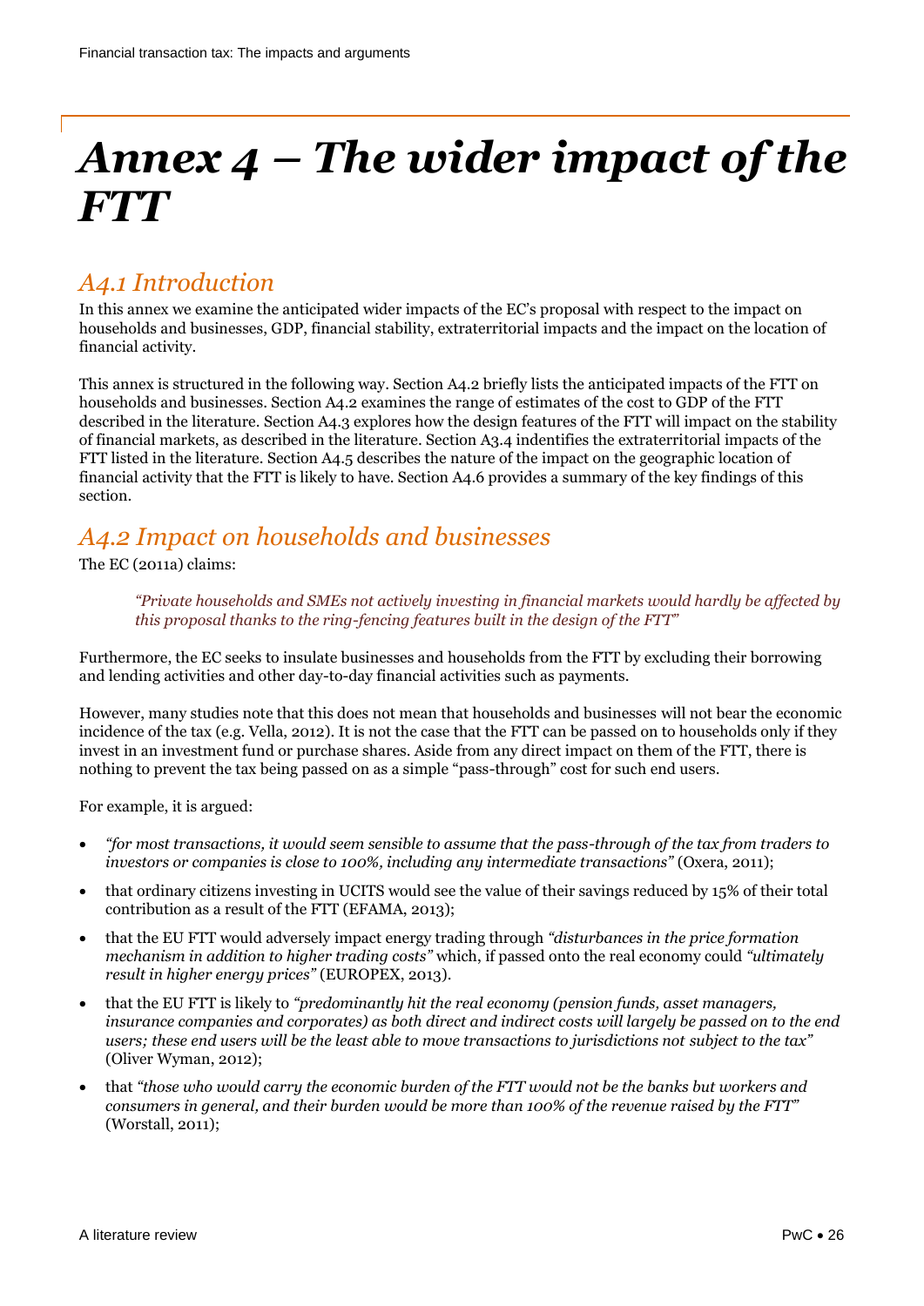# Annex 4 – The wider impact of the FTT

## A4.1 Introduction

In this annex we examine the anticipated wider impacts of the EC's proposal with respect to the impact on households and businesses, GDP, financial stability, extraterritorial impacts and the impact on the location of financial activity.

This annex is structured in the following way. Section A4.2 briefly lists the anticipated impacts of the FTT on households and businesses. Section A4.2 examines the range of estimates of the cost to GDP of the FTT described in the literature. Section A4.3 explores how the design features of the FTT will impact on the stability of financial markets, as described in the literature. Section A3.4 indentifies the extraterritorial impacts of the FTT listed in the literature. Section A4.5 describes the nature of the impact on the geographic location of financial activity that the FTT is likely to have. Section A4.6 provides a summary of the key findings of this section.

## A4.2 Impact on households and businesses

The EC (2011a) claims:

> *"Private households and SMEs not actively investing in financial markets would hardly be affected by this proposal thanks to the ring-fencing features built in the design of the FTT"*

Furthermore, the EC seeks to insulate businesses and households from the FTT by excluding their borrowing and lending activities and other day-to-day financial activities such as payments.

However, many studies note that this does not mean that households and businesses will not bear the economic incidence of the tax (e.g. Vella, 2012). It is not the case that the FTT can be passed on to households only if they invest in an investment fund or purchase shares. Aside from any direct impact on them of the FTT, there is nothing to prevent the tax being passed on as a simple "pass-through" cost for such end users.

For example, it is argued:

- *"for most transactions, it would seem sensible to assume that the pass-through of the tax from traders to investors or companies is close to 100%, including any intermediate transactions"* (Oxera, 2011);
- that ordinary citizens investing in UCITS would see the value of their savings reduced by 15% of their total contribution as a result of the FTT (EFAMA, 2013);
- that the EU FTT would adversely impact energy trading through *"disturbances in the price formation mechanism in addition to higher trading costs"* which, if passed onto the real economy could *"ultimately result in higher energy prices"* (EUROPEX, 2013).
- that the EU FTT is likely to *"predominantly hit the real economy (pension funds, asset managers, insurance companies and corporates) as both direct and indirect costs will largely be passed on to the end users; these end users will be the least able to move transactions to jurisdictions not subject to the tax"* (Oliver Wyman, 2012);
- that *"those who would carry the economic burden of the FTT would not be the banks but workers and consumers in general, and their burden would be more than 100% of the revenue raised by the FTT"* (Worstall, 2011);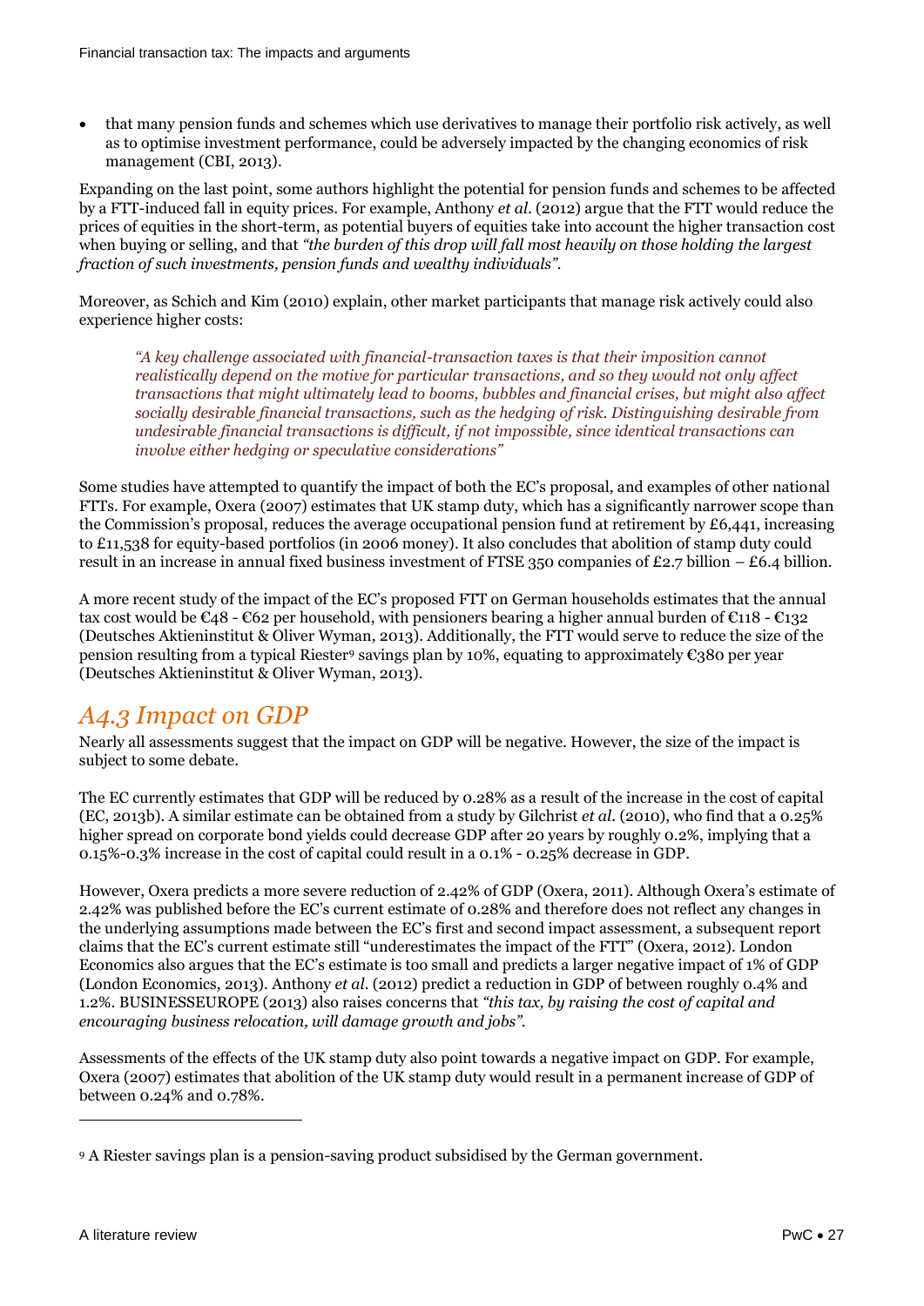- that many pension funds and schemes which use derivatives to manage their portfolio risk actively, as well as to optimise investment performance, could be adversely impacted by the changing economics of risk management (CBI, 2013).

Expanding on the last point, some authors highlight the potential for pension funds and schemes to be affected by a FTT-induced fall in equity prices. For example, Anthony *et al.* (2012) argue that the FTT would reduce the prices of equities in the short-term, as potential buyers of equities take into account the higher transaction cost when buying or selling, and that *"the burden of this drop will fall most heavily on those holding the largest fraction of such investments, pension funds and wealthy individuals"*.

Moreover, as Schich and Kim (2010) explain, other market participants that manage risk actively could also experience higher costs:

> *"A key challenge associated with financial-transaction taxes is that their imposition cannot realistically depend on the motive for particular transactions, and so they would not only affect transactions that might ultimately lead to booms, bubbles and financial crises, but might also affect socially desirable financial transactions, such as the hedging of risk. Distinguishing desirable from undesirable financial transactions is difficult, if not impossible, since identical transactions can involve either hedging or speculative considerations"*

Some studies have attempted to quantify the impact of both the EC's proposal, and examples of other national FTTs. For example, Oxera (2007) estimates that UK stamp duty, which has a significantly narrower scope than the Commission's proposal, reduces the average occupational pension fund at retirement by £6,441, increasing to £11,538 for equity-based portfolios (in 2006 money). It also concludes that abolition of stamp duty could result in an increase in annual fixed business investment of FTSE 350 companies of £2.7 billion – £6.4 billion.

A more recent study of the impact of the EC's proposed FTT on German households estimates that the annual tax cost would be €48 - €62 per household, with pensioners bearing a higher annual burden of €118 - €132 (Deutsches Aktieninstitut & Oliver Wyman, 2013). Additionally, the FTT would serve to reduce the size of the pension resulting from a typical Riester[9] savings plan by 10%, equating to approximately €380 per year (Deutsches Aktieninstitut & Oliver Wyman, 2013).

## *A4.3 Impact on GDP*

Nearly all assessments suggest that the impact on GDP will be negative. However, the size of the impact is subject to some debate.

The EC currently estimates that GDP will be reduced by 0.28% as a result of the increase in the cost of capital (EC, 2013b). A similar estimate can be obtained from a study by Gilchrist *et al.* (2010), who find that a 0.25% higher spread on corporate bond yields could decrease GDP after 20 years by roughly 0.2%, implying that a 0.15%-0.3% increase in the cost of capital could result in a 0.1% - 0.25% decrease in GDP.

However, Oxera predicts a more severe reduction of 2.42% of GDP (Oxera, 2011). Although Oxera's estimate of 2.42% was published before the EC's current estimate of 0.28% and therefore does not reflect any changes in the underlying assumptions made between the EC's first and second impact assessment, a subsequent report claims that the EC's current estimate still "underestimates the impact of the FTT" (Oxera, 2012). London Economics also argues that the EC's estimate is too small and predicts a larger negative impact of 1% of GDP (London Economics, 2013). Anthony *et al.* (2012) predict a reduction in GDP of between roughly 0.4% and 1.2%. BUSINESSEUROPE (2013) also raises concerns that *"this tax, by raising the cost of capital and encouraging business relocation, will damage growth and jobs"*.

Assessments of the effects of the UK stamp duty also point towards a negative impact on GDP. For example, Oxera (2007) estimates that abolition of the UK stamp duty would result in a permanent increase of GDP of between 0.24% and 0.78%.

---

[9] A Riester savings plan is a pension-saving product subsidised by the German government.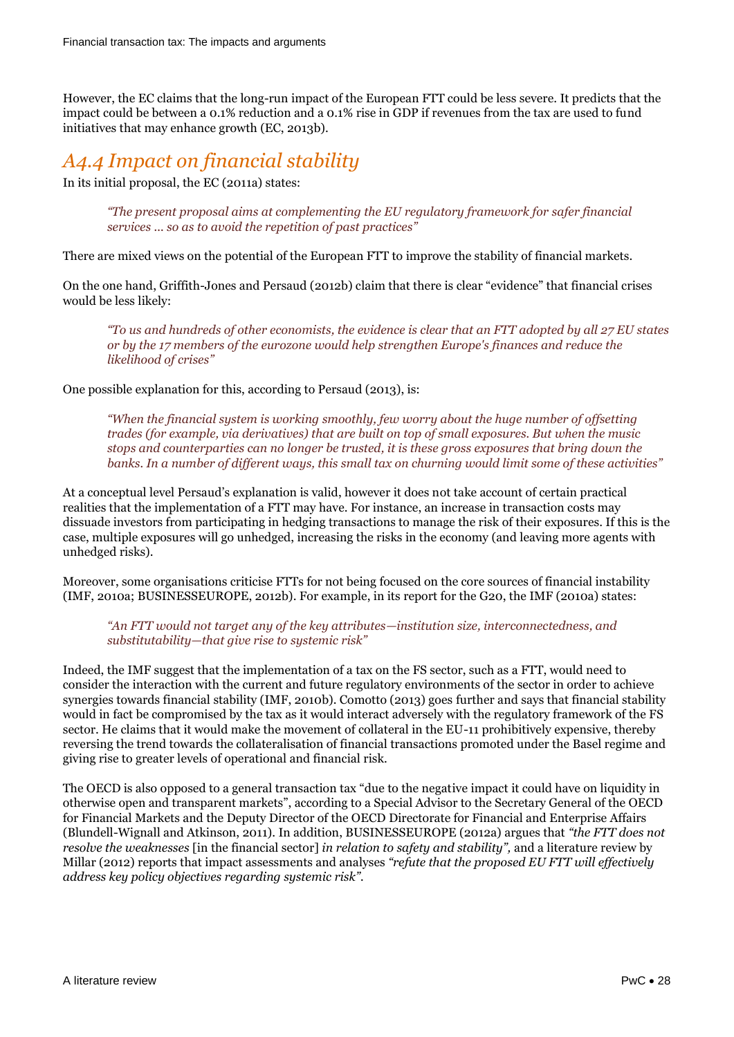However, the EC claims that the long-run impact of the European FTT could be less severe. It predicts that the impact could be between a 0.1% reduction and a 0.1% rise in GDP if revenues from the tax are used to fund initiatives that may enhance growth (EC, 2013b).

## *A4.4 Impact on financial stability*

In its initial proposal, the EC (2011a) states:

> *"The present proposal aims at complementing the EU regulatory framework for safer financial services … so as to avoid the repetition of past practices"*

There are mixed views on the potential of the European FTT to improve the stability of financial markets.

On the one hand, Griffith-Jones and Persaud (2012b) claim that there is clear "evidence" that financial crises would be less likely:

> *"To us and hundreds of other economists, the evidence is clear that an FTT adopted by all 27 EU states or by the 17 members of the eurozone would help strengthen Europe's finances and reduce the likelihood of crises"*

One possible explanation for this, according to Persaud (2013), is:

> *"When the financial system is working smoothly, few worry about the huge number of offsetting trades (for example, via derivatives) that are built on top of small exposures. But when the music stops and counterparties can no longer be trusted, it is these gross exposures that bring down the banks. In a number of different ways, this small tax on churning would limit some of these activities"*

At a conceptual level Persaud's explanation is valid, however it does not take account of certain practical realities that the implementation of a FTT may have. For instance, an increase in transaction costs may dissuade investors from participating in hedging transactions to manage the risk of their exposures. If this is the case, multiple exposures will go unhedged, increasing the risks in the economy (and leaving more agents with unhedged risks).

Moreover, some organisations criticise FTTs for not being focused on the core sources of financial instability (IMF, 2010a; BUSINESSEUROPE, 2012b). For example, in its report for the G20, the IMF (2010a) states:

> *"An FTT would not target any of the key attributes—institution size, interconnectedness, and substitutability—that give rise to systemic risk"*

Indeed, the IMF suggest that the implementation of a tax on the FS sector, such as a FTT, would need to consider the interaction with the current and future regulatory environments of the sector in order to achieve synergies towards financial stability (IMF, 2010b). Comotto (2013) goes further and says that financial stability would in fact be compromised by the tax as it would interact adversely with the regulatory framework of the FS sector. He claims that it would make the movement of collateral in the EU-11 prohibitively expensive, thereby reversing the trend towards the collateralisation of financial transactions promoted under the Basel regime and giving rise to greater levels of operational and financial risk.

The OECD is also opposed to a general transaction tax "due to the negative impact it could have on liquidity in otherwise open and transparent markets", according to a Special Advisor to the Secretary General of the OECD for Financial Markets and the Deputy Director of the OECD Directorate for Financial and Enterprise Affairs (Blundell-Wignall and Atkinson, 2011). In addition, BUSINESSEUROPE (2012a) argues that *"the FTT does not resolve the weaknesses* [in the financial sector] *in relation to safety and stability",* and a literature review by Millar (2012) reports that impact assessments and analyses *"refute that the proposed EU FTT will effectively address key policy objectives regarding systemic risk".*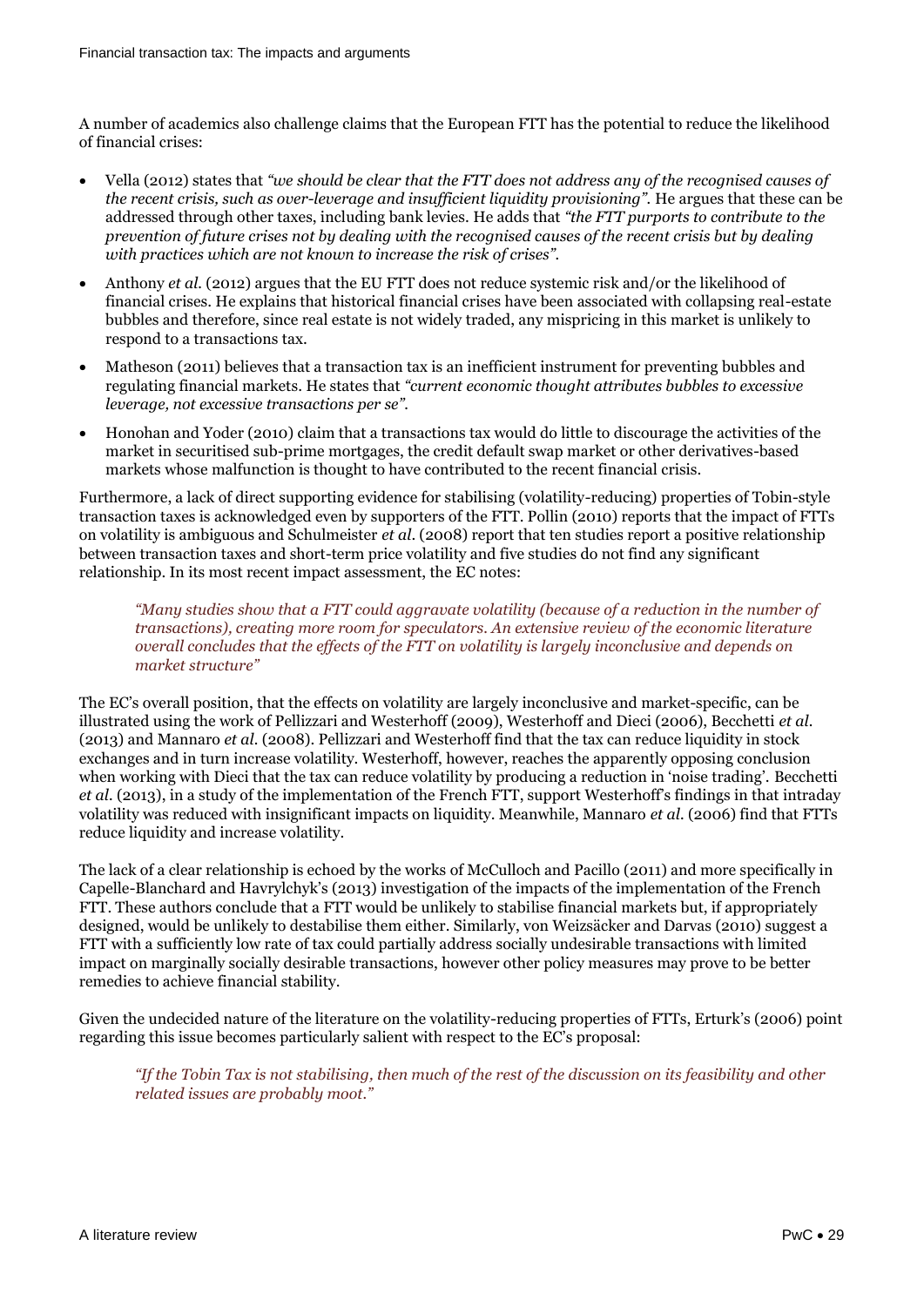A number of academics also challenge claims that the European FTT has the potential to reduce the likelihood of financial crises:

- Vella (2012) states that *"we should be clear that the FTT does not address any of the recognised causes of the recent crisis, such as over-leverage and insufficient liquidity provisioning"*. He argues that these can be addressed through other taxes, including bank levies. He adds that *"the FTT purports to contribute to the prevention of future crises not by dealing with the recognised causes of the recent crisis but by dealing with practices which are not known to increase the risk of crises"*.
- Anthony *et al.* (2012) argues that the EU FTT does not reduce systemic risk and/or the likelihood of financial crises. He explains that historical financial crises have been associated with collapsing real-estate bubbles and therefore, since real estate is not widely traded, any mispricing in this market is unlikely to respond to a transactions tax.
- Matheson (2011) believes that a transaction tax is an inefficient instrument for preventing bubbles and regulating financial markets. He states that *"current economic thought attributes bubbles to excessive leverage, not excessive transactions per se"*.
- Honohan and Yoder (2010) claim that a transactions tax would do little to discourage the activities of the market in securitised sub-prime mortgages, the credit default swap market or other derivatives-based markets whose malfunction is thought to have contributed to the recent financial crisis.

Furthermore, a lack of direct supporting evidence for stabilising (volatility-reducing) properties of Tobin-style transaction taxes is acknowledged even by supporters of the FTT. Pollin (2010) reports that the impact of FTTs on volatility is ambiguous and Schulmeister *et al.* (2008) report that ten studies report a positive relationship between transaction taxes and short-term price volatility and five studies do not find any significant relationship. In its most recent impact assessment, the EC notes:

> *"Many studies show that a FTT could aggravate volatility (because of a reduction in the number of transactions), creating more room for speculators. An extensive review of the economic literature overall concludes that the effects of the FTT on volatility is largely inconclusive and depends on market structure"*

The EC's overall position, that the effects on volatility are largely inconclusive and market-specific, can be illustrated using the work of Pellizzari and Westerhoff (2009), Westerhoff and Dieci (2006), Becchetti *et al.* (2013) and Mannaro *et al.* (2008). Pellizzari and Westerhoff find that the tax can reduce liquidity in stock exchanges and in turn increase volatility. Westerhoff, however, reaches the apparently opposing conclusion when working with Dieci that the tax can reduce volatility by producing a reduction in 'noise trading'. Becchetti *et al.* (2013), in a study of the implementation of the French FTT, support Westerhoff's findings in that intraday volatility was reduced with insignificant impacts on liquidity. Meanwhile, Mannaro *et al.* (2006) find that FTTs reduce liquidity and increase volatility.

The lack of a clear relationship is echoed by the works of McCulloch and Pacillo (2011) and more specifically in Capelle-Blanchard and Havrylchyk's (2013) investigation of the impacts of the implementation of the French FTT. These authors conclude that a FTT would be unlikely to stabilise financial markets but, if appropriately designed, would be unlikely to destabilise them either. Similarly, von Weizsäcker and Darvas (2010) suggest a FTT with a sufficiently low rate of tax could partially address socially undesirable transactions with limited impact on marginally socially desirable transactions, however other policy measures may prove to be better remedies to achieve financial stability.

Given the undecided nature of the literature on the volatility-reducing properties of FTTs, Erturk's (2006) point regarding this issue becomes particularly salient with respect to the EC's proposal:

> *"If the Tobin Tax is not stabilising, then much of the rest of the discussion on its feasibility and other related issues are probably moot."*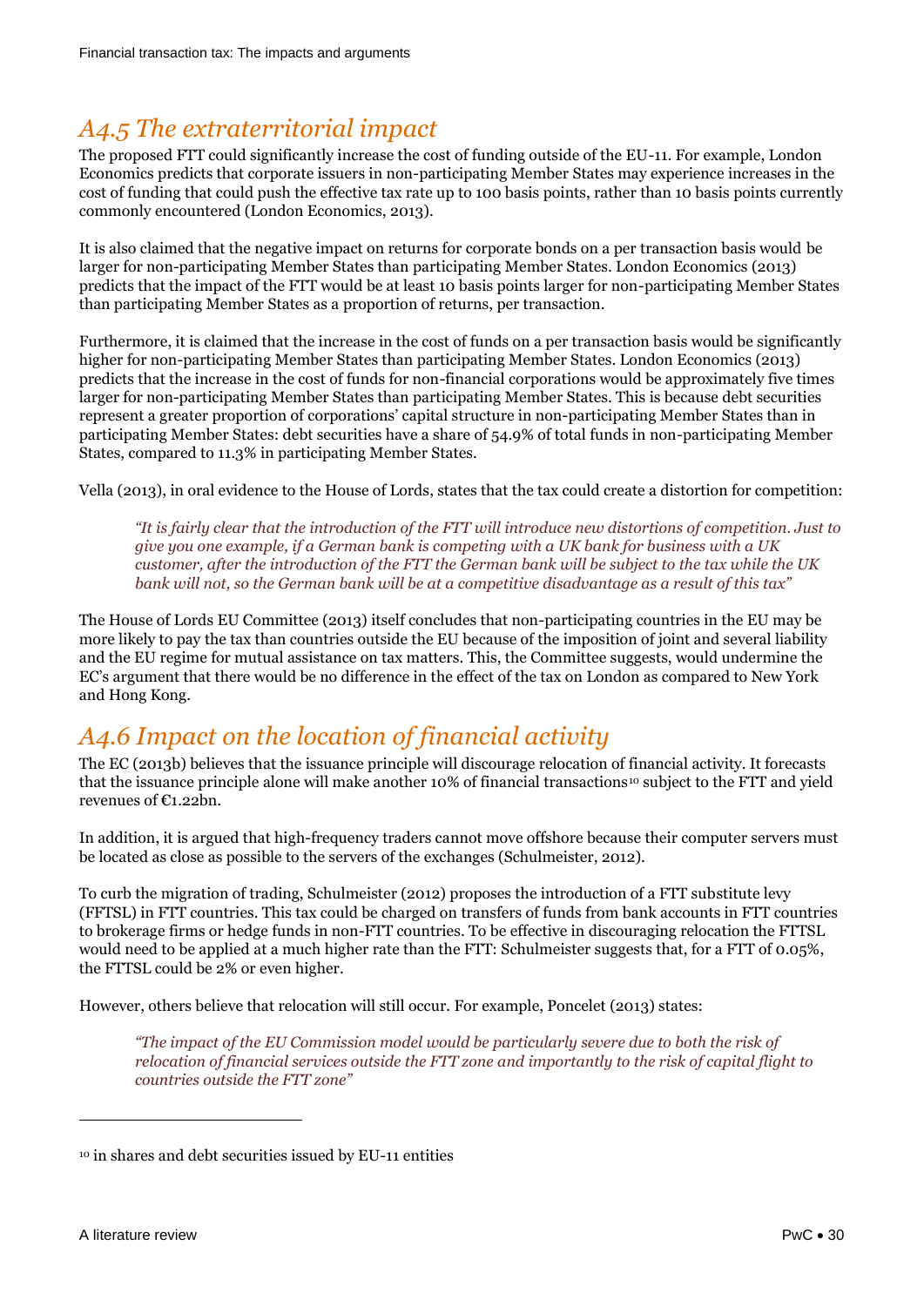## *A4.5 The extraterritorial impact*

The proposed FTT could significantly increase the cost of funding outside of the EU-11. For example, London Economics predicts that corporate issuers in non-participating Member States may experience increases in the cost of funding that could push the effective tax rate up to 100 basis points, rather than 10 basis points currently commonly encountered (London Economics, 2013).

It is also claimed that the negative impact on returns for corporate bonds on a per transaction basis would be larger for non-participating Member States than participating Member States. London Economics (2013) predicts that the impact of the FTT would be at least 10 basis points larger for non-participating Member States than participating Member States as a proportion of returns, per transaction.

Furthermore, it is claimed that the increase in the cost of funds on a per transaction basis would be significantly higher for non-participating Member States than participating Member States. London Economics (2013) predicts that the increase in the cost of funds for non-financial corporations would be approximately five times larger for non-participating Member States than participating Member States. This is because debt securities represent a greater proportion of corporations' capital structure in non-participating Member States than in participating Member States: debt securities have a share of 54.9% of total funds in non-participating Member States, compared to 11.3% in participating Member States.

Vella (2013), in oral evidence to the House of Lords, states that the tax could create a distortion for competition:

> *"It is fairly clear that the introduction of the FTT will introduce new distortions of competition. Just to give you one example, if a German bank is competing with a UK bank for business with a UK customer, after the introduction of the FTT the German bank will be subject to the tax while the UK bank will not, so the German bank will be at a competitive disadvantage as a result of this tax"*

The House of Lords EU Committee (2013) itself concludes that non-participating countries in the EU may be more likely to pay the tax than countries outside the EU because of the imposition of joint and several liability and the EU regime for mutual assistance on tax matters. This, the Committee suggests, would undermine the EC's argument that there would be no difference in the effect of the tax on London as compared to New York and Hong Kong.

## *A4.6 Impact on the location of financial activity*

The EC (2013b) believes that the issuance principle will discourage relocation of financial activity. It forecasts that the issuance principle alone will make another 10% of financial transactions[10] subject to the FTT and yield revenues of €1.22bn.

In addition, it is argued that high-frequency traders cannot move offshore because their computer servers must be located as close as possible to the servers of the exchanges (Schulmeister, 2012).

To curb the migration of trading, Schulmeister (2012) proposes the introduction of a FTT substitute levy (FFTSL) in FTT countries. This tax could be charged on transfers of funds from bank accounts in FTT countries to brokerage firms or hedge funds in non-FTT countries. To be effective in discouraging relocation the FTTSL would need to be applied at a much higher rate than the FTT: Schulmeister suggests that, for a FTT of 0.05%, the FTTSL could be 2% or even higher.

However, others believe that relocation will still occur. For example, Poncelet (2013) states:

> *"The impact of the EU Commission model would be particularly severe due to both the risk of relocation of financial services outside the FTT zone and importantly to the risk of capital flight to countries outside the FTT zone"*

---

[10] in shares and debt securities issued by EU-11 entities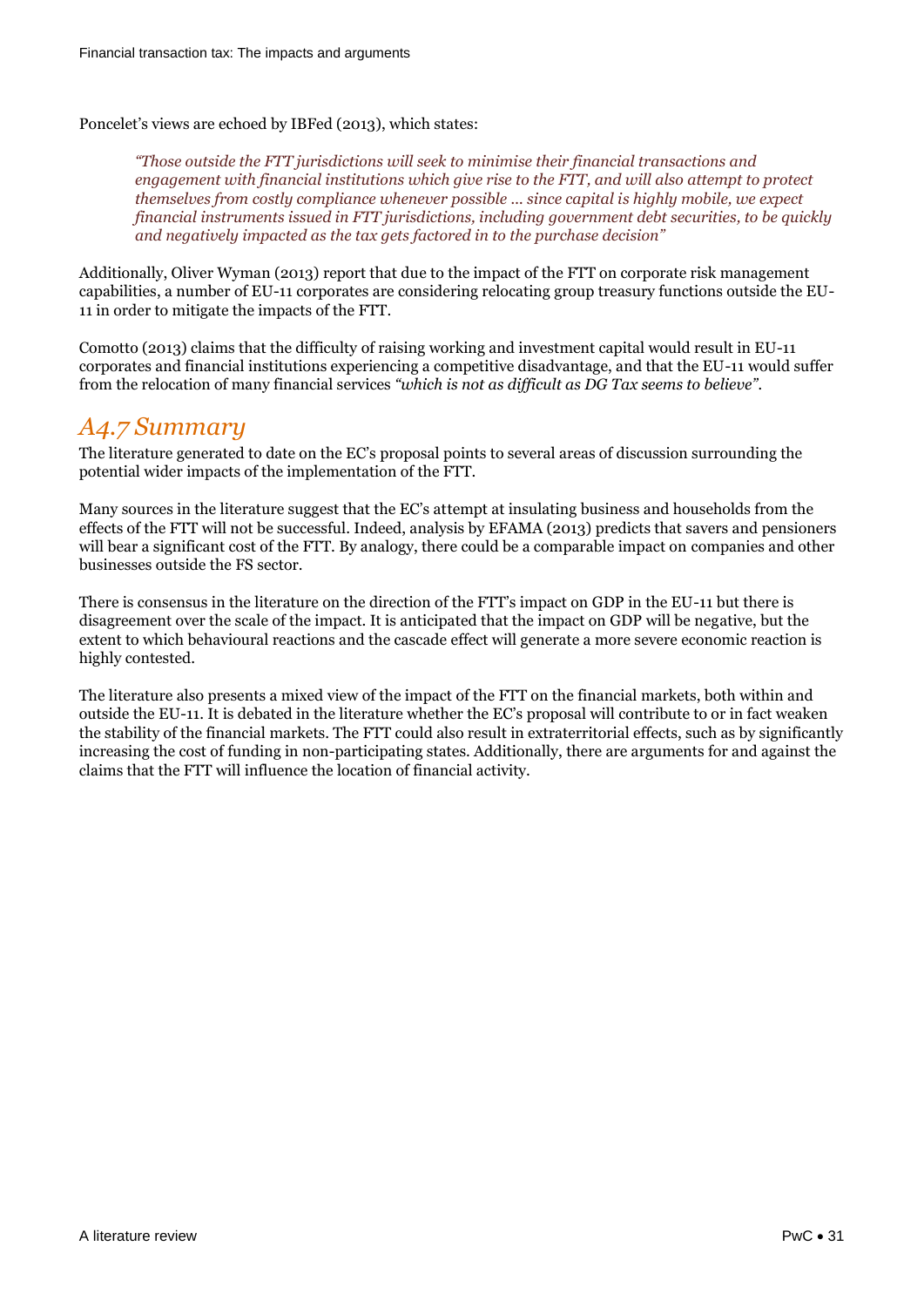Poncelet's views are echoed by IBFed (2013), which states:

> *"Those outside the FTT jurisdictions will seek to minimise their financial transactions and engagement with financial institutions which give rise to the FTT, and will also attempt to protect themselves from costly compliance whenever possible ... since capital is highly mobile, we expect financial instruments issued in FTT jurisdictions, including government debt securities, to be quickly and negatively impacted as the tax gets factored in to the purchase decision"*

Additionally, Oliver Wyman (2013) report that due to the impact of the FTT on corporate risk management capabilities, a number of EU-11 corporates are considering relocating group treasury functions outside the EU-11 in order to mitigate the impacts of the FTT.

Comotto (2013) claims that the difficulty of raising working and investment capital would result in EU-11 corporates and financial institutions experiencing a competitive disadvantage, and that the EU-11 would suffer from the relocation of many financial services *"which is not as difficult as DG Tax seems to believe"*.

## A4.7 Summary

The literature generated to date on the EC's proposal points to several areas of discussion surrounding the potential wider impacts of the implementation of the FTT.

Many sources in the literature suggest that the EC's attempt at insulating business and households from the effects of the FTT will not be successful. Indeed, analysis by EFAMA (2013) predicts that savers and pensioners will bear a significant cost of the FTT. By analogy, there could be a comparable impact on companies and other businesses outside the FS sector.

There is consensus in the literature on the direction of the FTT's impact on GDP in the EU-11 but there is disagreement over the scale of the impact. It is anticipated that the impact on GDP will be negative, but the extent to which behavioural reactions and the cascade effect will generate a more severe economic reaction is highly contested.

The literature also presents a mixed view of the impact of the FTT on the financial markets, both within and outside the EU-11. It is debated in the literature whether the EC's proposal will contribute to or in fact weaken the stability of the financial markets. The FTT could also result in extraterritorial effects, such as by significantly increasing the cost of funding in non-participating states. Additionally, there are arguments for and against the claims that the FTT will influence the location of financial activity.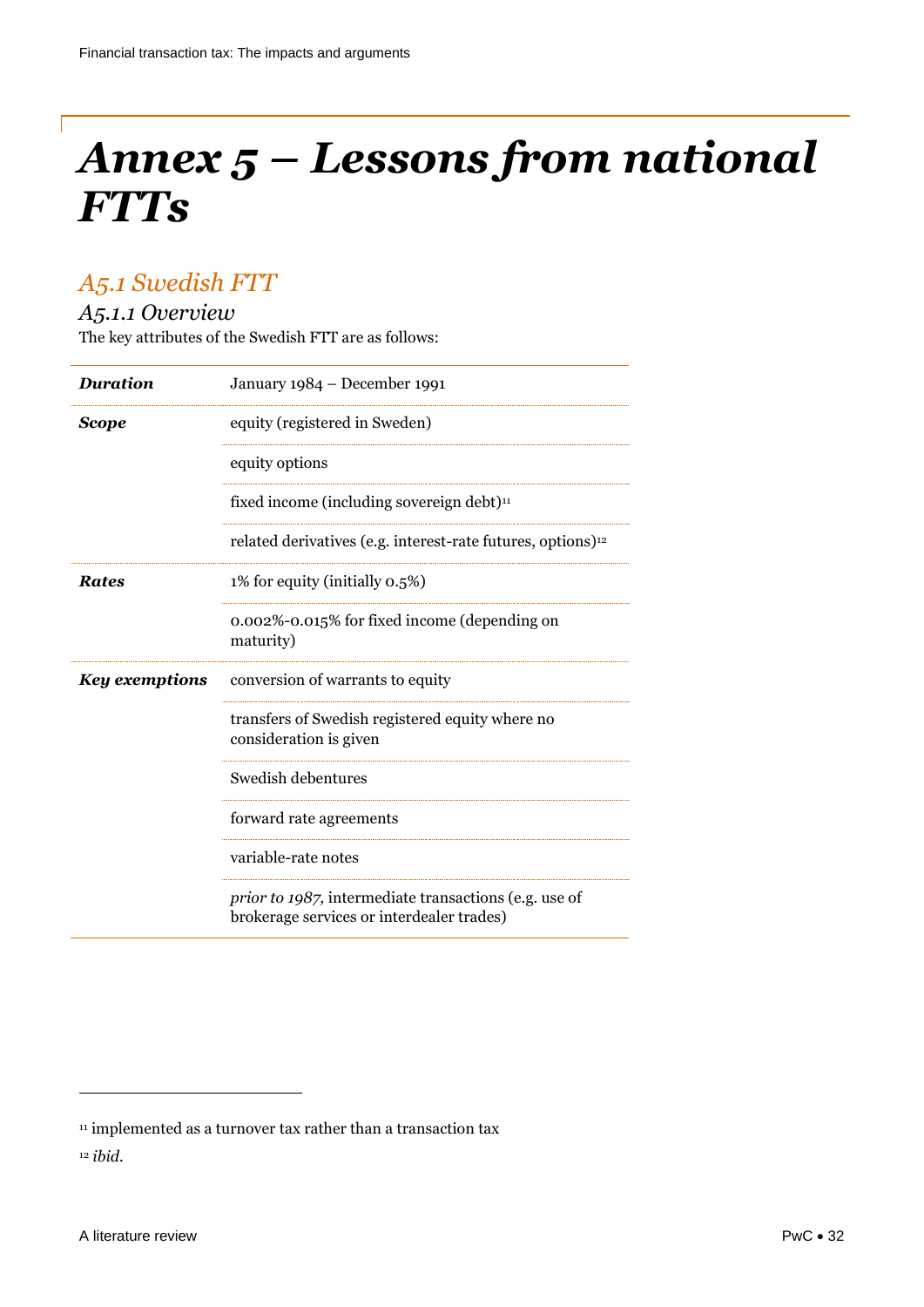# *Annex 5 – Lessons from national FTTs*

## *A5.1 Swedish FTT*

### *A5.1.1 Overview*

The key attributes of the Swedish FTT are as follows:

| | |
|---|---|
| ***Duration*** | January 1984 – December 1991 |
| ***Scope*** | equity (registered in Sweden) |
| | equity options |
| | fixed income (including sovereign debt)[11] |
| | related derivatives (e.g. interest-rate futures, options)[12] |
| ***Rates*** | 1% for equity (initially 0.5%) |
| | 0.002%-0.015% for fixed income (depending on maturity) |
| ***Key exemptions*** | conversion of warrants to equity |
| | transfers of Swedish registered equity where no consideration is given |
| | Swedish debentures |
| | forward rate agreements |
| | variable-rate notes |
| | *prior to 1987,* intermediate transactions (e.g. use of brokerage services or interdealer trades) |

---

[11] implemented as a turnover tax rather than a transaction tax

[12] *ibid.*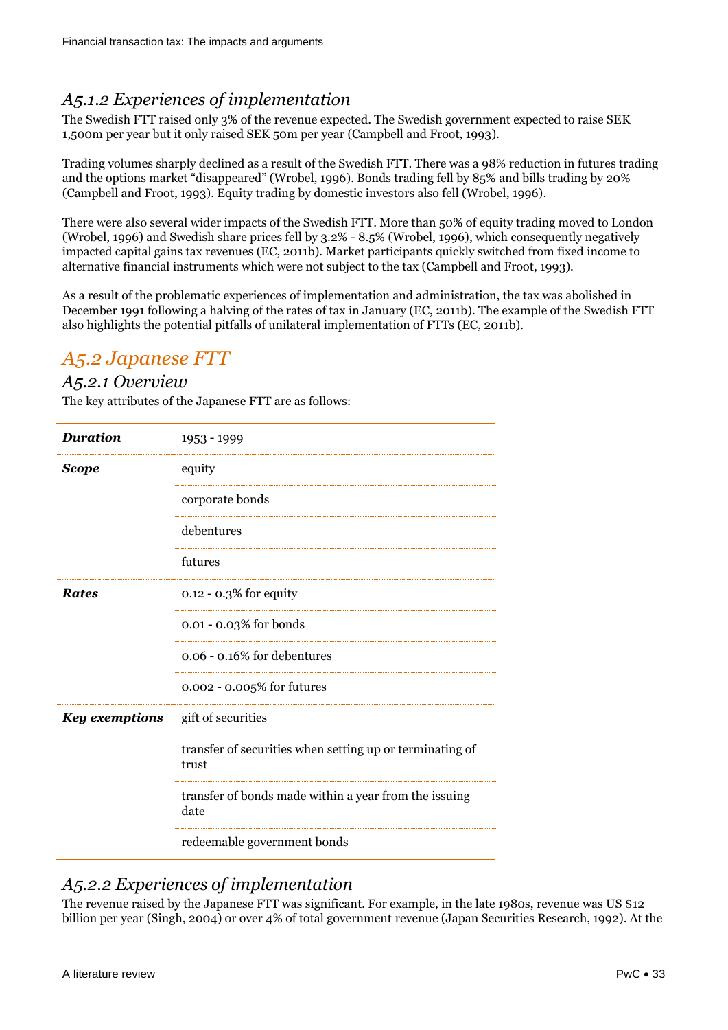### A5.1.2 Experiences of implementation

The Swedish FTT raised only 3% of the revenue expected. The Swedish government expected to raise SEK 1,500m per year but it only raised SEK 50m per year (Campbell and Froot, 1993).

Trading volumes sharply declined as a result of the Swedish FTT. There was a 98% reduction in futures trading and the options market "disappeared" (Wrobel, 1996). Bonds trading fell by 85% and bills trading by 20% (Campbell and Froot, 1993). Equity trading by domestic investors also fell (Wrobel, 1996).

There were also several wider impacts of the Swedish FTT. More than 50% of equity trading moved to London (Wrobel, 1996) and Swedish share prices fell by 3.2% - 8.5% (Wrobel, 1996), which consequently negatively impacted capital gains tax revenues (EC, 2011b). Market participants quickly switched from fixed income to alternative financial instruments which were not subject to the tax (Campbell and Froot, 1993).

As a result of the problematic experiences of implementation and administration, the tax was abolished in December 1991 following a halving of the rates of tax in January (EC, 2011b). The example of the Swedish FTT also highlights the potential pitfalls of unilateral implementation of FTTs (EC, 2011b).

## A5.2 Japanese FTT

### A5.2.1 Overview

The key attributes of the Japanese FTT are as follows:

| | |
|---|---|
| ***Duration*** | 1953 - 1999 |
| ***Scope*** | equity |
| | corporate bonds |
| | debentures |
| | futures |
| ***Rates*** | 0.12 - 0.3% for equity |
| | 0.01 - 0.03% for bonds |
| | 0.06 - 0.16% for debentures |
| | 0.002 - 0.005% for futures |
| ***Key exemptions*** | gift of securities |
| | transfer of securities when setting up or terminating of trust |
| | transfer of bonds made within a year from the issuing date |
| | redeemable government bonds |

### A5.2.2 Experiences of implementation

The revenue raised by the Japanese FTT was significant. For example, in the late 1980s, revenue was US $12 billion per year (Singh, 2004) or over 4% of total government revenue (Japan Securities Research, 1992). At the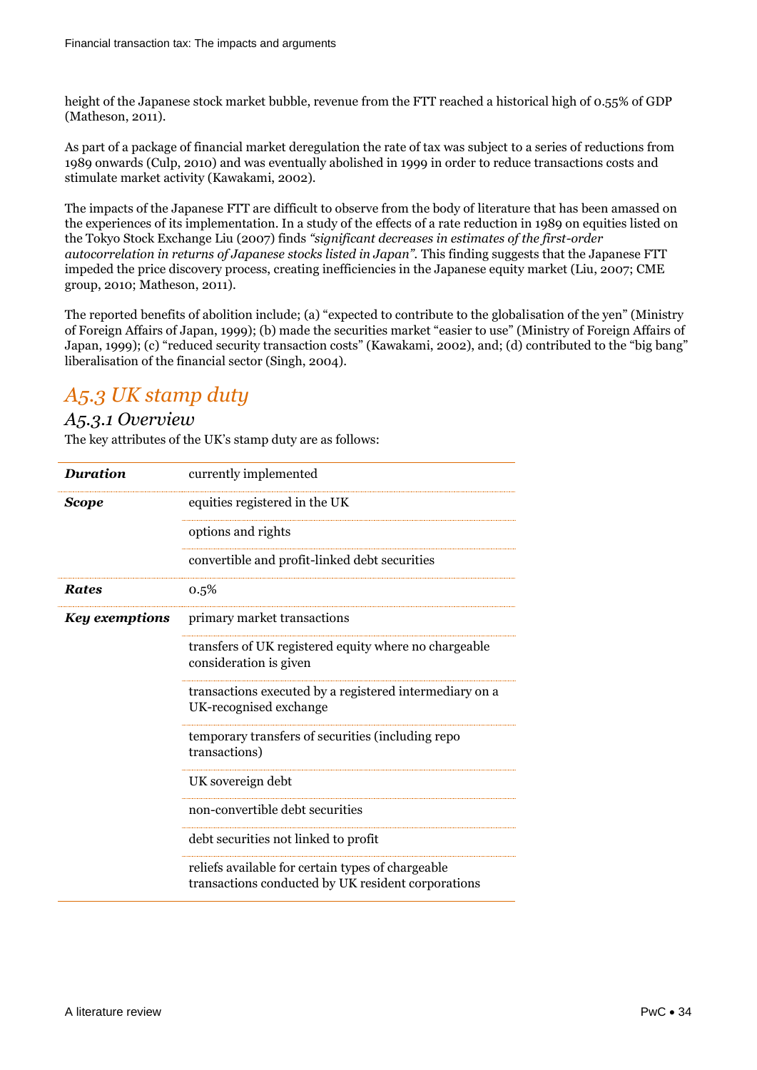height of the Japanese stock market bubble, revenue from the FTT reached a historical high of 0.55% of GDP (Matheson, 2011).

As part of a package of financial market deregulation the rate of tax was subject to a series of reductions from 1989 onwards (Culp, 2010) and was eventually abolished in 1999 in order to reduce transactions costs and stimulate market activity (Kawakami, 2002).

The impacts of the Japanese FTT are difficult to observe from the body of literature that has been amassed on the experiences of its implementation. In a study of the effects of a rate reduction in 1989 on equities listed on the Tokyo Stock Exchange Liu (2007) finds *"significant decreases in estimates of the first-order autocorrelation in returns of Japanese stocks listed in Japan"*. This finding suggests that the Japanese FTT impeded the price discovery process, creating inefficiencies in the Japanese equity market (Liu, 2007; CME group, 2010; Matheson, 2011).

The reported benefits of abolition include; (a) "expected to contribute to the globalisation of the yen" (Ministry of Foreign Affairs of Japan, 1999); (b) made the securities market "easier to use" (Ministry of Foreign Affairs of Japan, 1999); (c) "reduced security transaction costs" (Kawakami, 2002), and; (d) contributed to the "big bang" liberalisation of the financial sector (Singh, 2004).

## *A5.3 UK stamp duty*

### *A5.3.1 Overview*

The key attributes of the UK's stamp duty are as follows:

| | |
|---|---|
| ***Duration*** | currently implemented |
| ***Scope*** | equities registered in the UK |
| | options and rights |
| | convertible and profit-linked debt securities |
| ***Rates*** | 0.5% |
| ***Key exemptions*** | primary market transactions |
| | transfers of UK registered equity where no chargeable consideration is given |
| | transactions executed by a registered intermediary on a UK-recognised exchange |
| | temporary transfers of securities (including repo transactions) |
| | UK sovereign debt |
| | non-convertible debt securities |
| | debt securities not linked to profit |
| | reliefs available for certain types of chargeable transactions conducted by UK resident corporations |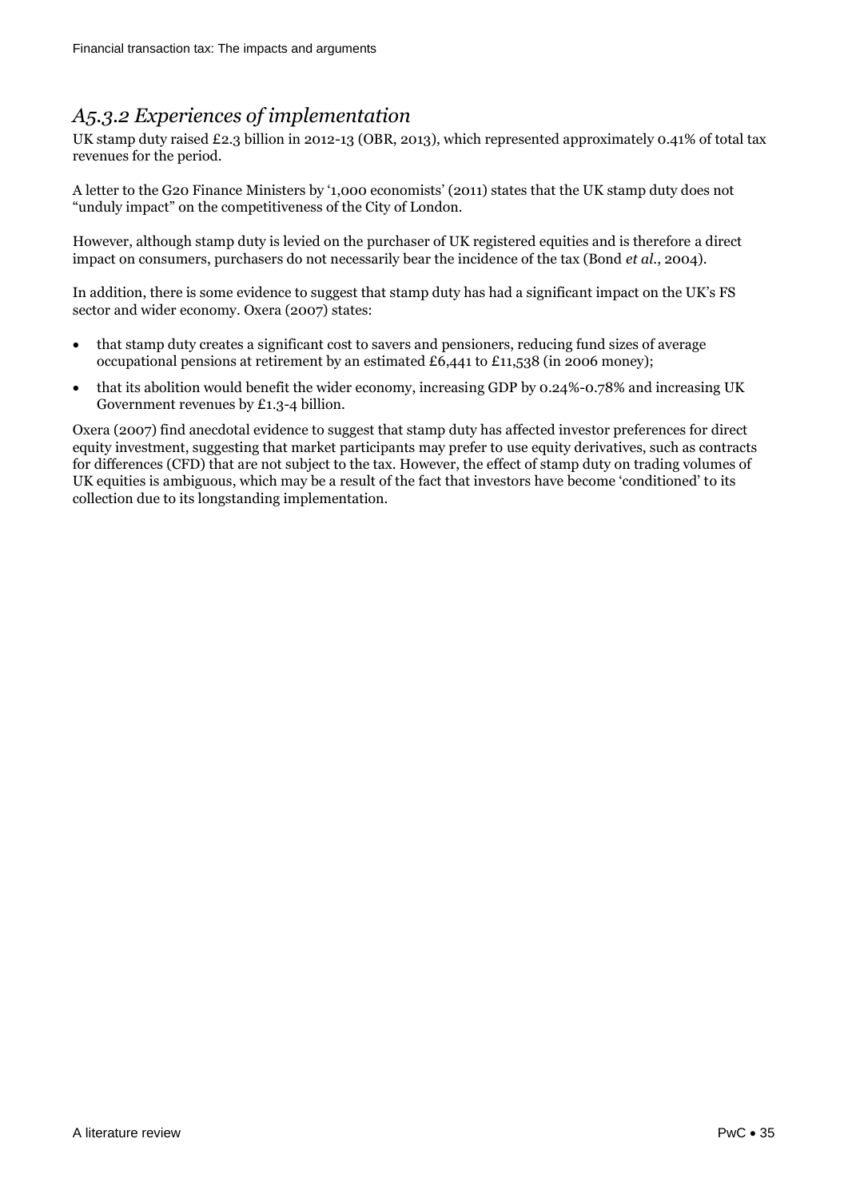### *A5.3.2 Experiences of implementation*

UK stamp duty raised £2.3 billion in 2012-13 (OBR, 2013), which represented approximately 0.41% of total tax revenues for the period.

A letter to the G20 Finance Ministers by '1,000 economists' (2011) states that the UK stamp duty does not "unduly impact" on the competitiveness of the City of London.

However, although stamp duty is levied on the purchaser of UK registered equities and is therefore a direct impact on consumers, purchasers do not necessarily bear the incidence of the tax (Bond *et al.*, 2004).

In addition, there is some evidence to suggest that stamp duty has had a significant impact on the UK's FS sector and wider economy. Oxera (2007) states:

- that stamp duty creates a significant cost to savers and pensioners, reducing fund sizes of average occupational pensions at retirement by an estimated £6,441 to £11,538 (in 2006 money);
- that its abolition would benefit the wider economy, increasing GDP by 0.24%-0.78% and increasing UK Government revenues by £1.3-4 billion.

Oxera (2007) find anecdotal evidence to suggest that stamp duty has affected investor preferences for direct equity investment, suggesting that market participants may prefer to use equity derivatives, such as contracts for differences (CFD) that are not subject to the tax. However, the effect of stamp duty on trading volumes of UK equities is ambiguous, which may be a result of the fact that investors have become 'conditioned' to its collection due to its longstanding implementation.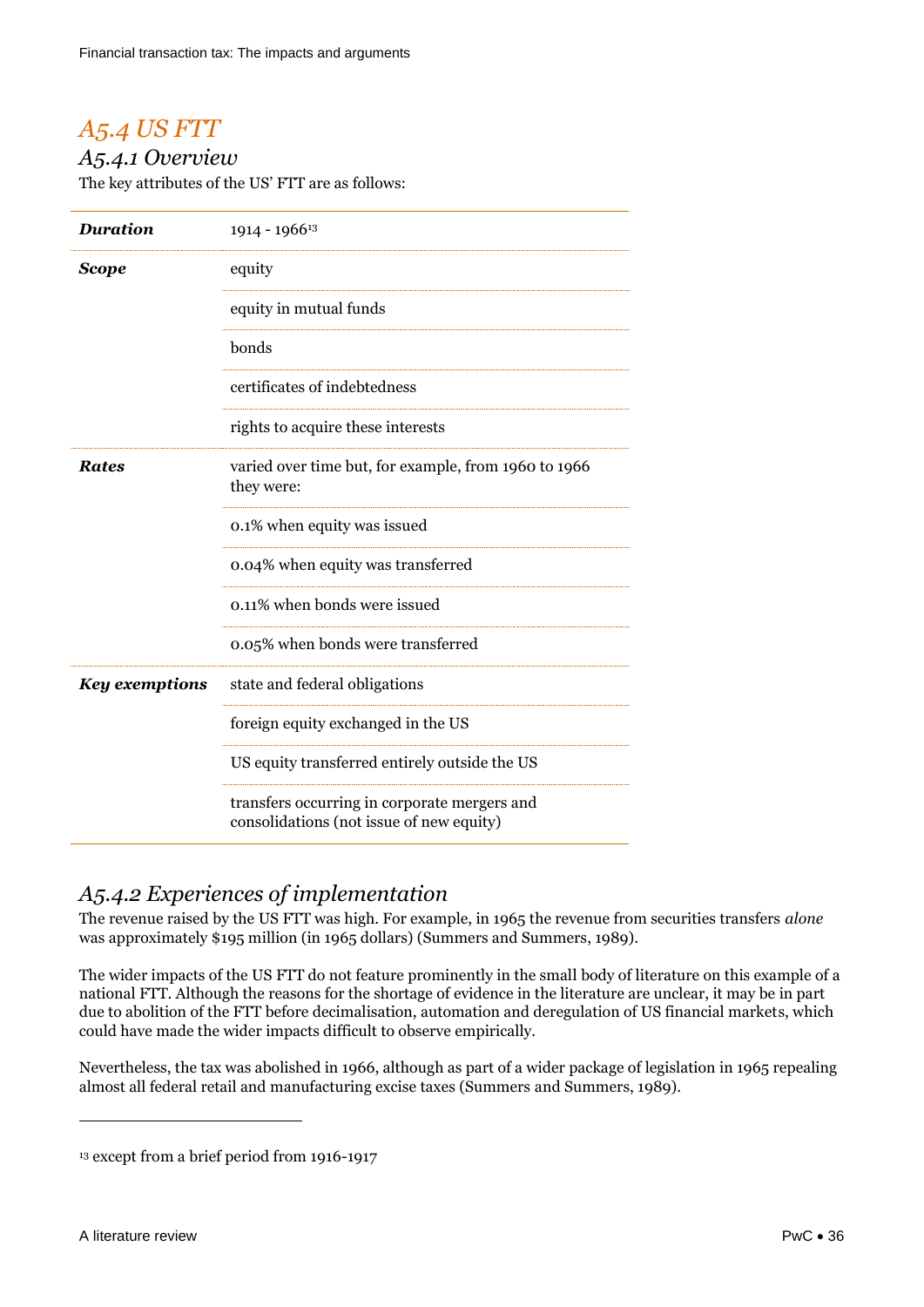## A5.4 US FTT

### A5.4.1 Overview

The key attributes of the US' FTT are as follows:

| | |
|---|---|
| ***Duration*** | 1914 - 1966[13] |
| ***Scope*** | equity |
| | equity in mutual funds |
| | bonds |
| | certificates of indebtedness |
| | rights to acquire these interests |
| ***Rates*** | varied over time but, for example, from 1960 to 1966 they were: |
| | 0.1% when equity was issued |
| | 0.04% when equity was transferred |
| | 0.11% when bonds were issued |
| | 0.05% when bonds were transferred |
| ***Key exemptions*** | state and federal obligations |
| | foreign equity exchanged in the US |
| | US equity transferred entirely outside the US |
| | transfers occurring in corporate mergers and consolidations (not issue of new equity) |

### A5.4.2 Experiences of implementation

The revenue raised by the US FTT was high. For example, in 1965 the revenue from securities transfers *alone* was approximately $195 million (in 1965 dollars) (Summers and Summers, 1989).

The wider impacts of the US FTT do not feature prominently in the small body of literature on this example of a national FTT. Although the reasons for the shortage of evidence in the literature are unclear, it may be in part due to abolition of the FTT before decimalisation, automation and deregulation of US financial markets, which could have made the wider impacts difficult to observe empirically.

Nevertheless, the tax was abolished in 1966, although as part of a wider package of legislation in 1965 repealing almost all federal retail and manufacturing excise taxes (Summers and Summers, 1989).

---

[13] except from a brief period from 1916-1917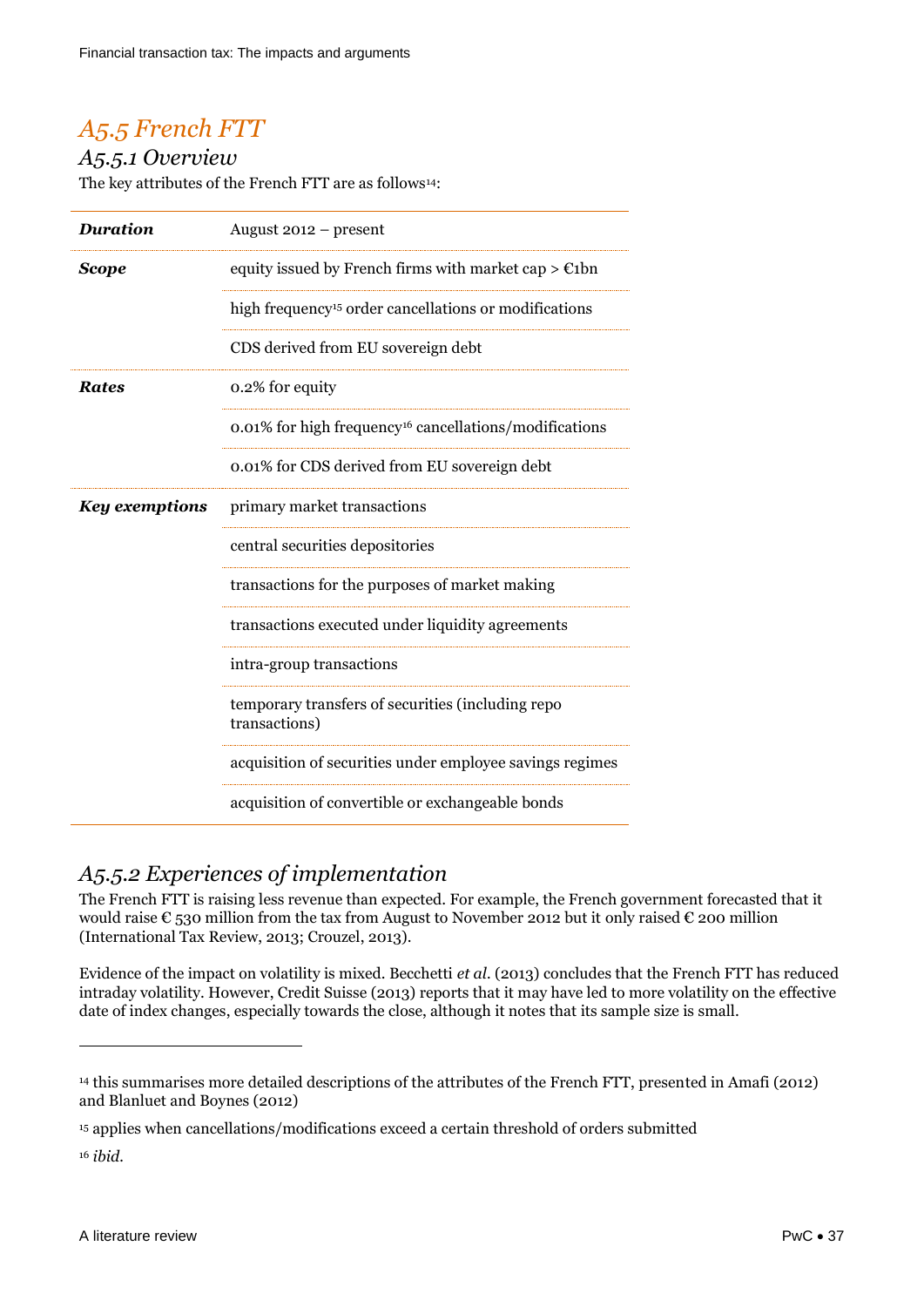## *A5.5 French FTT*

### *A5.5.1 Overview*

The key attributes of the French FTT are as follows[14]:

| | |
|---|---|
| ***Duration*** | August 2012 – present |
| ***Scope*** | equity issued by French firms with market cap > €1bn |
| | high frequency[15] order cancellations or modifications |
| | CDS derived from EU sovereign debt |
| ***Rates*** | 0.2% for equity |
| | 0.01% for high frequency[16] cancellations/modifications |
| | 0.01% for CDS derived from EU sovereign debt |
| ***Key exemptions*** | primary market transactions |
| | central securities depositories |
| | transactions for the purposes of market making |
| | transactions executed under liquidity agreements |
| | intra-group transactions |
| | temporary transfers of securities (including repo transactions) |
| | acquisition of securities under employee savings regimes |
| | acquisition of convertible or exchangeable bonds |

### *A5.5.2 Experiences of implementation*

The French FTT is raising less revenue than expected. For example, the French government forecasted that it would raise € 530 million from the tax from August to November 2012 but it only raised € 200 million (International Tax Review, 2013; Crouzel, 2013).

Evidence of the impact on volatility is mixed. Becchetti *et al.* (2013) concludes that the French FTT has reduced intraday volatility. However, Credit Suisse (2013) reports that it may have led to more volatility on the effective date of index changes, especially towards the close, although it notes that its sample size is small.

---

[14] this summarises more detailed descriptions of the attributes of the French FTT, presented in Amafi (2012) and Blanluet and Boynes (2012)

[15] applies when cancellations/modifications exceed a certain threshold of orders submitted

[16] *ibid.*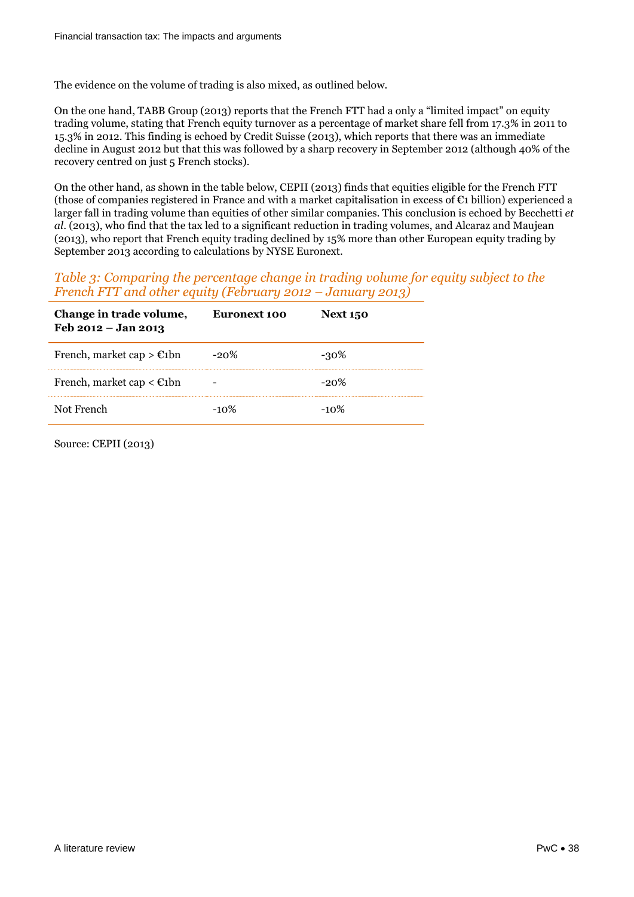The evidence on the volume of trading is also mixed, as outlined below.

On the one hand, TABB Group (2013) reports that the French FTT had a only a "limited impact" on equity trading volume, stating that French equity turnover as a percentage of market share fell from 17.3% in 2011 to 15.3% in 2012. This finding is echoed by Credit Suisse (2013), which reports that there was an immediate decline in August 2012 but that this was followed by a sharp recovery in September 2012 (although 40% of the recovery centred on just 5 French stocks).

On the other hand, as shown in the table below, CEPII (2013) finds that equities eligible for the French FTT (those of companies registered in France and with a market capitalisation in excess of €1 billion) experienced a larger fall in trading volume than equities of other similar companies. This conclusion is echoed by Becchetti *et al.* (2013), who find that the tax led to a significant reduction in trading volumes, and Alcaraz and Maujean (2013), who report that French equity trading declined by 15% more than other European equity trading by September 2013 according to calculations by NYSE Euronext.

*Table 3: Comparing the percentage change in trading volume for equity subject to the French FTT and other equity (February 2012 – January 2013)*

| **Change in trade volume, Feb 2012 – Jan 2013** | **Euronext 100** | **Next 150** |
|---|---|---|
| French, market cap > €1bn | -20% | -30% |
| French, market cap < €1bn | - | -20% |
| Not French | -10% | -10% |

Source: CEPII (2013)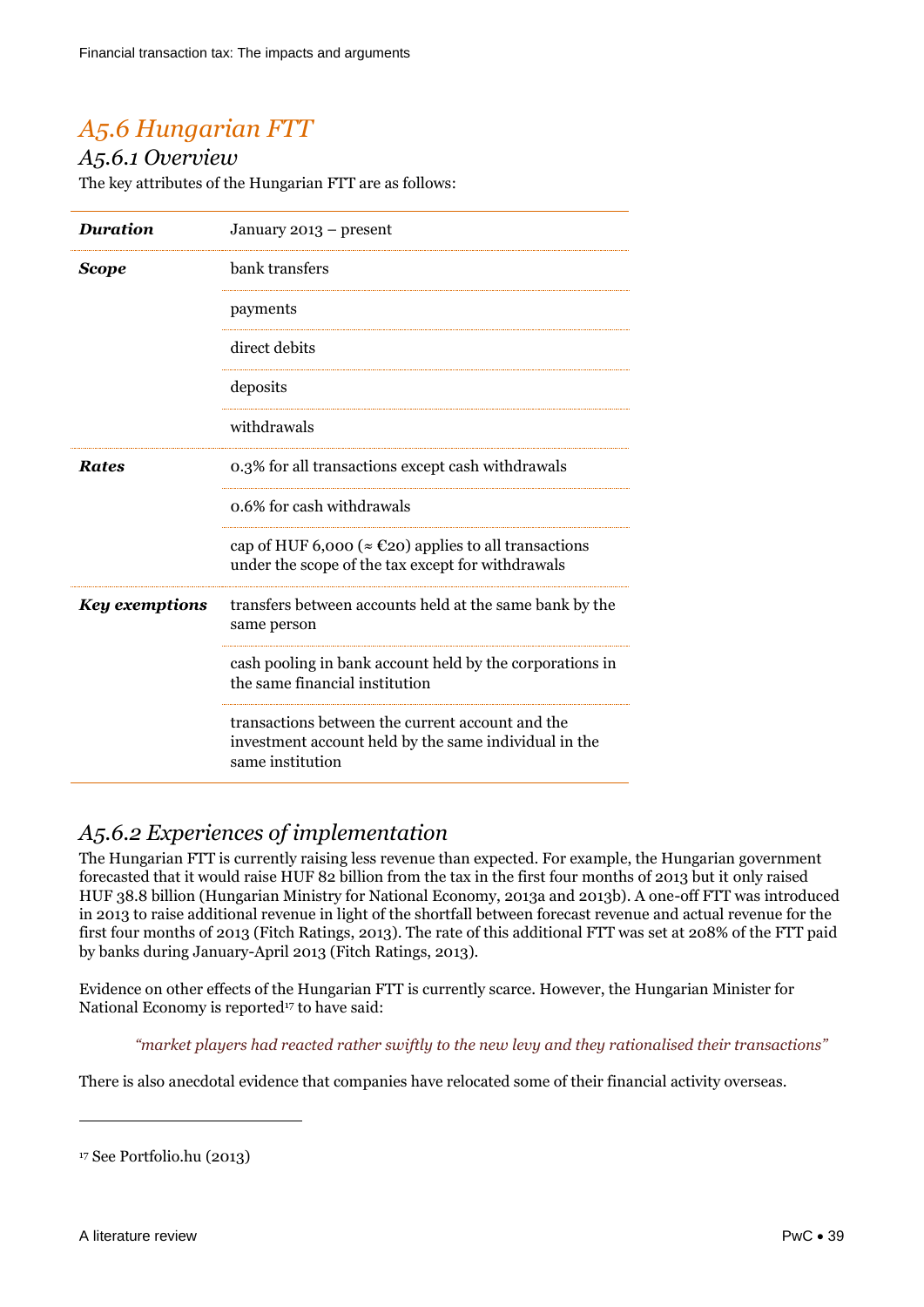## A5.6 Hungarian FTT

### A5.6.1 Overview

The key attributes of the Hungarian FTT are as follows:

| | |
|---|---|
| ***Duration*** | January 2013 – present |
| ***Scope*** | bank transfers |
| | payments |
| | direct debits |
| | deposits |
| | withdrawals |
| ***Rates*** | 0.3% for all transactions except cash withdrawals |
| | 0.6% for cash withdrawals |
| | cap of HUF 6,000 (≈ €20) applies to all transactions under the scope of the tax except for withdrawals |
| ***Key exemptions*** | transfers between accounts held at the same bank by the same person |
| | cash pooling in bank account held by the corporations in the same financial institution |
| | transactions between the current account and the investment account held by the same individual in the same institution |

### A5.6.2 Experiences of implementation

The Hungarian FTT is currently raising less revenue than expected. For example, the Hungarian government forecasted that it would raise HUF 82 billion from the tax in the first four months of 2013 but it only raised HUF 38.8 billion (Hungarian Ministry for National Economy, 2013a and 2013b). A one-off FTT was introduced in 2013 to raise additional revenue in light of the shortfall between forecast revenue and actual revenue for the first four months of 2013 (Fitch Ratings, 2013). The rate of this additional FTT was set at 208% of the FTT paid by banks during January-April 2013 (Fitch Ratings, 2013).

Evidence on other effects of the Hungarian FTT is currently scarce. However, the Hungarian Minister for National Economy is reported[17] to have said:

> *"market players had reacted rather swiftly to the new levy and they rationalised their transactions"*

There is also anecdotal evidence that companies have relocated some of their financial activity overseas.

---

[17] See Portfolio.hu (2013)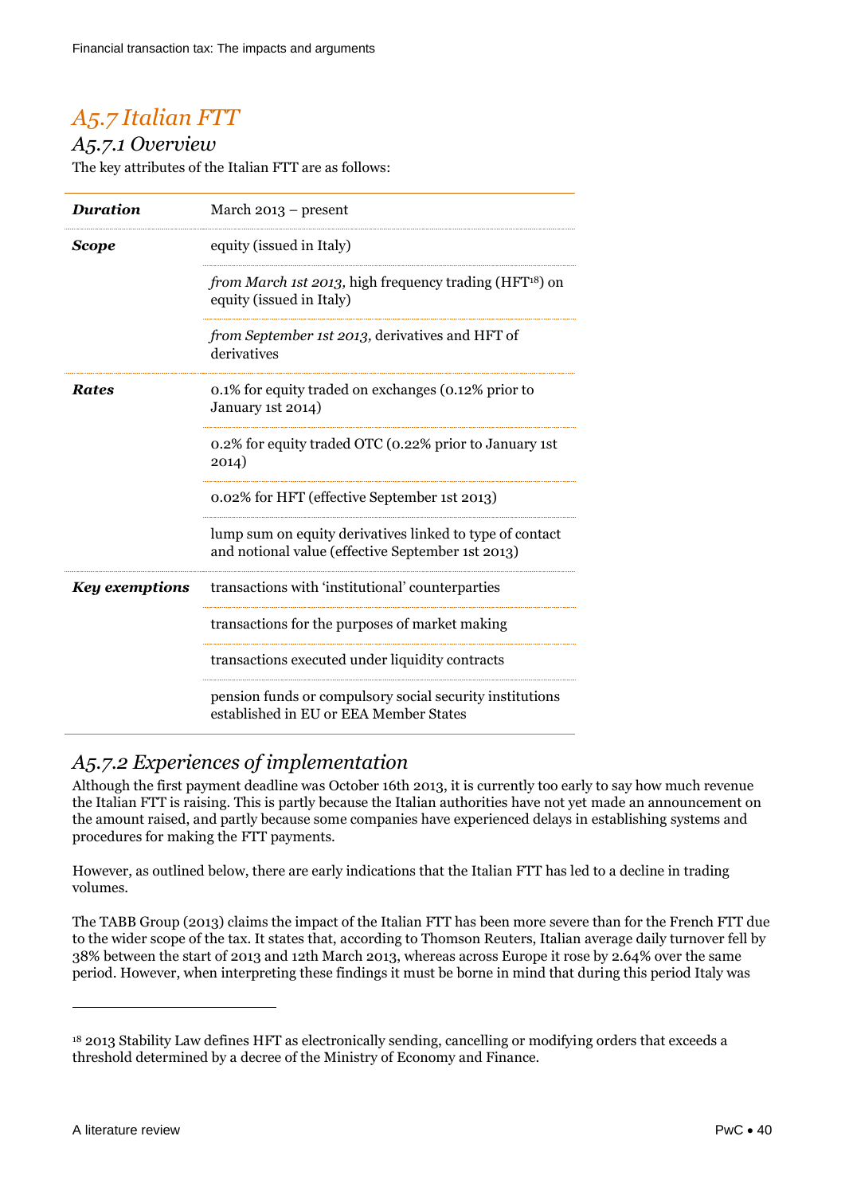## A5.7 Italian FTT

### A5.7.1 Overview

The key attributes of the Italian FTT are as follows:

| | |
|---|---|
| ***Duration*** | March 2013 – present |
| ***Scope*** | equity (issued in Italy) |
| | *from March 1st 2013,* high frequency trading (HFT[18]) on equity (issued in Italy) |
| | *from September 1st 2013,* derivatives and HFT of derivatives |
| ***Rates*** | 0.1% for equity traded on exchanges (0.12% prior to January 1st 2014) |
| | 0.2% for equity traded OTC (0.22% prior to January 1st 2014) |
| | 0.02% for HFT (effective September 1st 2013) |
| | lump sum on equity derivatives linked to type of contact and notional value (effective September 1st 2013) |
| ***Key exemptions*** | transactions with 'institutional' counterparties |
| | transactions for the purposes of market making |
| | transactions executed under liquidity contracts |
| | pension funds or compulsory social security institutions established in EU or EEA Member States |

### A5.7.2 Experiences of implementation

Although the first payment deadline was October 16th 2013, it is currently too early to say how much revenue the Italian FTT is raising. This is partly because the Italian authorities have not yet made an announcement on the amount raised, and partly because some companies have experienced delays in establishing systems and procedures for making the FTT payments.

However, as outlined below, there are early indications that the Italian FTT has led to a decline in trading volumes.

The TABB Group (2013) claims the impact of the Italian FTT has been more severe than for the French FTT due to the wider scope of the tax. It states that, according to Thomson Reuters, Italian average daily turnover fell by 38% between the start of 2013 and 12th March 2013, whereas across Europe it rose by 2.64% over the same period. However, when interpreting these findings it must be borne in mind that during this period Italy was

[18] 2013 Stability Law defines HFT as electronically sending, cancelling or modifying orders that exceeds a threshold determined by a decree of the Ministry of Economy and Finance.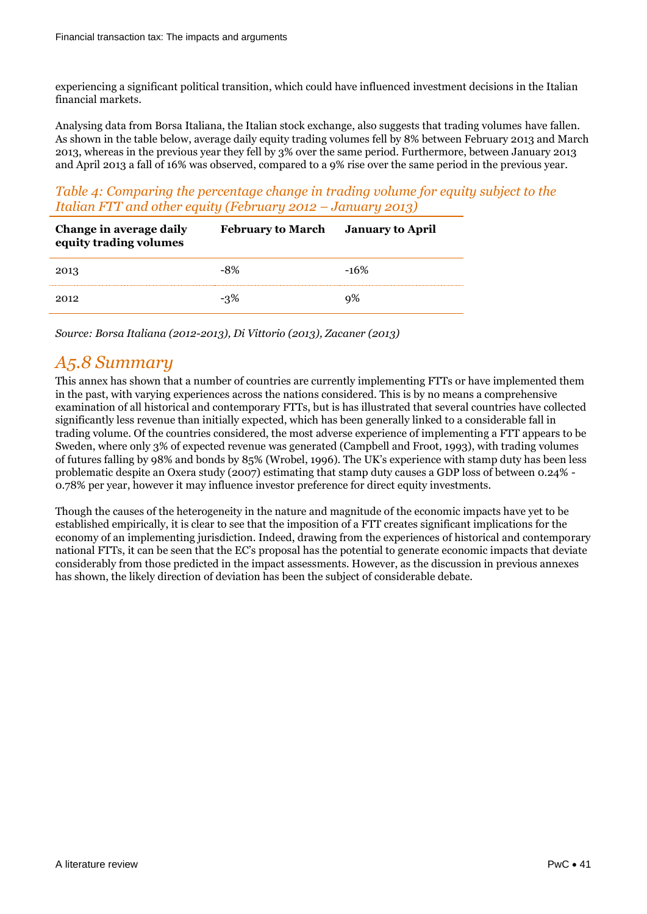experiencing a significant political transition, which could have influenced investment decisions in the Italian financial markets.

Analysing data from Borsa Italiana, the Italian stock exchange, also suggests that trading volumes have fallen. As shown in the table below, average daily equity trading volumes fell by 8% between February 2013 and March 2013, whereas in the previous year they fell by 3% over the same period. Furthermore, between January 2013 and April 2013 a fall of 16% was observed, compared to a 9% rise over the same period in the previous year.

*Table 4: Comparing the percentage change in trading volume for equity subject to the Italian FTT and other equity (February 2012 – January 2013)*

| Change in average daily equity trading volumes | February to March | January to April |
| --- | --- | --- |
| 2013 | -8% | -16% |
| 2012 | -3% | 9% |

*Source: Borsa Italiana (2012-2013), Di Vittorio (2013), Zacaner (2013)*

## *A5.8 Summary*

This annex has shown that a number of countries are currently implementing FTTs or have implemented them in the past, with varying experiences across the nations considered. This is by no means a comprehensive examination of all historical and contemporary FTTs, but is has illustrated that several countries have collected significantly less revenue than initially expected, which has been generally linked to a considerable fall in trading volume. Of the countries considered, the most adverse experience of implementing a FTT appears to be Sweden, where only 3% of expected revenue was generated (Campbell and Froot, 1993), with trading volumes of futures falling by 98% and bonds by 85% (Wrobel, 1996). The UK's experience with stamp duty has been less problematic despite an Oxera study (2007) estimating that stamp duty causes a GDP loss of between 0.24% - 0.78% per year, however it may influence investor preference for direct equity investments.

Though the causes of the heterogeneity in the nature and magnitude of the economic impacts have yet to be established empirically, it is clear to see that the imposition of a FTT creates significant implications for the economy of an implementing jurisdiction. Indeed, drawing from the experiences of historical and contemporary national FTTs, it can be seen that the EC's proposal has the potential to generate economic impacts that deviate considerably from those predicted in the impact assessments. However, as the discussion in previous annexes has shown, the likely direction of deviation has been the subject of considerable debate.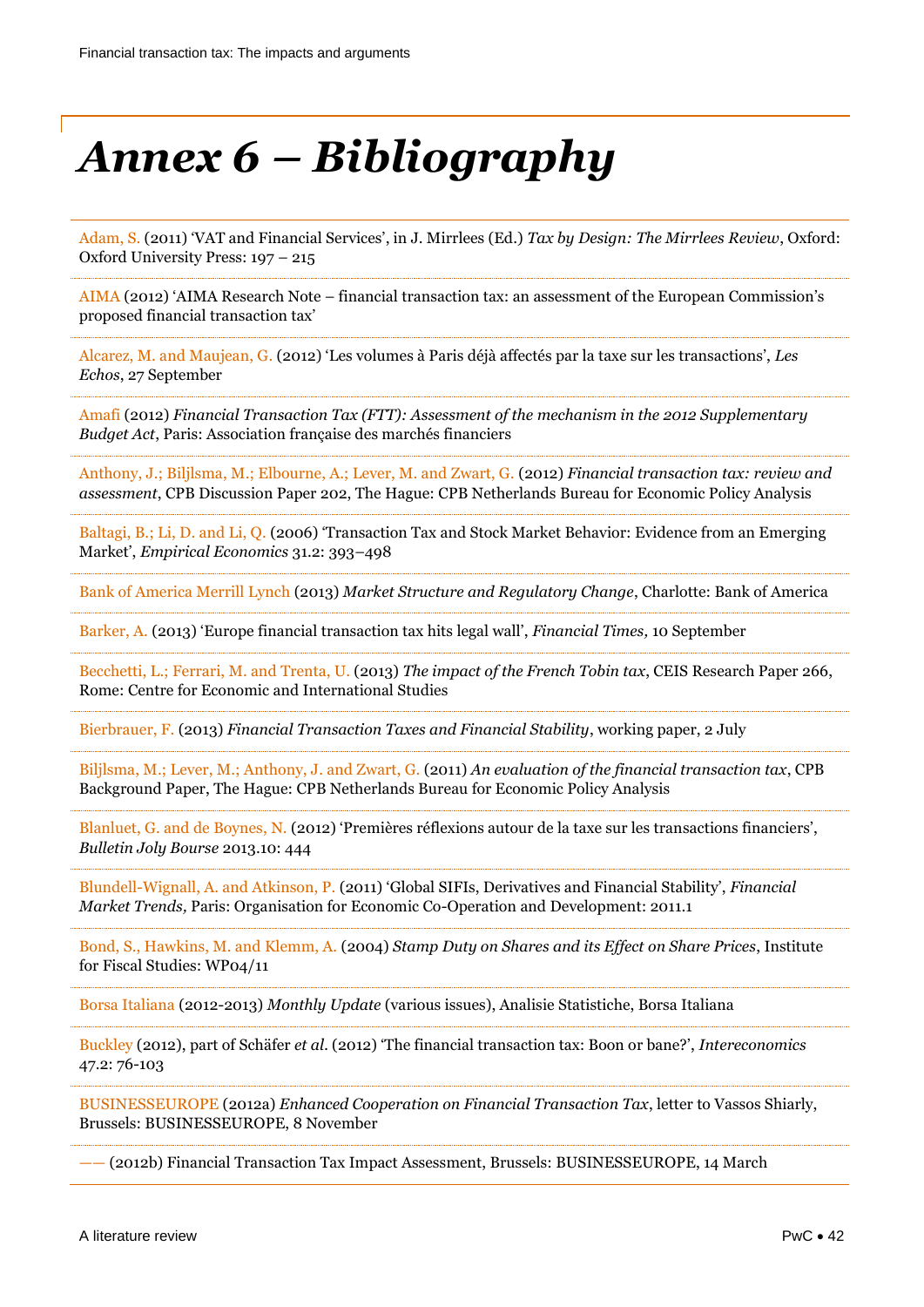# *Annex 6 – Bibliography*

Adam, S. (2011) 'VAT and Financial Services', in J. Mirrlees (Ed.) *Tax by Design: The Mirrlees Review*, Oxford: Oxford University Press: 197 – 215

AIMA (2012) 'AIMA Research Note – financial transaction tax: an assessment of the European Commission's proposed financial transaction tax'

Alcarez, M. and Maujean, G. (2012) 'Les volumes à Paris déjà affectés par la taxe sur les transactions', *Les Echos*, 27 September

Amafi (2012) *Financial Transaction Tax (FTT): Assessment of the mechanism in the 2012 Supplementary Budget Act*, Paris: Association française des marchés financiers

Anthony, J.; Biljlsma, M.; Elbourne, A.; Lever, M. and Zwart, G. (2012) *Financial transaction tax: review and assessment*, CPB Discussion Paper 202, The Hague: CPB Netherlands Bureau for Economic Policy Analysis

Baltagi, B.; Li, D. and Li, Q. (2006) 'Transaction Tax and Stock Market Behavior: Evidence from an Emerging Market', *Empirical Economics* 31.2: 393–498

Bank of America Merrill Lynch (2013) *Market Structure and Regulatory Change*, Charlotte: Bank of America

Barker, A. (2013) 'Europe financial transaction tax hits legal wall', *Financial Times,* 10 September

Becchetti, L.; Ferrari, M. and Trenta, U. (2013) *The impact of the French Tobin tax*, CEIS Research Paper 266, Rome: Centre for Economic and International Studies

Bierbrauer, F. (2013) *Financial Transaction Taxes and Financial Stability*, working paper, 2 July

Biljlsma, M.; Lever, M.; Anthony, J. and Zwart, G. (2011) *An evaluation of the financial transaction tax*, CPB Background Paper, The Hague: CPB Netherlands Bureau for Economic Policy Analysis

Blanluet, G. and de Boynes, N. (2012) 'Premières réflexions autour de la taxe sur les transactions financiers', *Bulletin Joly Bourse* 2013.10: 444

Blundell-Wignall, A. and Atkinson, P. (2011) 'Global SIFIs, Derivatives and Financial Stability', *Financial Market Trends,* Paris: Organisation for Economic Co-Operation and Development: 2011.1

Bond, S., Hawkins, M. and Klemm, A. (2004) *Stamp Duty on Shares and its Effect on Share Prices*, Institute for Fiscal Studies: WP04/11

Borsa Italiana (2012-2013) *Monthly Update* (various issues), Analisie Statistiche, Borsa Italiana

Buckley (2012), part of Schäfer *et al*. (2012) 'The financial transaction tax: Boon or bane?', *Intereconomics* 47.2: 76-103

BUSINESSEUROPE (2012a) *Enhanced Cooperation on Financial Transaction Tax*, letter to Vassos Shiarly, Brussels: BUSINESSEUROPE, 8 November

—— (2012b) Financial Transaction Tax Impact Assessment, Brussels: BUSINESSEUROPE, 14 March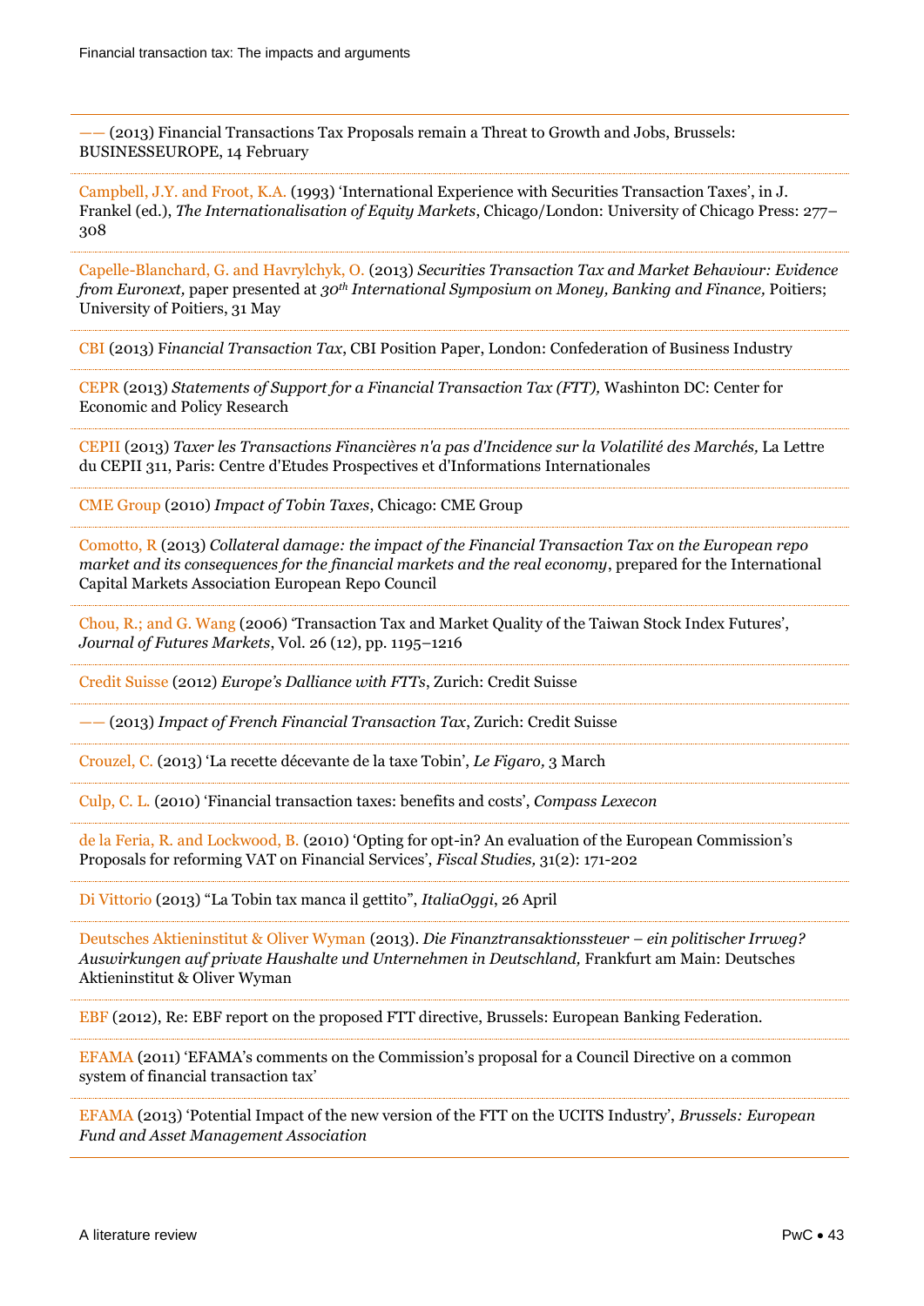—— (2013) Financial Transactions Tax Proposals remain a Threat to Growth and Jobs, Brussels: BUSINESSEUROPE, 14 February

Campbell, J.Y. and Froot, K.A. (1993) 'International Experience with Securities Transaction Taxes', in J. Frankel (ed.), *The Internationalisation of Equity Markets*, Chicago/London: University of Chicago Press: 277–308

Capelle-Blanchard, G. and Havrylchyk, O. (2013) *Securities Transaction Tax and Market Behaviour: Evidence from Euronext,* paper presented at *30th International Symposium on Money, Banking and Finance,* Poitiers; University of Poitiers, 31 May

CBI (2013) *Financial Transaction Tax*, CBI Position Paper, London: Confederation of Business Industry

CEPR (2013) *Statements of Support for a Financial Transaction Tax (FTT),* Washinton DC: Center for Economic and Policy Research

CEPII (2013) *Taxer les Transactions Financières n'a pas d'Incidence sur la Volatilité des Marchés,* La Lettre du CEPII 311, Paris: Centre d'Etudes Prospectives et d'Informations Internationales

CME Group (2010) *Impact of Tobin Taxes*, Chicago: CME Group

Comotto, R (2013) *Collateral damage: the impact of the Financial Transaction Tax on the European repo market and its consequences for the financial markets and the real economy*, prepared for the International Capital Markets Association European Repo Council

Chou, R.; and G. Wang (2006) 'Transaction Tax and Market Quality of the Taiwan Stock Index Futures', *Journal of Futures Markets*, Vol. 26 (12), pp. 1195–1216

Credit Suisse (2012) *Europe's Dalliance with FTTs*, Zurich: Credit Suisse

—— (2013) *Impact of French Financial Transaction Tax*, Zurich: Credit Suisse

Crouzel, C. (2013) 'La recette décevante de la taxe Tobin', *Le Figaro,* 3 March

Culp, C. L. (2010) 'Financial transaction taxes: benefits and costs', *Compass Lexecon*

de la Feria, R. and Lockwood, B. (2010) 'Opting for opt-in? An evaluation of the European Commission's Proposals for reforming VAT on Financial Services', *Fiscal Studies,* 31(2): 171-202

Di Vittorio (2013) "La Tobin tax manca il gettito", *ItaliaOggi*, 26 April

Deutsches Aktieninstitut & Oliver Wyman (2013). *Die Finanztransaktionssteuer – ein politischer Irrweg? Auswirkungen auf private Haushalte und Unternehmen in Deutschland,* Frankfurt am Main: Deutsches Aktieninstitut & Oliver Wyman

EBF (2012), Re: EBF report on the proposed FTT directive, Brussels: European Banking Federation.

EFAMA (2011) 'EFAMA's comments on the Commission's proposal for a Council Directive on a common system of financial transaction tax'

EFAMA (2013) 'Potential Impact of the new version of the FTT on the UCITS Industry', *Brussels: European Fund and Asset Management Association*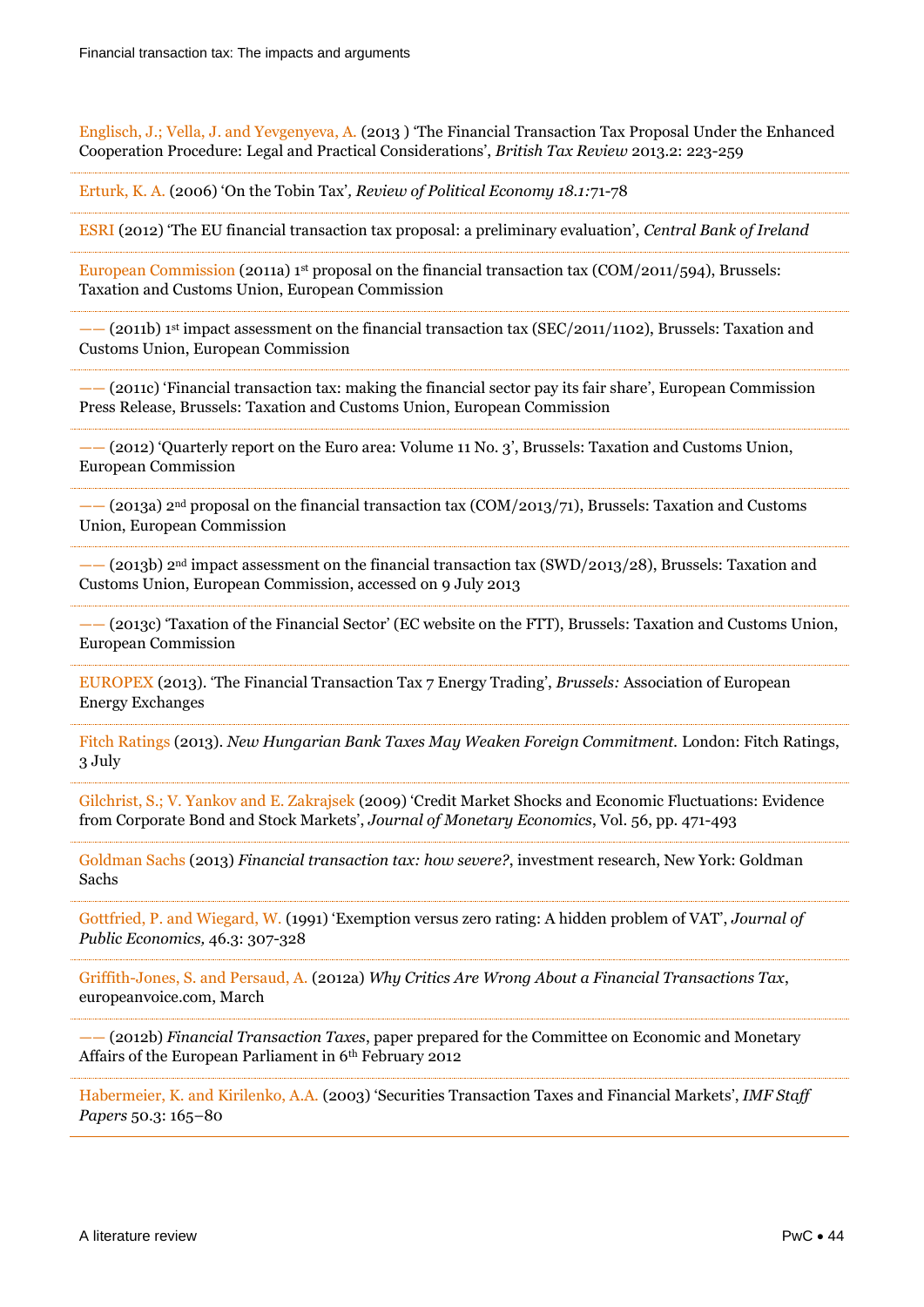Englisch, J.; Vella, J. and Yevgenyeva, A. (2013 ) 'The Financial Transaction Tax Proposal Under the Enhanced Cooperation Procedure: Legal and Practical Considerations', *British Tax Review* 2013.2: 223-259

Erturk, K. A. (2006) 'On the Tobin Tax', *Review of Political Economy 18.1:*71-78

ESRI (2012) 'The EU financial transaction tax proposal: a preliminary evaluation', *Central Bank of Ireland*

European Commission (2011a) 1st proposal on the financial transaction tax (COM/2011/594), Brussels: Taxation and Customs Union, European Commission

—— (2011b) 1st impact assessment on the financial transaction tax (SEC/2011/1102), Brussels: Taxation and Customs Union, European Commission

—— (2011c) 'Financial transaction tax: making the financial sector pay its fair share', European Commission Press Release, Brussels: Taxation and Customs Union, European Commission

—— (2012) 'Quarterly report on the Euro area: Volume 11 No. 3', Brussels: Taxation and Customs Union, European Commission

—— (2013a) 2nd proposal on the financial transaction tax (COM/2013/71), Brussels: Taxation and Customs Union, European Commission

—— (2013b) 2nd impact assessment on the financial transaction tax (SWD/2013/28), Brussels: Taxation and Customs Union, European Commission, accessed on 9 July 2013

—— (2013c) 'Taxation of the Financial Sector' (EC website on the FTT), Brussels: Taxation and Customs Union, European Commission

EUROPEX (2013). 'The Financial Transaction Tax 7 Energy Trading', *Brussels:* Association of European Energy Exchanges

Fitch Ratings (2013). *New Hungarian Bank Taxes May Weaken Foreign Commitment.* London: Fitch Ratings, 3 July

Gilchrist, S.; V. Yankov and E. Zakrajsek (2009) 'Credit Market Shocks and Economic Fluctuations: Evidence from Corporate Bond and Stock Markets', *Journal of Monetary Economics*, Vol. 56, pp. 471-493

Goldman Sachs (2013) *Financial transaction tax: how severe?*, investment research, New York: Goldman Sachs

Gottfried, P. and Wiegard, W. (1991) 'Exemption versus zero rating: A hidden problem of VAT', *Journal of Public Economics,* 46.3: 307-328

Griffith-Jones, S. and Persaud, A. (2012a) *Why Critics Are Wrong About a Financial Transactions Tax*, europeanvoice.com, March

—— (2012b) *Financial Transaction Taxes*, paper prepared for the Committee on Economic and Monetary Affairs of the European Parliament in 6th February 2012

Habermeier, K. and Kirilenko, A.A. (2003) 'Securities Transaction Taxes and Financial Markets', *IMF Staff Papers* 50.3: 165–80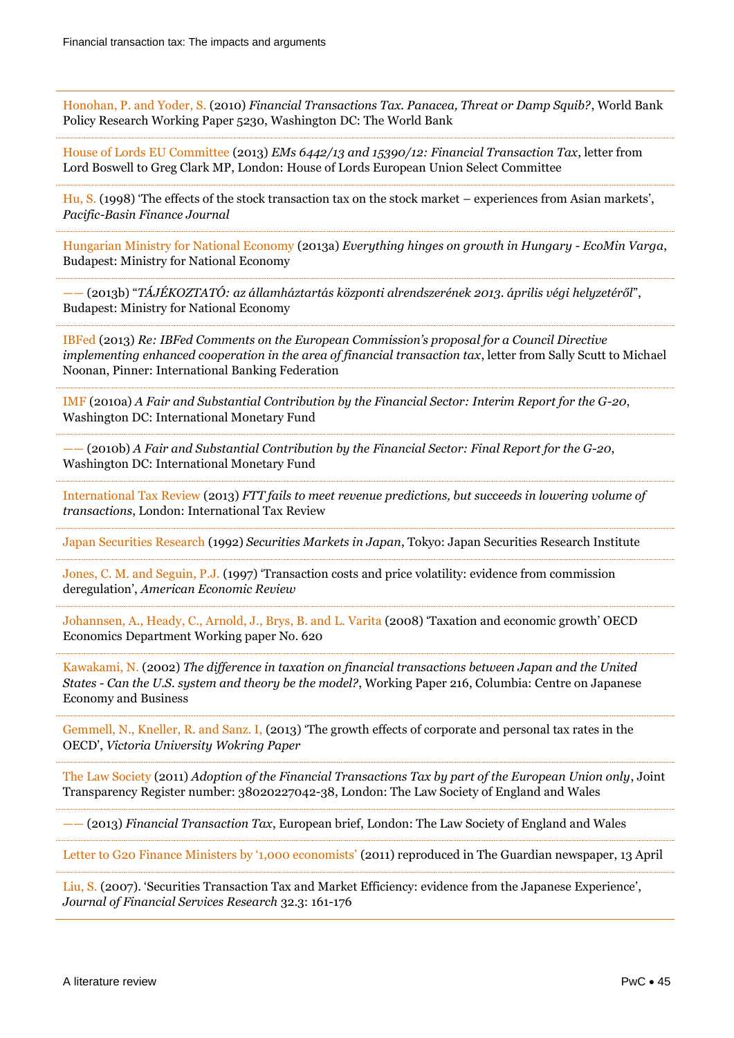Honohan, P. and Yoder, S. (2010) *Financial Transactions Tax. Panacea, Threat or Damp Squib?*, World Bank Policy Research Working Paper 5230, Washington DC: The World Bank

House of Lords EU Committee (2013) *EMs 6442/13 and 15390/12: Financial Transaction Tax*, letter from Lord Boswell to Greg Clark MP, London: House of Lords European Union Select Committee

Hu, S. (1998) 'The effects of the stock transaction tax on the stock market – experiences from Asian markets', *Pacific-Basin Finance Journal*

Hungarian Ministry for National Economy (2013a) *Everything hinges on growth in Hungary - EcoMin Varga*, Budapest: Ministry for National Economy

—— (2013b) "*TÁJÉKOZTATÓ: az államháztartás központi alrendszerének 2013. április végi helyzetéről*", Budapest: Ministry for National Economy

IBFed (2013) *Re: IBFed Comments on the European Commission's proposal for a Council Directive implementing enhanced cooperation in the area of financial transaction tax*, letter from Sally Scutt to Michael Noonan, Pinner: International Banking Federation

IMF (2010a) *A Fair and Substantial Contribution by the Financial Sector: Interim Report for the G-20*, Washington DC: International Monetary Fund

—— (2010b) *A Fair and Substantial Contribution by the Financial Sector: Final Report for the G-20*, Washington DC: International Monetary Fund

International Tax Review (2013) *FTT fails to meet revenue predictions, but succeeds in lowering volume of transactions*, London: International Tax Review

Japan Securities Research (1992) *Securities Markets in Japan*, Tokyo: Japan Securities Research Institute

Jones, C. M. and Seguin, P.J. (1997) 'Transaction costs and price volatility: evidence from commission deregulation', *American Economic Review*

Johannsen, A., Heady, C., Arnold, J., Brys, B. and L. Varita (2008) 'Taxation and economic growth' OECD Economics Department Working paper No. 620

Kawakami, N. (2002) *The difference in taxation on financial transactions between Japan and the United States - Can the U.S. system and theory be the model?*, Working Paper 216, Columbia: Centre on Japanese Economy and Business

Gemmell, N., Kneller, R. and Sanz. I, (2013) 'The growth effects of corporate and personal tax rates in the OECD', *Victoria University Wokring Paper*

The Law Society (2011) *Adoption of the Financial Transactions Tax by part of the European Union only*, Joint Transparency Register number: 38020227042-38, London: The Law Society of England and Wales

—— (2013) *Financial Transaction Tax*, European brief, London: The Law Society of England and Wales

Letter to G20 Finance Ministers by '1,000 economists' (2011) reproduced in The Guardian newspaper, 13 April

Liu, S. (2007). 'Securities Transaction Tax and Market Efficiency: evidence from the Japanese Experience', *Journal of Financial Services Research* 32.3: 161-176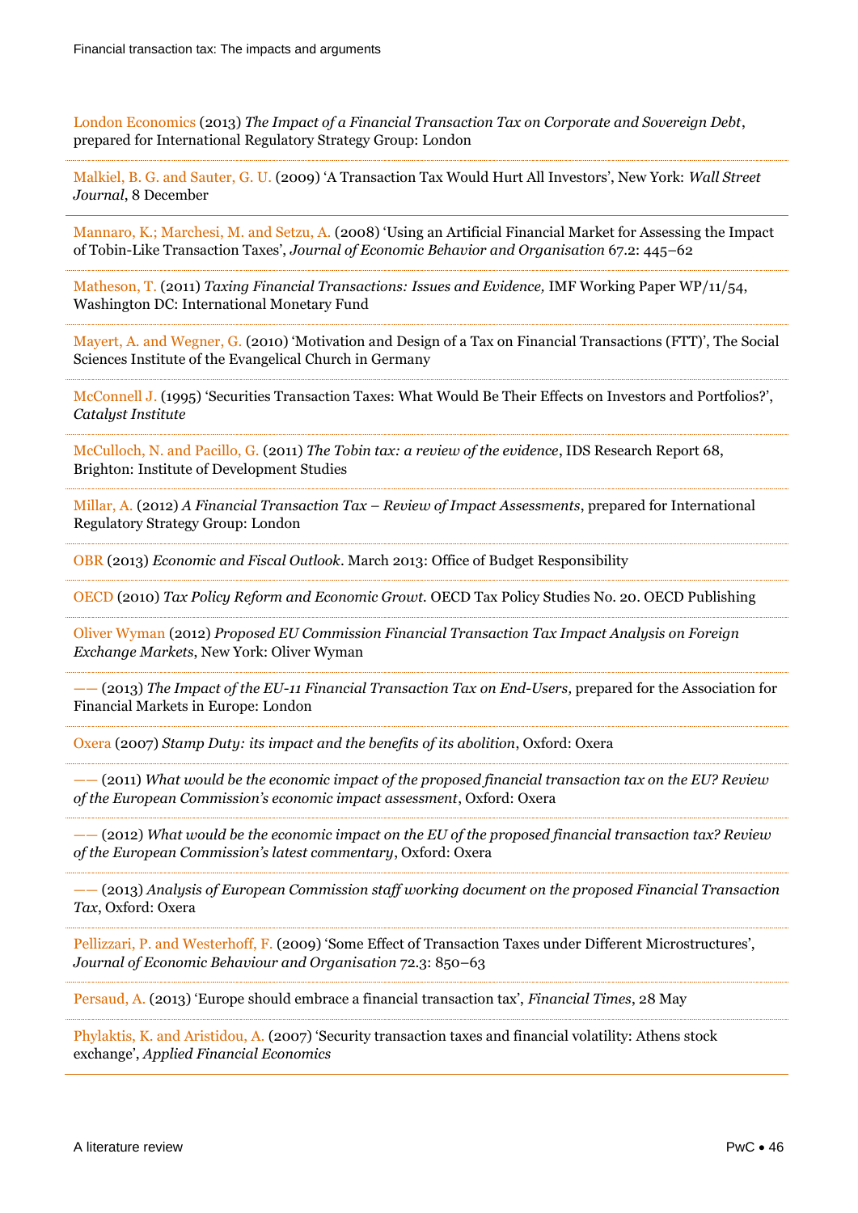London Economics (2013) *The Impact of a Financial Transaction Tax on Corporate and Sovereign Debt*, prepared for International Regulatory Strategy Group: London

Malkiel, B. G. and Sauter, G. U. (2009) 'A Transaction Tax Would Hurt All Investors', New York: *Wall Street Journal*, 8 December

Mannaro, K.; Marchesi, M. and Setzu, A. (2008) 'Using an Artificial Financial Market for Assessing the Impact of Tobin-Like Transaction Taxes', *Journal of Economic Behavior and Organisation* 67.2: 445–62

Matheson, T. (2011) *Taxing Financial Transactions: Issues and Evidence,* IMF Working Paper WP/11/54, Washington DC: International Monetary Fund

Mayert, A. and Wegner, G. (2010) 'Motivation and Design of a Tax on Financial Transactions (FTT)', The Social Sciences Institute of the Evangelical Church in Germany

McConnell J. (1995) 'Securities Transaction Taxes: What Would Be Their Effects on Investors and Portfolios?', *Catalyst Institute*

McCulloch, N. and Pacillo, G. (2011) *The Tobin tax: a review of the evidence*, IDS Research Report 68, Brighton: Institute of Development Studies

Millar, A. (2012) *A Financial Transaction Tax – Review of Impact Assessments*, prepared for International Regulatory Strategy Group: London

OBR (2013) *Economic and Fiscal Outlook*. March 2013: Office of Budget Responsibility

OECD (2010) *Tax Policy Reform and Economic Growt*. OECD Tax Policy Studies No. 20. OECD Publishing

Oliver Wyman (2012) *Proposed EU Commission Financial Transaction Tax Impact Analysis on Foreign Exchange Markets*, New York: Oliver Wyman

—— (2013) *The Impact of the EU-11 Financial Transaction Tax on End-Users,* prepared for the Association for Financial Markets in Europe: London

Oxera (2007) *Stamp Duty: its impact and the benefits of its abolition*, Oxford: Oxera

—— (2011) *What would be the economic impact of the proposed financial transaction tax on the EU? Review of the European Commission's economic impact assessment*, Oxford: Oxera

—— (2012) *What would be the economic impact on the EU of the proposed financial transaction tax? Review of the European Commission's latest commentary*, Oxford: Oxera

—— (2013) *Analysis of European Commission staff working document on the proposed Financial Transaction Tax*, Oxford: Oxera

Pellizzari, P. and Westerhoff, F. (2009) 'Some Effect of Transaction Taxes under Different Microstructures', *Journal of Economic Behaviour and Organisation* 72.3: 850–63

Persaud, A. (2013) 'Europe should embrace a financial transaction tax', *Financial Times*, 28 May

Phylaktis, K. and Aristidou, A. (2007) 'Security transaction taxes and financial volatility: Athens stock exchange', *Applied Financial Economics*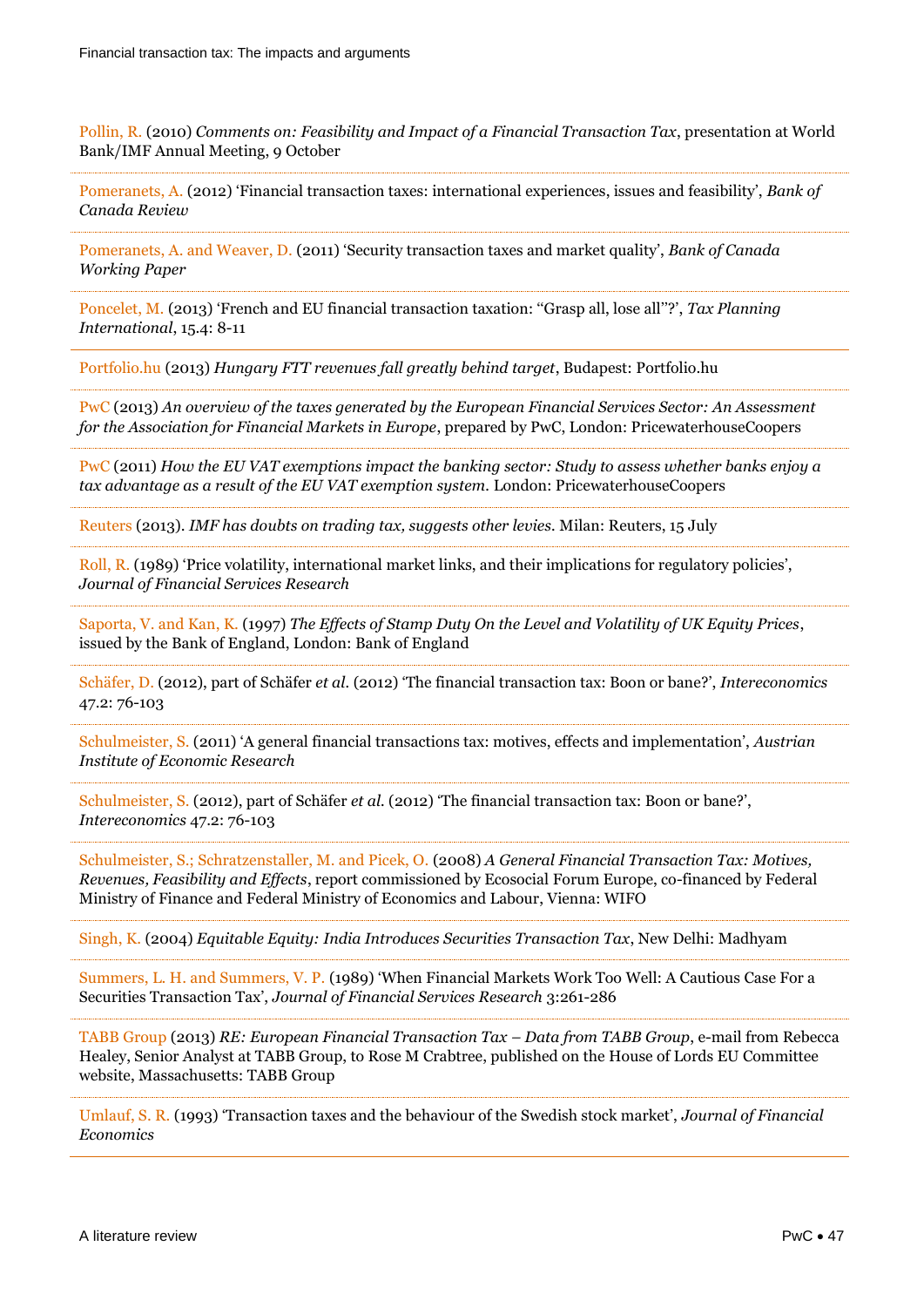Pollin, R. (2010) *Comments on: Feasibility and Impact of a Financial Transaction Tax*, presentation at World Bank/IMF Annual Meeting, 9 October

Pomeranets, A. (2012) 'Financial transaction taxes: international experiences, issues and feasibility', *Bank of Canada Review*

Pomeranets, A. and Weaver, D. (2011) 'Security transaction taxes and market quality', *Bank of Canada Working Paper*

Poncelet, M. (2013) 'French and EU financial transaction taxation: "Grasp all, lose all"?', *Tax Planning International*, 15.4: 8-11

Portfolio.hu (2013) *Hungary FTT revenues fall greatly behind target*, Budapest: Portfolio.hu

PwC (2013) *An overview of the taxes generated by the European Financial Services Sector: An Assessment for the Association for Financial Markets in Europe*, prepared by PwC, London: PricewaterhouseCoopers

PwC (2011) *How the EU VAT exemptions impact the banking sector: Study to assess whether banks enjoy a tax advantage as a result of the EU VAT exemption system.* London: PricewaterhouseCoopers

Reuters (2013). *IMF has doubts on trading tax, suggests other levies.* Milan: Reuters, 15 July

Roll, R. (1989) 'Price volatility, international market links, and their implications for regulatory policies', *Journal of Financial Services Research*

Saporta, V. and Kan, K. (1997) *The Effects of Stamp Duty On the Level and Volatility of UK Equity Prices*, issued by the Bank of England, London: Bank of England

Schäfer, D. (2012), part of Schäfer *et al.* (2012) 'The financial transaction tax: Boon or bane?', *Intereconomics* 47.2: 76-103

Schulmeister, S. (2011) 'A general financial transactions tax: motives, effects and implementation', *Austrian Institute of Economic Research*

Schulmeister, S. (2012), part of Schäfer *et al.* (2012) 'The financial transaction tax: Boon or bane?', *Intereconomics* 47.2: 76-103

Schulmeister, S.; Schratzenstaller, M. and Picek, O. (2008) *A General Financial Transaction Tax: Motives, Revenues, Feasibility and Effects*, report commissioned by Ecosocial Forum Europe, co-financed by Federal Ministry of Finance and Federal Ministry of Economics and Labour, Vienna: WIFO

Singh, K. (2004) *Equitable Equity: India Introduces Securities Transaction Tax*, New Delhi: Madhyam

Summers, L. H. and Summers, V. P. (1989) 'When Financial Markets Work Too Well: A Cautious Case For a Securities Transaction Tax', *Journal of Financial Services Research* 3:261-286

TABB Group (2013) *RE: European Financial Transaction Tax – Data from TABB Group*, e-mail from Rebecca Healey, Senior Analyst at TABB Group, to Rose M Crabtree, published on the House of Lords EU Committee website, Massachusetts: TABB Group

Umlauf, S. R. (1993) 'Transaction taxes and the behaviour of the Swedish stock market', *Journal of Financial Economics*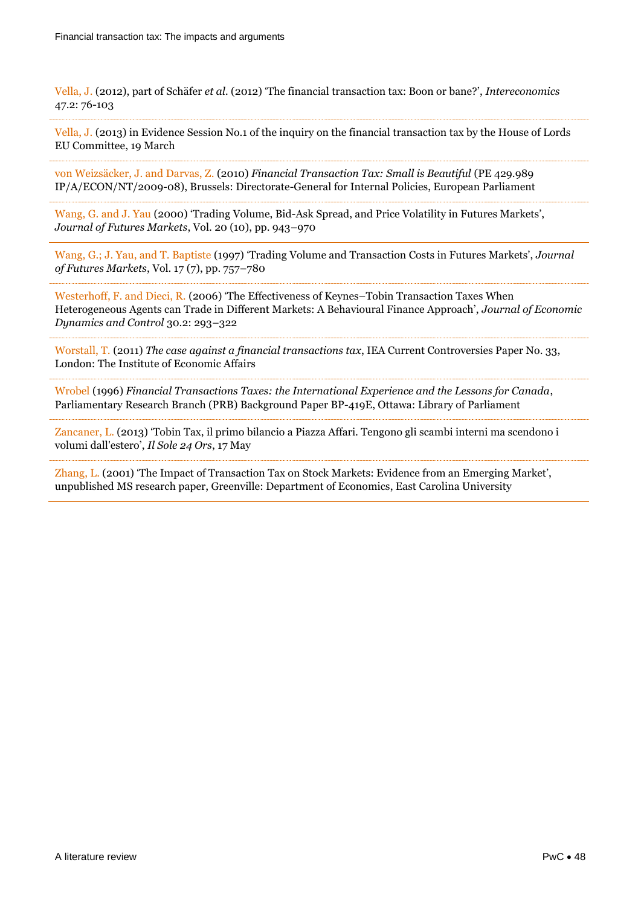Vella, J. (2012), part of Schäfer *et al.* (2012) 'The financial transaction tax: Boon or bane?', *Intereconomics* 47.2: 76-103

Vella, J. (2013) in Evidence Session No.1 of the inquiry on the financial transaction tax by the House of Lords EU Committee, 19 March

von Weizsäcker, J. and Darvas, Z. (2010) *Financial Transaction Tax: Small is Beautiful* (PE 429.989 IP/A/ECON/NT/2009-08), Brussels: Directorate-General for Internal Policies, European Parliament

Wang, G. and J. Yau (2000) 'Trading Volume, Bid-Ask Spread, and Price Volatility in Futures Markets', *Journal of Futures Markets*, Vol. 20 (10), pp. 943–970

Wang, G.; J. Yau, and T. Baptiste (1997) 'Trading Volume and Transaction Costs in Futures Markets', *Journal of Futures Markets*, Vol. 17 (7), pp. 757–780

Westerhoff, F. and Dieci, R. (2006) 'The Effectiveness of Keynes–Tobin Transaction Taxes When Heterogeneous Agents can Trade in Different Markets: A Behavioural Finance Approach', *Journal of Economic Dynamics and Control* 30.2: 293–322

Worstall, T. (2011) *The case against a financial transactions tax*, IEA Current Controversies Paper No. 33, London: The Institute of Economic Affairs

Wrobel (1996) *Financial Transactions Taxes: the International Experience and the Lessons for Canada*, Parliamentary Research Branch (PRB) Background Paper BP-419E, Ottawa: Library of Parliament

Zancaner, L. (2013) 'Tobin Tax, il primo bilancio a Piazza Affari. Tengono gli scambi interni ma scendono i volumi dall'estero', *Il Sole 24 Ors*, 17 May

Zhang, L. (2001) 'The Impact of Transaction Tax on Stock Markets: Evidence from an Emerging Market', unpublished MS research paper, Greenville: Department of Economics, East Carolina University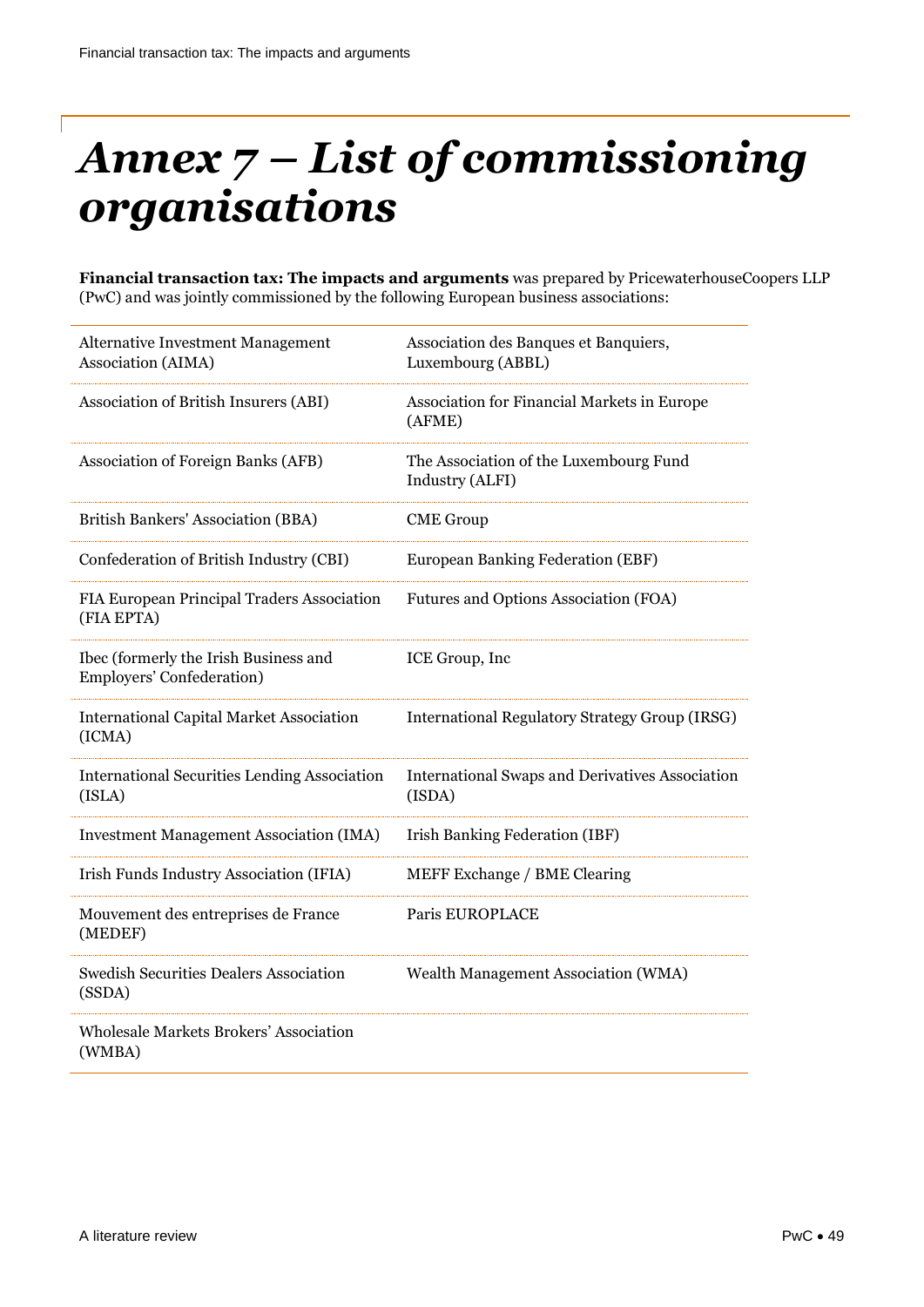# *Annex 7 – List of commissioning organisations*

**Financial transaction tax: The impacts and arguments** was prepared by PricewaterhouseCoopers LLP (PwC) and was jointly commissioned by the following European business associations:

| | |
|---|---|
| Alternative Investment Management Association (AIMA) | Association des Banques et Banquiers, Luxembourg (ABBL) |
| Association of British Insurers (ABI) | Association for Financial Markets in Europe (AFME) |
| Association of Foreign Banks (AFB) | The Association of the Luxembourg Fund Industry (ALFI) |
| British Bankers' Association (BBA) | CME Group |
| Confederation of British Industry (CBI) | European Banking Federation (EBF) |
| FIA European Principal Traders Association (FIA EPTA) | Futures and Options Association (FOA) |
| Ibec (formerly the Irish Business and Employers' Confederation) | ICE Group, Inc |
| International Capital Market Association (ICMA) | International Regulatory Strategy Group (IRSG) |
| International Securities Lending Association (ISLA) | International Swaps and Derivatives Association (ISDA) |
| Investment Management Association (IMA) | Irish Banking Federation (IBF) |
| Irish Funds Industry Association (IFIA) | MEFF Exchange / BME Clearing |
| Mouvement des entreprises de France (MEDEF) | Paris EUROPLACE |
| Swedish Securities Dealers Association (SSDA) | Wealth Management Association (WMA) |
| Wholesale Markets Brokers' Association (WMBA) | |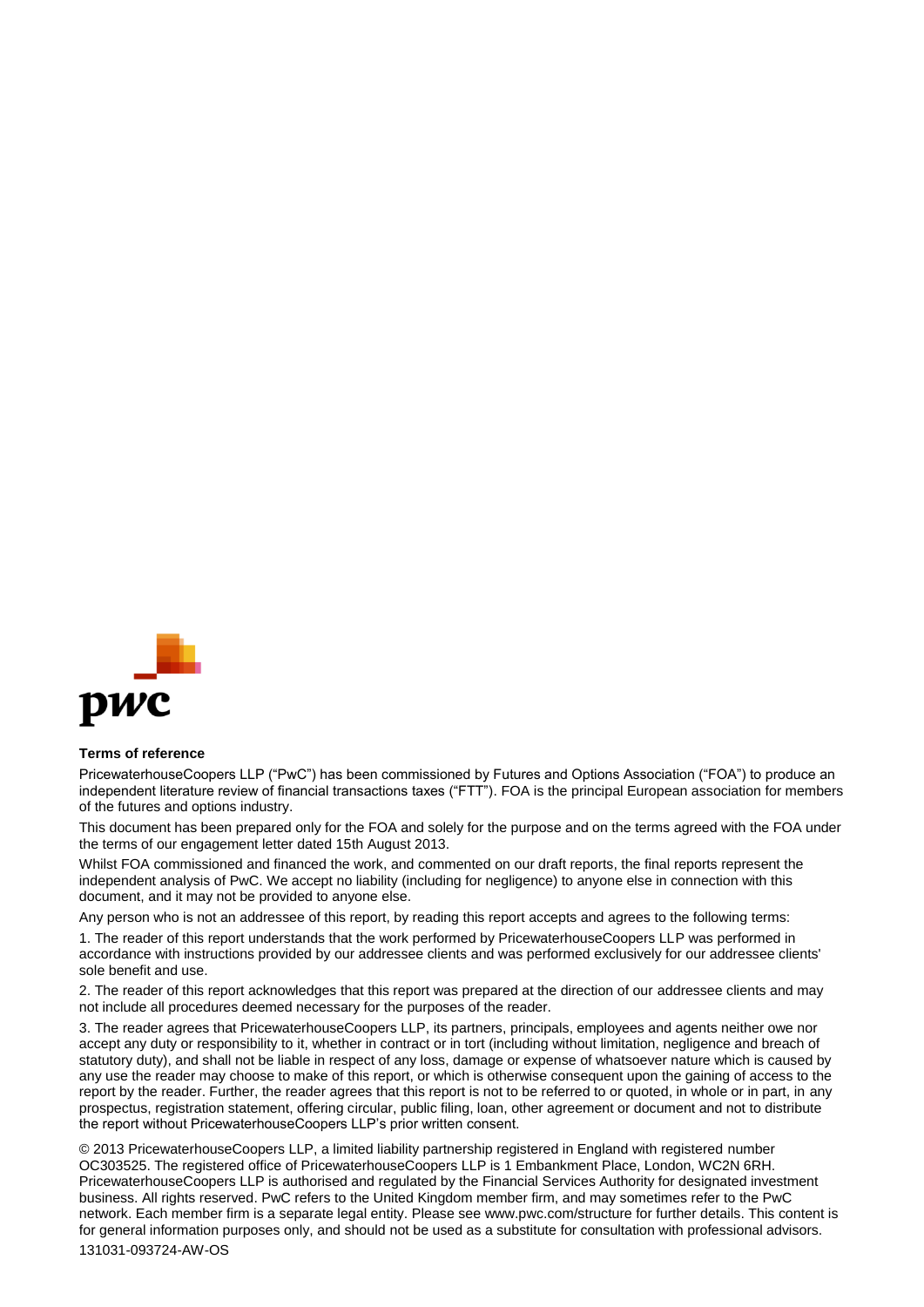**Terms of reference**

PricewaterhouseCoopers LLP ("PwC") has been commissioned by Futures and Options Association ("FOA") to produce an independent literature review of financial transactions taxes ("FTT"). FOA is the principal European association for members of the futures and options industry.

This document has been prepared only for the FOA and solely for the purpose and on the terms agreed with the FOA under the terms of our engagement letter dated 15th August 2013.

Whilst FOA commissioned and financed the work, and commented on our draft reports, the final reports represent the independent analysis of PwC. We accept no liability (including for negligence) to anyone else in connection with this document, and it may not be provided to anyone else.

Any person who is not an addressee of this report, by reading this report accepts and agrees to the following terms:

1. The reader of this report understands that the work performed by PricewaterhouseCoopers LLP was performed in accordance with instructions provided by our addressee clients and was performed exclusively for our addressee clients' sole benefit and use.

2. The reader of this report acknowledges that this report was prepared at the direction of our addressee clients and may not include all procedures deemed necessary for the purposes of the reader.

3. The reader agrees that PricewaterhouseCoopers LLP, its partners, principals, employees and agents neither owe nor accept any duty or responsibility to it, whether in contract or in tort (including without limitation, negligence and breach of statutory duty), and shall not be liable in respect of any loss, damage or expense of whatsoever nature which is caused by any use the reader may choose to make of this report, or which is otherwise consequent upon the gaining of access to the report by the reader. Further, the reader agrees that this report is not to be referred to or quoted, in whole or in part, in any prospectus, registration statement, offering circular, public filing, loan, other agreement or document and not to distribute the report without PricewaterhouseCoopers LLP's prior written consent.

© 2013 PricewaterhouseCoopers LLP, a limited liability partnership registered in England with registered number OC303525. The registered office of PricewaterhouseCoopers LLP is 1 Embankment Place, London, WC2N 6RH. PricewaterhouseCoopers LLP is authorised and regulated by the Financial Services Authority for designated investment business. All rights reserved. PwC refers to the United Kingdom member firm, and may sometimes refer to the PwC network. Each member firm is a separate legal entity. Please see www.pwc.com/structure for further details. This content is for general information purposes only, and should not be used as a substitute for consultation with professional advisors.

131031-093724-AW-OS